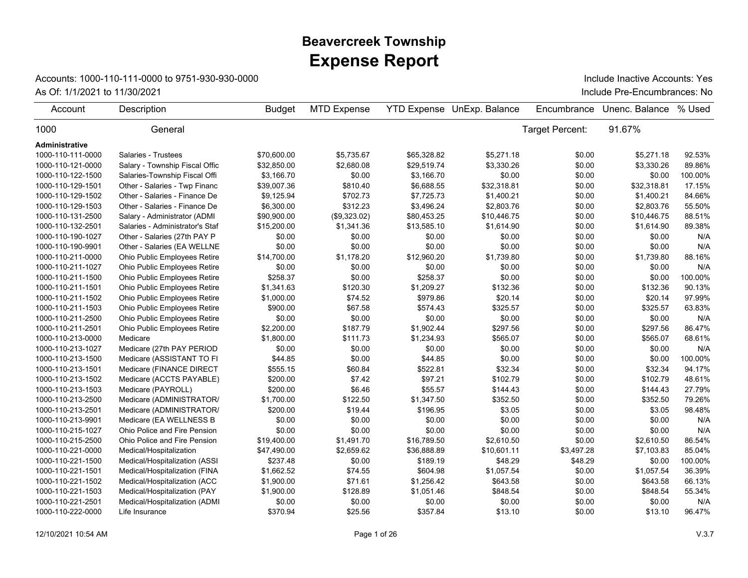# Beavercreek Township
# Expense Report

Accounts: 1000-110-111-0000 to 9751-930-930-0000
As Of: 1/1/2021 to 11/30/2021

Include Inactive Accounts: Yes
Include Pre-Encumbrances: No

| Account | Description | Budget | MTD Expense | YTD Expense | UnExp. Balance | Encumbrance | Unenc. Balance | % Used |
|---|---|---|---|---|---|---|---|---|
| 1000 | General | | | | | Target Percent: | 91.67% | |
| **Administrative** | | | | | | | | |
| 1000-110-111-0000 | Salaries - Trustees | $70,600.00 | $5,735.67 | $65,328.82 | $5,271.18 | $0.00 | $5,271.18 | 92.53% |
| 1000-110-121-0000 | Salary - Township Fiscal Offic | $32,850.00 | $2,680.08 | $29,519.74 | $3,330.26 | $0.00 | $3,330.26 | 89.86% |
| 1000-110-122-1500 | Salaries-Township Fiscal Offi | $3,166.70 | $0.00 | $3,166.70 | $0.00 | $0.00 | $0.00 | 100.00% |
| 1000-110-129-1501 | Other - Salaries - Twp Financ | $39,007.36 | $810.40 | $6,688.55 | $32,318.81 | $0.00 | $32,318.81 | 17.15% |
| 1000-110-129-1502 | Other - Salaries - Finance De | $9,125.94 | $702.73 | $7,725.73 | $1,400.21 | $0.00 | $1,400.21 | 84.66% |
| 1000-110-129-1503 | Other - Salaries - Finance De | $6,300.00 | $312.23 | $3,496.24 | $2,803.76 | $0.00 | $2,803.76 | 55.50% |
| 1000-110-131-2500 | Salary - Administrator (ADMI | $90,900.00 | ($9,323.02) | $80,453.25 | $10,446.75 | $0.00 | $10,446.75 | 88.51% |
| 1000-110-132-2501 | Salaries - Administrator's Staf | $15,200.00 | $1,341.36 | $13,585.10 | $1,614.90 | $0.00 | $1,614.90 | 89.38% |
| 1000-110-190-1027 | Other - Salaries (27th PAY P | $0.00 | $0.00 | $0.00 | $0.00 | $0.00 | $0.00 | N/A |
| 1000-110-190-9901 | Other - Salaries (EA WELLNE | $0.00 | $0.00 | $0.00 | $0.00 | $0.00 | $0.00 | N/A |
| 1000-110-211-0000 | Ohio Public Employees Retire | $14,700.00 | $1,178.20 | $12,960.20 | $1,739.80 | $0.00 | $1,739.80 | 88.16% |
| 1000-110-211-1027 | Ohio Public Employees Retire | $0.00 | $0.00 | $0.00 | $0.00 | $0.00 | $0.00 | N/A |
| 1000-110-211-1500 | Ohio Public Employees Retire | $258.37 | $0.00 | $258.37 | $0.00 | $0.00 | $0.00 | 100.00% |
| 1000-110-211-1501 | Ohio Public Employees Retire | $1,341.63 | $120.30 | $1,209.27 | $132.36 | $0.00 | $132.36 | 90.13% |
| 1000-110-211-1502 | Ohio Public Employees Retire | $1,000.00 | $74.52 | $979.86 | $20.14 | $0.00 | $20.14 | 97.99% |
| 1000-110-211-1503 | Ohio Public Employees Retire | $900.00 | $67.58 | $574.43 | $325.57 | $0.00 | $325.57 | 63.83% |
| 1000-110-211-2500 | Ohio Public Employees Retire | $0.00 | $0.00 | $0.00 | $0.00 | $0.00 | $0.00 | N/A |
| 1000-110-211-2501 | Ohio Public Employees Retire | $2,200.00 | $187.79 | $1,902.44 | $297.56 | $0.00 | $297.56 | 86.47% |
| 1000-110-213-0000 | Medicare | $1,800.00 | $111.73 | $1,234.93 | $565.07 | $0.00 | $565.07 | 68.61% |
| 1000-110-213-1027 | Medicare (27th PAY PERIOD | $0.00 | $0.00 | $0.00 | $0.00 | $0.00 | $0.00 | N/A |
| 1000-110-213-1500 | Medicare (ASSISTANT TO FI | $44.85 | $0.00 | $44.85 | $0.00 | $0.00 | $0.00 | 100.00% |
| 1000-110-213-1501 | Medicare (FINANCE DIRECT | $555.15 | $60.84 | $522.81 | $32.34 | $0.00 | $32.34 | 94.17% |
| 1000-110-213-1502 | Medicare (ACCTS PAYABLE) | $200.00 | $7.42 | $97.21 | $102.79 | $0.00 | $102.79 | 48.61% |
| 1000-110-213-1503 | Medicare (PAYROLL) | $200.00 | $6.46 | $55.57 | $144.43 | $0.00 | $144.43 | 27.79% |
| 1000-110-213-2500 | Medicare (ADMINISTRATOR/ | $1,700.00 | $122.50 | $1,347.50 | $352.50 | $0.00 | $352.50 | 79.26% |
| 1000-110-213-2501 | Medicare (ADMINISTRATOR/ | $200.00 | $19.44 | $196.95 | $3.05 | $0.00 | $3.05 | 98.48% |
| 1000-110-213-9901 | Medicare (EA WELLNESS B | $0.00 | $0.00 | $0.00 | $0.00 | $0.00 | $0.00 | N/A |
| 1000-110-215-1027 | Ohio Police and Fire Pension | $0.00 | $0.00 | $0.00 | $0.00 | $0.00 | $0.00 | N/A |
| 1000-110-215-2500 | Ohio Police and Fire Pension | $19,400.00 | $1,491.70 | $16,789.50 | $2,610.50 | $0.00 | $2,610.50 | 86.54% |
| 1000-110-221-0000 | Medical/Hospitalization | $47,490.00 | $2,659.62 | $36,888.89 | $10,601.11 | $3,497.28 | $7,103.83 | 85.04% |
| 1000-110-221-1500 | Medical/Hospitalization (ASSI | $237.48 | $0.00 | $189.19 | $48.29 | $48.29 | $0.00 | 100.00% |
| 1000-110-221-1501 | Medical/Hospitalization (FINA | $1,662.52 | $74.55 | $604.98 | $1,057.54 | $0.00 | $1,057.54 | 36.39% |
| 1000-110-221-1502 | Medical/Hospitalization (ACC | $1,900.00 | $71.61 | $1,256.42 | $643.58 | $0.00 | $643.58 | 66.13% |
| 1000-110-221-1503 | Medical/Hospitalization (PAY | $1,900.00 | $128.89 | $1,051.46 | $848.54 | $0.00 | $848.54 | 55.34% |
| 1000-110-221-2501 | Medical/Hospitalization (ADMI | $0.00 | $0.00 | $0.00 | $0.00 | $0.00 | $0.00 | N/A |
| 1000-110-222-0000 | Life Insurance | $370.94 | $25.56 | $357.84 | $13.10 | $0.00 | $13.10 | 96.47% |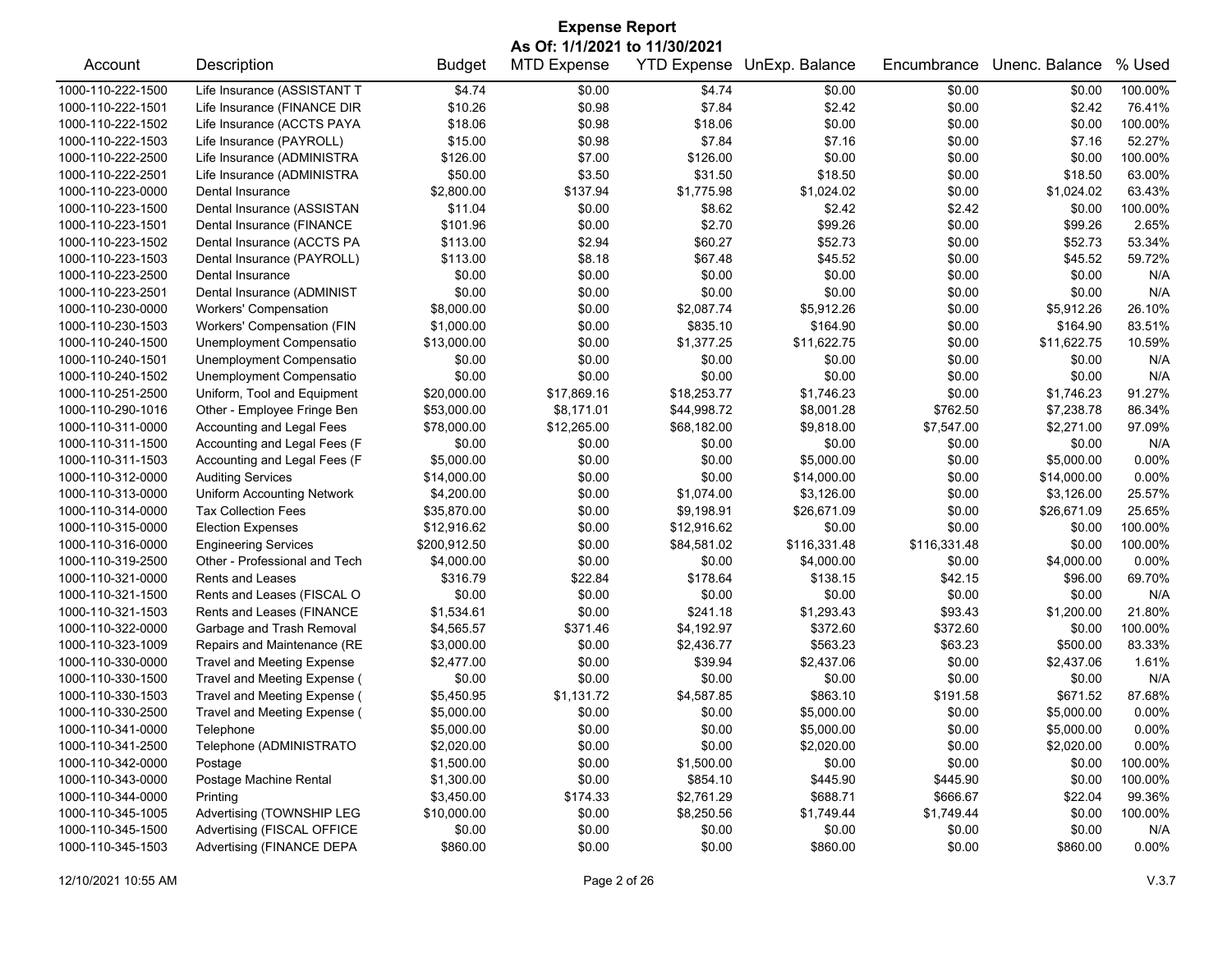# Expense Report

## As Of: 1/1/2021 to 11/30/2021

| Account | Description | Budget | MTD Expense | YTD Expense | UnExp. Balance | Encumbrance | Unenc. Balance | % Used |
|---|---|---|---|---|---|---|---|---|
| 1000-110-222-1500 | Life Insurance (ASSISTANT T | $4.74 | $0.00 | $4.74 | $0.00 | $0.00 | $0.00 | 100.00% |
| 1000-110-222-1501 | Life Insurance (FINANCE DIR | $10.26 | $0.98 | $7.84 | $2.42 | $0.00 | $2.42 | 76.41% |
| 1000-110-222-1502 | Life Insurance (ACCTS PAYA | $18.06 | $0.98 | $18.06 | $0.00 | $0.00 | $0.00 | 100.00% |
| 1000-110-222-1503 | Life Insurance (PAYROLL) | $15.00 | $0.98 | $7.84 | $7.16 | $0.00 | $7.16 | 52.27% |
| 1000-110-222-2500 | Life Insurance (ADMINISTRA | $126.00 | $7.00 | $126.00 | $0.00 | $0.00 | $0.00 | 100.00% |
| 1000-110-222-2501 | Life Insurance (ADMINISTRA | $50.00 | $3.50 | $31.50 | $18.50 | $0.00 | $18.50 | 63.00% |
| 1000-110-223-0000 | Dental Insurance | $2,800.00 | $137.94 | $1,775.98 | $1,024.02 | $0.00 | $1,024.02 | 63.43% |
| 1000-110-223-1500 | Dental Insurance (ASSISTAN | $11.04 | $0.00 | $8.62 | $2.42 | $2.42 | $0.00 | 100.00% |
| 1000-110-223-1501 | Dental Insurance (FINANCE | $101.96 | $0.00 | $2.70 | $99.26 | $0.00 | $99.26 | 2.65% |
| 1000-110-223-1502 | Dental Insurance (ACCTS PA | $113.00 | $2.94 | $60.27 | $52.73 | $0.00 | $52.73 | 53.34% |
| 1000-110-223-1503 | Dental Insurance (PAYROLL) | $113.00 | $8.18 | $67.48 | $45.52 | $0.00 | $45.52 | 59.72% |
| 1000-110-223-2500 | Dental Insurance | $0.00 | $0.00 | $0.00 | $0.00 | $0.00 | $0.00 | N/A |
| 1000-110-223-2501 | Dental Insurance (ADMINIST | $0.00 | $0.00 | $0.00 | $0.00 | $0.00 | $0.00 | N/A |
| 1000-110-230-0000 | Workers' Compensation | $8,000.00 | $0.00 | $2,087.74 | $5,912.26 | $0.00 | $5,912.26 | 26.10% |
| 1000-110-230-1503 | Workers' Compensation (FIN | $1,000.00 | $0.00 | $835.10 | $164.90 | $0.00 | $164.90 | 83.51% |
| 1000-110-240-1500 | Unemployment Compensatio | $13,000.00 | $0.00 | $1,377.25 | $11,622.75 | $0.00 | $11,622.75 | 10.59% |
| 1000-110-240-1501 | Unemployment Compensatio | $0.00 | $0.00 | $0.00 | $0.00 | $0.00 | $0.00 | N/A |
| 1000-110-240-1502 | Unemployment Compensatio | $0.00 | $0.00 | $0.00 | $0.00 | $0.00 | $0.00 | N/A |
| 1000-110-251-2500 | Uniform, Tool and Equipment | $20,000.00 | $17,869.16 | $18,253.77 | $1,746.23 | $0.00 | $1,746.23 | 91.27% |
| 1000-110-290-1016 | Other - Employee Fringe Ben | $53,000.00 | $8,171.01 | $44,998.72 | $8,001.28 | $762.50 | $7,238.78 | 86.34% |
| 1000-110-311-0000 | Accounting and Legal Fees | $78,000.00 | $12,265.00 | $68,182.00 | $9,818.00 | $7,547.00 | $2,271.00 | 97.09% |
| 1000-110-311-1500 | Accounting and Legal Fees (F | $0.00 | $0.00 | $0.00 | $0.00 | $0.00 | $0.00 | N/A |
| 1000-110-311-1503 | Accounting and Legal Fees (F | $5,000.00 | $0.00 | $0.00 | $5,000.00 | $0.00 | $5,000.00 | 0.00% |
| 1000-110-312-0000 | Auditing Services | $14,000.00 | $0.00 | $0.00 | $14,000.00 | $0.00 | $14,000.00 | 0.00% |
| 1000-110-313-0000 | Uniform Accounting Network | $4,200.00 | $0.00 | $1,074.00 | $3,126.00 | $0.00 | $3,126.00 | 25.57% |
| 1000-110-314-0000 | Tax Collection Fees | $35,870.00 | $0.00 | $9,198.91 | $26,671.09 | $0.00 | $26,671.09 | 25.65% |
| 1000-110-315-0000 | Election Expenses | $12,916.62 | $0.00 | $12,916.62 | $0.00 | $0.00 | $0.00 | 100.00% |
| 1000-110-316-0000 | Engineering Services | $200,912.50 | $0.00 | $84,581.02 | $116,331.48 | $116,331.48 | $0.00 | 100.00% |
| 1000-110-319-2500 | Other - Professional and Tech | $4,000.00 | $0.00 | $0.00 | $4,000.00 | $0.00 | $4,000.00 | 0.00% |
| 1000-110-321-0000 | Rents and Leases | $316.79 | $22.84 | $178.64 | $138.15 | $42.15 | $96.00 | 69.70% |
| 1000-110-321-1500 | Rents and Leases (FISCAL O | $0.00 | $0.00 | $0.00 | $0.00 | $0.00 | $0.00 | N/A |
| 1000-110-321-1503 | Rents and Leases (FINANCE | $1,534.61 | $0.00 | $241.18 | $1,293.43 | $93.43 | $1,200.00 | 21.80% |
| 1000-110-322-0000 | Garbage and Trash Removal | $4,565.57 | $371.46 | $4,192.97 | $372.60 | $372.60 | $0.00 | 100.00% |
| 1000-110-323-1009 | Repairs and Maintenance (RE | $3,000.00 | $0.00 | $2,436.77 | $563.23 | $63.23 | $500.00 | 83.33% |
| 1000-110-330-0000 | Travel and Meeting Expense | $2,477.00 | $0.00 | $39.94 | $2,437.06 | $0.00 | $2,437.06 | 1.61% |
| 1000-110-330-1500 | Travel and Meeting Expense ( | $0.00 | $0.00 | $0.00 | $0.00 | $0.00 | $0.00 | N/A |
| 1000-110-330-1503 | Travel and Meeting Expense ( | $5,450.95 | $1,131.72 | $4,587.85 | $863.10 | $191.58 | $671.52 | 87.68% |
| 1000-110-330-2500 | Travel and Meeting Expense ( | $5,000.00 | $0.00 | $0.00 | $5,000.00 | $0.00 | $5,000.00 | 0.00% |
| 1000-110-341-0000 | Telephone | $5,000.00 | $0.00 | $0.00 | $5,000.00 | $0.00 | $5,000.00 | 0.00% |
| 1000-110-341-2500 | Telephone (ADMINISTRATO | $2,020.00 | $0.00 | $0.00 | $2,020.00 | $0.00 | $2,020.00 | 0.00% |
| 1000-110-342-0000 | Postage | $1,500.00 | $0.00 | $1,500.00 | $0.00 | $0.00 | $0.00 | 100.00% |
| 1000-110-343-0000 | Postage Machine Rental | $1,300.00 | $0.00 | $854.10 | $445.90 | $445.90 | $0.00 | 100.00% |
| 1000-110-344-0000 | Printing | $3,450.00 | $174.33 | $2,761.29 | $688.71 | $666.67 | $22.04 | 99.36% |
| 1000-110-345-1005 | Advertising (TOWNSHIP LEG | $10,000.00 | $0.00 | $8,250.56 | $1,749.44 | $1,749.44 | $0.00 | 100.00% |
| 1000-110-345-1500 | Advertising (FISCAL OFFICE | $0.00 | $0.00 | $0.00 | $0.00 | $0.00 | $0.00 | N/A |
| 1000-110-345-1503 | Advertising (FINANCE DEPA | $860.00 | $0.00 | $0.00 | $860.00 | $0.00 | $860.00 | 0.00% |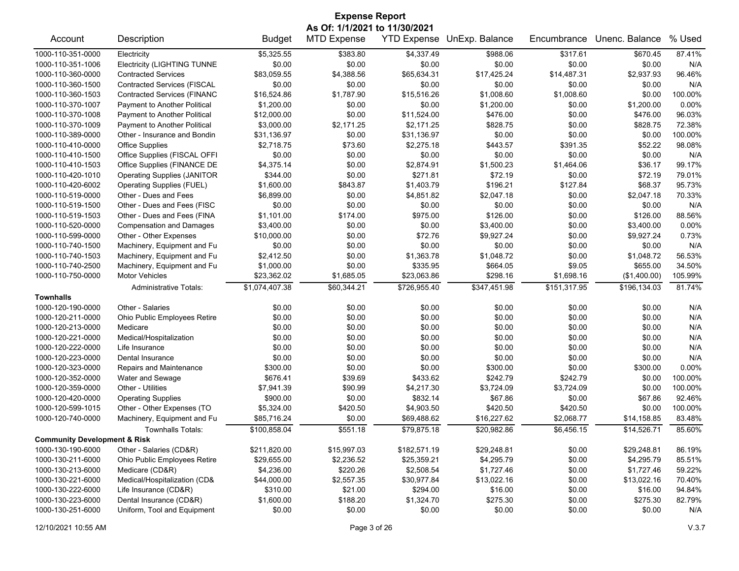# Expense Report

**As Of: 1/1/2021 to 11/30/2021**

| Account | Description | Budget | MTD Expense | YTD Expense | UnExp. Balance | Encumbrance | Unenc. Balance | % Used |
|---|---|---|---|---|---|---|---|---|
| 1000-110-351-0000 | Electricity | $5,325.55 | $383.80 | $4,337.49 | $988.06 | $317.61 | $670.45 | 87.41% |
| 1000-110-351-1006 | Electricity (LIGHTING TUNNE | $0.00 | $0.00 | $0.00 | $0.00 | $0.00 | $0.00 | N/A |
| 1000-110-360-0000 | Contracted Services | $83,059.55 | $4,388.56 | $65,634.31 | $17,425.24 | $14,487.31 | $2,937.93 | 96.46% |
| 1000-110-360-1500 | Contracted Services (FISCAL | $0.00 | $0.00 | $0.00 | $0.00 | $0.00 | $0.00 | N/A |
| 1000-110-360-1503 | Contracted Services (FINANC | $16,524.86 | $1,787.90 | $15,516.26 | $1,008.60 | $1,008.60 | $0.00 | 100.00% |
| 1000-110-370-1007 | Payment to Another Political | $1,200.00 | $0.00 | $0.00 | $1,200.00 | $0.00 | $1,200.00 | 0.00% |
| 1000-110-370-1008 | Payment to Another Political | $12,000.00 | $0.00 | $11,524.00 | $476.00 | $0.00 | $476.00 | 96.03% |
| 1000-110-370-1009 | Payment to Another Political | $3,000.00 | $2,171.25 | $2,171.25 | $828.75 | $0.00 | $828.75 | 72.38% |
| 1000-110-389-0000 | Other - Insurance and Bondin | $31,136.97 | $0.00 | $31,136.97 | $0.00 | $0.00 | $0.00 | 100.00% |
| 1000-110-410-0000 | Office Supplies | $2,718.75 | $73.60 | $2,275.18 | $443.57 | $391.35 | $52.22 | 98.08% |
| 1000-110-410-1500 | Office Supplies (FISCAL OFFI | $0.00 | $0.00 | $0.00 | $0.00 | $0.00 | $0.00 | N/A |
| 1000-110-410-1503 | Office Supplies (FINANCE DE | $4,375.14 | $0.00 | $2,874.91 | $1,500.23 | $1,464.06 | $36.17 | 99.17% |
| 1000-110-420-1010 | Operating Supplies (JANITOR | $344.00 | $0.00 | $271.81 | $72.19 | $0.00 | $72.19 | 79.01% |
| 1000-110-420-6002 | Operating Supplies (FUEL) | $1,600.00 | $843.87 | $1,403.79 | $196.21 | $127.84 | $68.37 | 95.73% |
| 1000-110-519-0000 | Other - Dues and Fees | $6,899.00 | $0.00 | $4,851.82 | $2,047.18 | $0.00 | $2,047.18 | 70.33% |
| 1000-110-519-1500 | Other - Dues and Fees (FISC | $0.00 | $0.00 | $0.00 | $0.00 | $0.00 | $0.00 | N/A |
| 1000-110-519-1503 | Other - Dues and Fees (FINA | $1,101.00 | $174.00 | $975.00 | $126.00 | $0.00 | $126.00 | 88.56% |
| 1000-110-520-0000 | Compensation and Damages | $3,400.00 | $0.00 | $0.00 | $3,400.00 | $0.00 | $3,400.00 | 0.00% |
| 1000-110-599-0000 | Other - Other Expenses | $10,000.00 | $0.00 | $72.76 | $9,927.24 | $0.00 | $9,927.24 | 0.73% |
| 1000-110-740-1500 | Machinery, Equipment and Fu | $0.00 | $0.00 | $0.00 | $0.00 | $0.00 | $0.00 | N/A |
| 1000-110-740-1503 | Machinery, Equipment and Fu | $2,412.50 | $0.00 | $1,363.78 | $1,048.72 | $0.00 | $1,048.72 | 56.53% |
| 1000-110-740-2500 | Machinery, Equipment and Fu | $1,000.00 | $0.00 | $335.95 | $664.05 | $9.05 | $655.00 | 34.50% |
| 1000-110-750-0000 | Motor Vehicles | $23,362.02 | $1,685.05 | $23,063.86 | $298.16 | $1,698.16 | ($1,400.00) | 105.99% |
| | Administrative Totals: | $1,074,407.38 | $60,344.21 | $726,955.40 | $347,451.98 | $151,317.95 | $196,134.03 | 81.74% |
| **Townhalls** | | | | | | | | |
| 1000-120-190-0000 | Other - Salaries | $0.00 | $0.00 | $0.00 | $0.00 | $0.00 | $0.00 | N/A |
| 1000-120-211-0000 | Ohio Public Employees Retire | $0.00 | $0.00 | $0.00 | $0.00 | $0.00 | $0.00 | N/A |
| 1000-120-213-0000 | Medicare | $0.00 | $0.00 | $0.00 | $0.00 | $0.00 | $0.00 | N/A |
| 1000-120-221-0000 | Medical/Hospitalization | $0.00 | $0.00 | $0.00 | $0.00 | $0.00 | $0.00 | N/A |
| 1000-120-222-0000 | Life Insurance | $0.00 | $0.00 | $0.00 | $0.00 | $0.00 | $0.00 | N/A |
| 1000-120-223-0000 | Dental Insurance | $0.00 | $0.00 | $0.00 | $0.00 | $0.00 | $0.00 | N/A |
| 1000-120-323-0000 | Repairs and Maintenance | $300.00 | $0.00 | $0.00 | $300.00 | $0.00 | $300.00 | 0.00% |
| 1000-120-352-0000 | Water and Sewage | $676.41 | $39.69 | $433.62 | $242.79 | $242.79 | $0.00 | 100.00% |
| 1000-120-359-0000 | Other - Utilities | $7,941.39 | $90.99 | $4,217.30 | $3,724.09 | $3,724.09 | $0.00 | 100.00% |
| 1000-120-420-0000 | Operating Supplies | $900.00 | $0.00 | $832.14 | $67.86 | $0.00 | $67.86 | 92.46% |
| 1000-120-599-1015 | Other - Other Expenses (TO | $5,324.00 | $420.50 | $4,903.50 | $420.50 | $420.50 | $0.00 | 100.00% |
| 1000-120-740-0000 | Machinery, Equipment and Fu | $85,716.24 | $0.00 | $69,488.62 | $16,227.62 | $2,068.77 | $14,158.85 | 83.48% |
| | Townhalls Totals: | $100,858.04 | $551.18 | $79,875.18 | $20,982.86 | $6,456.15 | $14,526.71 | 85.60% |
| **Community Development & Risk** | | | | | | | | |
| 1000-130-190-6000 | Other - Salaries (CD&R) | $211,820.00 | $15,997.03 | $182,571.19 | $29,248.81 | $0.00 | $29,248.81 | 86.19% |
| 1000-130-211-6000 | Ohio Public Employees Retire | $29,655.00 | $2,236.52 | $25,359.21 | $4,295.79 | $0.00 | $4,295.79 | 85.51% |
| 1000-130-213-6000 | Medicare (CD&R) | $4,236.00 | $220.26 | $2,508.54 | $1,727.46 | $0.00 | $1,727.46 | 59.22% |
| 1000-130-221-6000 | Medical/Hospitalization (CD& | $44,000.00 | $2,557.35 | $30,977.84 | $13,022.16 | $0.00 | $13,022.16 | 70.40% |
| 1000-130-222-6000 | Life Insurance (CD&R) | $310.00 | $21.00 | $294.00 | $16.00 | $0.00 | $16.00 | 94.84% |
| 1000-130-223-6000 | Dental Insurance (CD&R) | $1,600.00 | $188.20 | $1,324.70 | $275.30 | $0.00 | $275.30 | 82.79% |
| 1000-130-251-6000 | Uniform, Tool and Equipment | $0.00 | $0.00 | $0.00 | $0.00 | $0.00 | $0.00 | N/A |

12/10/2021 10:55 AM V.3.7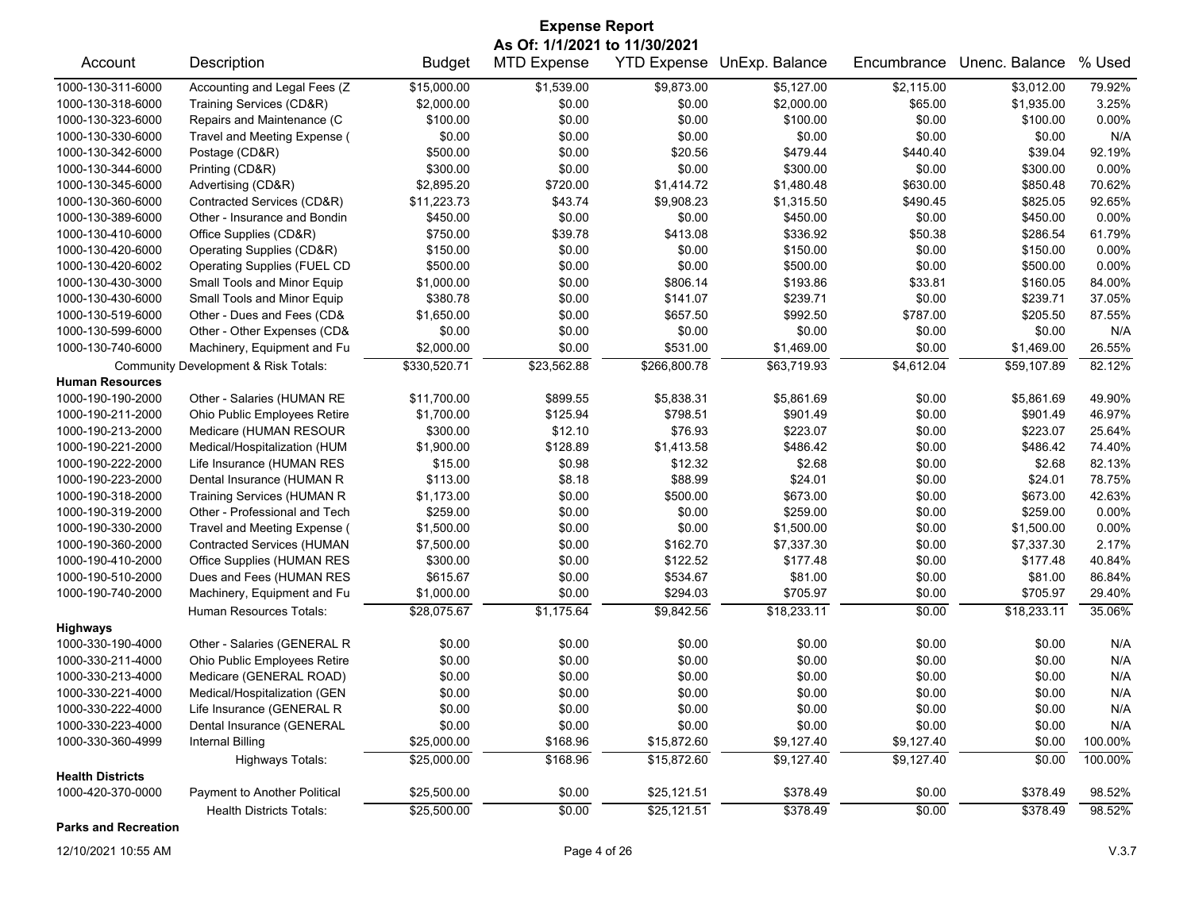# Expense Report

**As Of: 1/1/2021 to 11/30/2021**

| Account | Description | Budget | MTD Expense | YTD Expense | UnExp. Balance | Encumbrance | Unenc. Balance | % Used |
|---|---|---|---|---|---|---|---|---|
| 1000-130-311-6000 | Accounting and Legal Fees (Z | $15,000.00 | $1,539.00 | $9,873.00 | $5,127.00 | $2,115.00 | $3,012.00 | 79.92% |
| 1000-130-318-6000 | Training Services (CD&R) | $2,000.00 | $0.00 | $0.00 | $2,000.00 | $65.00 | $1,935.00 | 3.25% |
| 1000-130-323-6000 | Repairs and Maintenance (C | $100.00 | $0.00 | $0.00 | $100.00 | $0.00 | $100.00 | 0.00% |
| 1000-130-330-6000 | Travel and Meeting Expense ( | $0.00 | $0.00 | $0.00 | $0.00 | $0.00 | $0.00 | N/A |
| 1000-130-342-6000 | Postage (CD&R) | $500.00 | $0.00 | $20.56 | $479.44 | $440.40 | $39.04 | 92.19% |
| 1000-130-344-6000 | Printing (CD&R) | $300.00 | $0.00 | $0.00 | $300.00 | $0.00 | $300.00 | 0.00% |
| 1000-130-345-6000 | Advertising (CD&R) | $2,895.20 | $720.00 | $1,414.72 | $1,480.48 | $630.00 | $850.48 | 70.62% |
| 1000-130-360-6000 | Contracted Services (CD&R) | $11,223.73 | $43.74 | $9,908.23 | $1,315.50 | $490.45 | $825.05 | 92.65% |
| 1000-130-389-6000 | Other - Insurance and Bondin | $450.00 | $0.00 | $0.00 | $450.00 | $0.00 | $450.00 | 0.00% |
| 1000-130-410-6000 | Office Supplies (CD&R) | $750.00 | $39.78 | $413.08 | $336.92 | $50.38 | $286.54 | 61.79% |
| 1000-130-420-6000 | Operating Supplies (CD&R) | $150.00 | $0.00 | $0.00 | $150.00 | $0.00 | $150.00 | 0.00% |
| 1000-130-420-6002 | Operating Supplies (FUEL CD | $500.00 | $0.00 | $0.00 | $500.00 | $0.00 | $500.00 | 0.00% |
| 1000-130-430-3000 | Small Tools and Minor Equip | $1,000.00 | $0.00 | $806.14 | $193.86 | $33.81 | $160.05 | 84.00% |
| 1000-130-430-6000 | Small Tools and Minor Equip | $380.78 | $0.00 | $141.07 | $239.71 | $0.00 | $239.71 | 37.05% |
| 1000-130-519-6000 | Other - Dues and Fees (CD& | $1,650.00 | $0.00 | $657.50 | $992.50 | $787.00 | $205.50 | 87.55% |
| 1000-130-599-6000 | Other - Other Expenses (CD& | $0.00 | $0.00 | $0.00 | $0.00 | $0.00 | $0.00 | N/A |
| 1000-130-740-6000 | Machinery, Equipment and Fu | $2,000.00 | $0.00 | $531.00 | $1,469.00 | $0.00 | $1,469.00 | 26.55% |
| | Community Development & Risk Totals: | $330,520.71 | $23,562.88 | $266,800.78 | $63,719.93 | $4,612.04 | $59,107.89 | 82.12% |
| **Human Resources** | | | | | | | | |
| 1000-190-190-2000 | Other - Salaries (HUMAN RE | $11,700.00 | $899.55 | $5,838.31 | $5,861.69 | $0.00 | $5,861.69 | 49.90% |
| 1000-190-211-2000 | Ohio Public Employees Retire | $1,700.00 | $125.94 | $798.51 | $901.49 | $0.00 | $901.49 | 46.97% |
| 1000-190-213-2000 | Medicare (HUMAN RESOUR | $300.00 | $12.10 | $76.93 | $223.07 | $0.00 | $223.07 | 25.64% |
| 1000-190-221-2000 | Medical/Hospitalization (HUM | $1,900.00 | $128.89 | $1,413.58 | $486.42 | $0.00 | $486.42 | 74.40% |
| 1000-190-222-2000 | Life Insurance (HUMAN RES | $15.00 | $0.98 | $12.32 | $2.68 | $0.00 | $2.68 | 82.13% |
| 1000-190-223-2000 | Dental Insurance (HUMAN R | $113.00 | $8.18 | $88.99 | $24.01 | $0.00 | $24.01 | 78.75% |
| 1000-190-318-2000 | Training Services (HUMAN R | $1,173.00 | $0.00 | $500.00 | $673.00 | $0.00 | $673.00 | 42.63% |
| 1000-190-319-2000 | Other - Professional and Tech | $259.00 | $0.00 | $0.00 | $259.00 | $0.00 | $259.00 | 0.00% |
| 1000-190-330-2000 | Travel and Meeting Expense ( | $1,500.00 | $0.00 | $0.00 | $1,500.00 | $0.00 | $1,500.00 | 0.00% |
| 1000-190-360-2000 | Contracted Services (HUMAN | $7,500.00 | $0.00 | $162.70 | $7,337.30 | $0.00 | $7,337.30 | 2.17% |
| 1000-190-410-2000 | Office Supplies (HUMAN RES | $300.00 | $0.00 | $122.52 | $177.48 | $0.00 | $177.48 | 40.84% |
| 1000-190-510-2000 | Dues and Fees (HUMAN RES | $615.67 | $0.00 | $534.67 | $81.00 | $0.00 | $81.00 | 86.84% |
| 1000-190-740-2000 | Machinery, Equipment and Fu | $1,000.00 | $0.00 | $294.03 | $705.97 | $0.00 | $705.97 | 29.40% |
| | Human Resources Totals: | $28,075.67 | $1,175.64 | $9,842.56 | $18,233.11 | $0.00 | $18,233.11 | 35.06% |
| **Highways** | | | | | | | | |
| 1000-330-190-4000 | Other - Salaries (GENERAL R | $0.00 | $0.00 | $0.00 | $0.00 | $0.00 | $0.00 | N/A |
| 1000-330-211-4000 | Ohio Public Employees Retire | $0.00 | $0.00 | $0.00 | $0.00 | $0.00 | $0.00 | N/A |
| 1000-330-213-4000 | Medicare (GENERAL ROAD) | $0.00 | $0.00 | $0.00 | $0.00 | $0.00 | $0.00 | N/A |
| 1000-330-221-4000 | Medical/Hospitalization (GEN | $0.00 | $0.00 | $0.00 | $0.00 | $0.00 | $0.00 | N/A |
| 1000-330-222-4000 | Life Insurance (GENERAL R | $0.00 | $0.00 | $0.00 | $0.00 | $0.00 | $0.00 | N/A |
| 1000-330-223-4000 | Dental Insurance (GENERAL | $0.00 | $0.00 | $0.00 | $0.00 | $0.00 | $0.00 | N/A |
| 1000-330-360-4999 | Internal Billing | $25,000.00 | $168.96 | $15,872.60 | $9,127.40 | $9,127.40 | $0.00 | 100.00% |
| | Highways Totals: | $25,000.00 | $168.96 | $15,872.60 | $9,127.40 | $9,127.40 | $0.00 | 100.00% |
| **Health Districts** | | | | | | | | |
| 1000-420-370-0000 | Payment to Another Political | $25,500.00 | $0.00 | $25,121.51 | $378.49 | $0.00 | $378.49 | 98.52% |
| | Health Districts Totals: | $25,500.00 | $0.00 | $25,121.51 | $378.49 | $0.00 | $378.49 | 98.52% |
| **Parks and Recreation** | | | | | | | | |

12/10/2021 10:55 AM V.3.7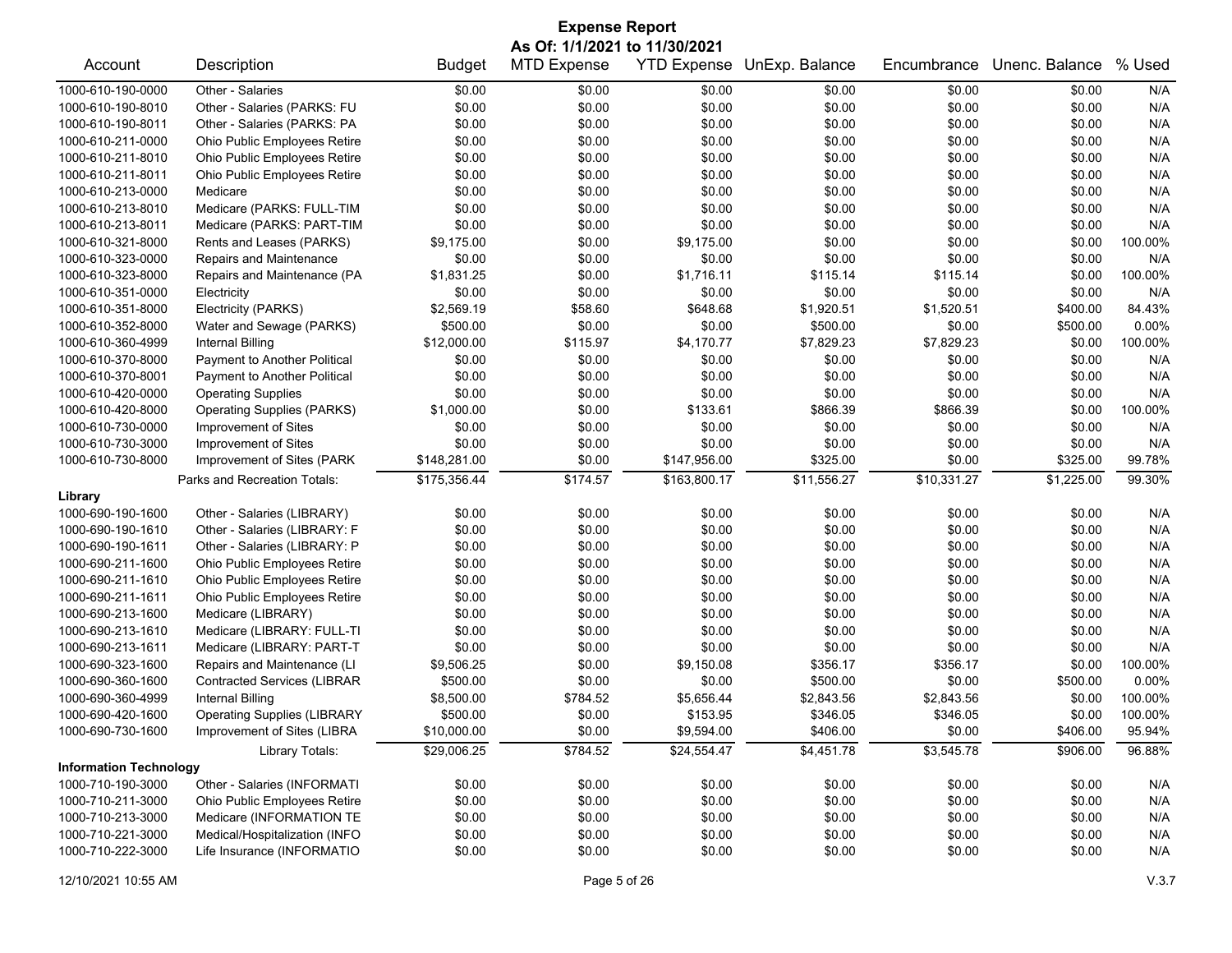# Expense Report

**As Of: 1/1/2021 to 11/30/2021**

| Account | Description | Budget | MTD Expense | YTD Expense | UnExp. Balance | Encumbrance | Unenc. Balance | % Used |
|---|---|---|---|---|---|---|---|---|
| 1000-610-190-0000 | Other - Salaries | $0.00 | $0.00 | $0.00 | $0.00 | $0.00 | $0.00 | N/A |
| 1000-610-190-8010 | Other - Salaries (PARKS: FU | $0.00 | $0.00 | $0.00 | $0.00 | $0.00 | $0.00 | N/A |
| 1000-610-190-8011 | Other - Salaries (PARKS: PA | $0.00 | $0.00 | $0.00 | $0.00 | $0.00 | $0.00 | N/A |
| 1000-610-211-0000 | Ohio Public Employees Retire | $0.00 | $0.00 | $0.00 | $0.00 | $0.00 | $0.00 | N/A |
| 1000-610-211-8010 | Ohio Public Employees Retire | $0.00 | $0.00 | $0.00 | $0.00 | $0.00 | $0.00 | N/A |
| 1000-610-211-8011 | Ohio Public Employees Retire | $0.00 | $0.00 | $0.00 | $0.00 | $0.00 | $0.00 | N/A |
| 1000-610-213-0000 | Medicare | $0.00 | $0.00 | $0.00 | $0.00 | $0.00 | $0.00 | N/A |
| 1000-610-213-8010 | Medicare (PARKS: FULL-TIM | $0.00 | $0.00 | $0.00 | $0.00 | $0.00 | $0.00 | N/A |
| 1000-610-213-8011 | Medicare (PARKS: PART-TIM | $0.00 | $0.00 | $0.00 | $0.00 | $0.00 | $0.00 | N/A |
| 1000-610-321-8000 | Rents and Leases (PARKS) | $9,175.00 | $0.00 | $9,175.00 | $0.00 | $0.00 | $0.00 | 100.00% |
| 1000-610-323-0000 | Repairs and Maintenance | $0.00 | $0.00 | $0.00 | $0.00 | $0.00 | $0.00 | N/A |
| 1000-610-323-8000 | Repairs and Maintenance (PA | $1,831.25 | $0.00 | $1,716.11 | $115.14 | $115.14 | $0.00 | 100.00% |
| 1000-610-351-0000 | Electricity | $0.00 | $0.00 | $0.00 | $0.00 | $0.00 | $0.00 | N/A |
| 1000-610-351-8000 | Electricity (PARKS) | $2,569.19 | $58.60 | $648.68 | $1,920.51 | $1,520.51 | $400.00 | 84.43% |
| 1000-610-352-8000 | Water and Sewage (PARKS) | $500.00 | $0.00 | $0.00 | $500.00 | $0.00 | $500.00 | 0.00% |
| 1000-610-360-4999 | Internal Billing | $12,000.00 | $115.97 | $4,170.77 | $7,829.23 | $7,829.23 | $0.00 | 100.00% |
| 1000-610-370-8000 | Payment to Another Political | $0.00 | $0.00 | $0.00 | $0.00 | $0.00 | $0.00 | N/A |
| 1000-610-370-8001 | Payment to Another Political | $0.00 | $0.00 | $0.00 | $0.00 | $0.00 | $0.00 | N/A |
| 1000-610-420-0000 | Operating Supplies | $0.00 | $0.00 | $0.00 | $0.00 | $0.00 | $0.00 | N/A |
| 1000-610-420-8000 | Operating Supplies (PARKS) | $1,000.00 | $0.00 | $133.61 | $866.39 | $866.39 | $0.00 | 100.00% |
| 1000-610-730-0000 | Improvement of Sites | $0.00 | $0.00 | $0.00 | $0.00 | $0.00 | $0.00 | N/A |
| 1000-610-730-3000 | Improvement of Sites | $0.00 | $0.00 | $0.00 | $0.00 | $0.00 | $0.00 | N/A |
| 1000-610-730-8000 | Improvement of Sites (PARK | $148,281.00 | $0.00 | $147,956.00 | $325.00 | $0.00 | $325.00 | 99.78% |
| | Parks and Recreation Totals: | $175,356.44 | $174.57 | $163,800.17 | $11,556.27 | $10,331.27 | $1,225.00 | 99.30% |
| **Library** | | | | | | | | |
| 1000-690-190-1600 | Other - Salaries (LIBRARY) | $0.00 | $0.00 | $0.00 | $0.00 | $0.00 | $0.00 | N/A |
| 1000-690-190-1610 | Other - Salaries (LIBRARY: F | $0.00 | $0.00 | $0.00 | $0.00 | $0.00 | $0.00 | N/A |
| 1000-690-190-1611 | Other - Salaries (LIBRARY: P | $0.00 | $0.00 | $0.00 | $0.00 | $0.00 | $0.00 | N/A |
| 1000-690-211-1600 | Ohio Public Employees Retire | $0.00 | $0.00 | $0.00 | $0.00 | $0.00 | $0.00 | N/A |
| 1000-690-211-1610 | Ohio Public Employees Retire | $0.00 | $0.00 | $0.00 | $0.00 | $0.00 | $0.00 | N/A |
| 1000-690-211-1611 | Ohio Public Employees Retire | $0.00 | $0.00 | $0.00 | $0.00 | $0.00 | $0.00 | N/A |
| 1000-690-213-1600 | Medicare (LIBRARY) | $0.00 | $0.00 | $0.00 | $0.00 | $0.00 | $0.00 | N/A |
| 1000-690-213-1610 | Medicare (LIBRARY: FULL-TI | $0.00 | $0.00 | $0.00 | $0.00 | $0.00 | $0.00 | N/A |
| 1000-690-213-1611 | Medicare (LIBRARY: PART-T | $0.00 | $0.00 | $0.00 | $0.00 | $0.00 | $0.00 | N/A |
| 1000-690-323-1600 | Repairs and Maintenance (LI | $9,506.25 | $0.00 | $9,150.08 | $356.17 | $356.17 | $0.00 | 100.00% |
| 1000-690-360-1600 | Contracted Services (LIBRAR | $500.00 | $0.00 | $0.00 | $500.00 | $0.00 | $500.00 | 0.00% |
| 1000-690-360-4999 | Internal Billing | $8,500.00 | $784.52 | $5,656.44 | $2,843.56 | $2,843.56 | $0.00 | 100.00% |
| 1000-690-420-1600 | Operating Supplies (LIBRARY | $500.00 | $0.00 | $153.95 | $346.05 | $346.05 | $0.00 | 100.00% |
| 1000-690-730-1600 | Improvement of Sites (LIBRA | $10,000.00 | $0.00 | $9,594.00 | $406.00 | $0.00 | $406.00 | 95.94% |
| | Library Totals: | $29,006.25 | $784.52 | $24,554.47 | $4,451.78 | $3,545.78 | $906.00 | 96.88% |
| **Information Technology** | | | | | | | | |
| 1000-710-190-3000 | Other - Salaries (INFORMATI | $0.00 | $0.00 | $0.00 | $0.00 | $0.00 | $0.00 | N/A |
| 1000-710-211-3000 | Ohio Public Employees Retire | $0.00 | $0.00 | $0.00 | $0.00 | $0.00 | $0.00 | N/A |
| 1000-710-213-3000 | Medicare (INFORMATION TE | $0.00 | $0.00 | $0.00 | $0.00 | $0.00 | $0.00 | N/A |
| 1000-710-221-3000 | Medical/Hospitalization (INFO | $0.00 | $0.00 | $0.00 | $0.00 | $0.00 | $0.00 | N/A |
| 1000-710-222-3000 | Life Insurance (INFORMATIO | $0.00 | $0.00 | $0.00 | $0.00 | $0.00 | $0.00 | N/A |

12/10/2021 10:55 AM V.3.7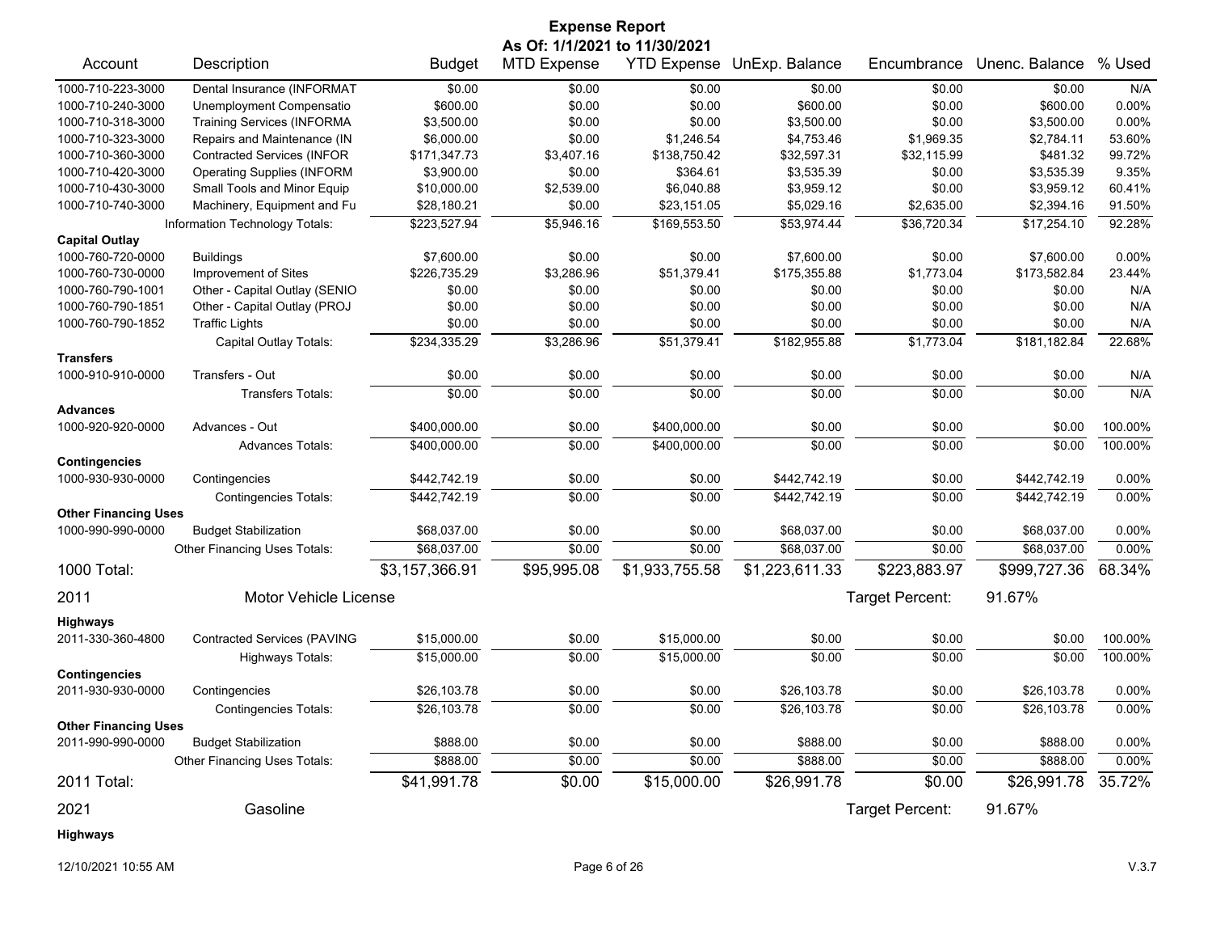# Expense Report

**As Of: 1/1/2021 to 11/30/2021**

| Account | Description | Budget | MTD Expense | YTD Expense | UnExp. Balance | Encumbrance | Unenc. Balance | % Used |
|---|---|---|---|---|---|---|---|---|
| 1000-710-223-3000 | Dental Insurance (INFORMAT | $0.00 | $0.00 | $0.00 | $0.00 | $0.00 | $0.00 | N/A |
| 1000-710-240-3000 | Unemployment Compensatio | $600.00 | $0.00 | $0.00 | $600.00 | $0.00 | $600.00 | 0.00% |
| 1000-710-318-3000 | Training Services (INFORMA | $3,500.00 | $0.00 | $0.00 | $3,500.00 | $0.00 | $3,500.00 | 0.00% |
| 1000-710-323-3000 | Repairs and Maintenance (IN | $6,000.00 | $0.00 | $1,246.54 | $4,753.46 | $1,969.35 | $2,784.11 | 53.60% |
| 1000-710-360-3000 | Contracted Services (INFOR | $171,347.73 | $3,407.16 | $138,750.42 | $32,597.31 | $32,115.99 | $481.32 | 99.72% |
| 1000-710-420-3000 | Operating Supplies (INFORM | $3,900.00 | $0.00 | $364.61 | $3,535.39 | $0.00 | $3,535.39 | 9.35% |
| 1000-710-430-3000 | Small Tools and Minor Equip | $10,000.00 | $2,539.00 | $6,040.88 | $3,959.12 | $0.00 | $3,959.12 | 60.41% |
| 1000-710-740-3000 | Machinery, Equipment and Fu | $28,180.21 | $0.00 | $23,151.05 | $5,029.16 | $2,635.00 | $2,394.16 | 91.50% |
| | Information Technology Totals: | $223,527.94 | $5,946.16 | $169,553.50 | $53,974.44 | $36,720.34 | $17,254.10 | 92.28% |
| **Capital Outlay** | | | | | | | | |
| 1000-760-720-0000 | Buildings | $7,600.00 | $0.00 | $0.00 | $7,600.00 | $0.00 | $7,600.00 | 0.00% |
| 1000-760-730-0000 | Improvement of Sites | $226,735.29 | $3,286.96 | $51,379.41 | $175,355.88 | $1,773.04 | $173,582.84 | 23.44% |
| 1000-760-790-1001 | Other - Capital Outlay (SENIO | $0.00 | $0.00 | $0.00 | $0.00 | $0.00 | $0.00 | N/A |
| 1000-760-790-1851 | Other - Capital Outlay (PROJ | $0.00 | $0.00 | $0.00 | $0.00 | $0.00 | $0.00 | N/A |
| 1000-760-790-1852 | Traffic Lights | $0.00 | $0.00 | $0.00 | $0.00 | $0.00 | $0.00 | N/A |
| | Capital Outlay Totals: | $234,335.29 | $3,286.96 | $51,379.41 | $182,955.88 | $1,773.04 | $181,182.84 | 22.68% |
| **Transfers** | | | | | | | | |
| 1000-910-910-0000 | Transfers - Out | $0.00 | $0.00 | $0.00 | $0.00 | $0.00 | $0.00 | N/A |
| | Transfers Totals: | $0.00 | $0.00 | $0.00 | $0.00 | $0.00 | $0.00 | N/A |
| **Advances** | | | | | | | | |
| 1000-920-920-0000 | Advances - Out | $400,000.00 | $0.00 | $400,000.00 | $0.00 | $0.00 | $0.00 | 100.00% |
| | Advances Totals: | $400,000.00 | $0.00 | $400,000.00 | $0.00 | $0.00 | $0.00 | 100.00% |
| **Contingencies** | | | | | | | | |
| 1000-930-930-0000 | Contingencies | $442,742.19 | $0.00 | $0.00 | $442,742.19 | $0.00 | $442,742.19 | 0.00% |
| | Contingencies Totals: | $442,742.19 | $0.00 | $0.00 | $442,742.19 | $0.00 | $442,742.19 | 0.00% |
| **Other Financing Uses** | | | | | | | | |
| 1000-990-990-0000 | Budget Stabilization | $68,037.00 | $0.00 | $0.00 | $68,037.00 | $0.00 | $68,037.00 | 0.00% |
| | Other Financing Uses Totals: | $68,037.00 | $0.00 | $0.00 | $68,037.00 | $0.00 | $68,037.00 | 0.00% |
| **1000 Total:** | | $3,157,366.91 | $95,995.08 | $1,933,755.58 | $1,223,611.33 | $223,883.97 | $999,727.36 | 68.34% |

## 2011 Motor Vehicle License

Target Percent: 91.67%

| Account | Description | Budget | MTD Expense | YTD Expense | UnExp. Balance | Encumbrance | Unenc. Balance | % Used |
|---|---|---|---|---|---|---|---|---|
| **Highways** | | | | | | | | |
| 2011-330-360-4800 | Contracted Services (PAVING | $15,000.00 | $0.00 | $15,000.00 | $0.00 | $0.00 | $0.00 | 100.00% |
| | Highways Totals: | $15,000.00 | $0.00 | $15,000.00 | $0.00 | $0.00 | $0.00 | 100.00% |
| **Contingencies** | | | | | | | | |
| 2011-930-930-0000 | Contingencies | $26,103.78 | $0.00 | $0.00 | $26,103.78 | $0.00 | $26,103.78 | 0.00% |
| | Contingencies Totals: | $26,103.78 | $0.00 | $0.00 | $26,103.78 | $0.00 | $26,103.78 | 0.00% |
| **Other Financing Uses** | | | | | | | | |
| 2011-990-990-0000 | Budget Stabilization | $888.00 | $0.00 | $0.00 | $888.00 | $0.00 | $888.00 | 0.00% |
| | Other Financing Uses Totals: | $888.00 | $0.00 | $0.00 | $888.00 | $0.00 | $888.00 | 0.00% |
| **2011 Total:** | | $41,991.78 | $0.00 | $15,000.00 | $26,991.78 | $0.00 | $26,991.78 | 35.72% |

## 2021 Gasoline

Target Percent: 91.67%

**Highways**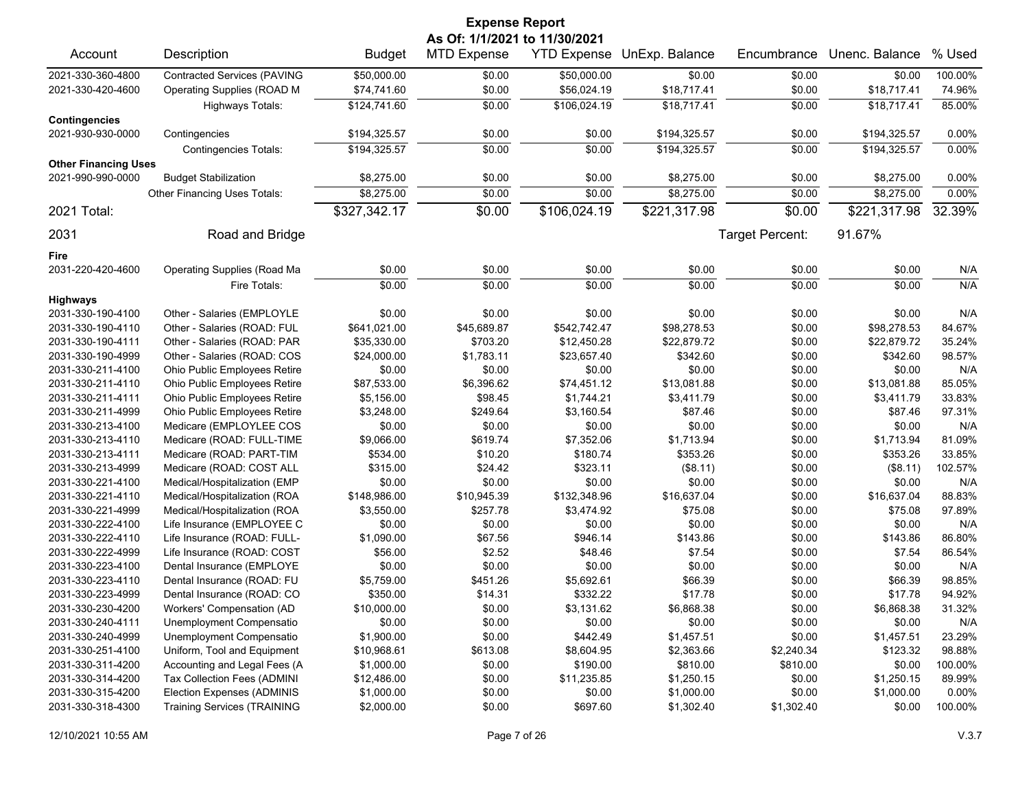# Expense Report

**As Of: 1/1/2021 to 11/30/2021**

| Account | Description | Budget | MTD Expense | YTD Expense | UnExp. Balance | Encumbrance | Unenc. Balance | % Used |
|---|---|---|---|---|---|---|---|---|
| 2021-330-360-4800 | Contracted Services (PAVING | $50,000.00 | $0.00 | $50,000.00 | $0.00 | $0.00 | $0.00 | 100.00% |
| 2021-330-420-4600 | Operating Supplies (ROAD M | $74,741.60 | $0.00 | $56,024.19 | $18,717.41 | $0.00 | $18,717.41 | 74.96% |
| | Highways Totals: | $124,741.60 | $0.00 | $106,024.19 | $18,717.41 | $0.00 | $18,717.41 | 85.00% |
| **Contingencies** | | | | | | | | |
| 2021-930-930-0000 | Contingencies | $194,325.57 | $0.00 | $0.00 | $194,325.57 | $0.00 | $194,325.57 | 0.00% |
| | Contingencies Totals: | $194,325.57 | $0.00 | $0.00 | $194,325.57 | $0.00 | $194,325.57 | 0.00% |
| **Other Financing Uses** | | | | | | | | |
| 2021-990-990-0000 | Budget Stabilization | $8,275.00 | $0.00 | $0.00 | $8,275.00 | $0.00 | $8,275.00 | 0.00% |
| | Other Financing Uses Totals: | $8,275.00 | $0.00 | $0.00 | $8,275.00 | $0.00 | $8,275.00 | 0.00% |
| **2021 Total:** | | $327,342.17 | $0.00 | $106,024.19 | $221,317.98 | $0.00 | $221,317.98 | 32.39% |
| **2031** | **Road and Bridge** | | | | | Target Percent: | 91.67% | |
| **Fire** | | | | | | | | |
| 2031-220-420-4600 | Operating Supplies (Road Ma | $0.00 | $0.00 | $0.00 | $0.00 | $0.00 | $0.00 | N/A |
| | Fire Totals: | $0.00 | $0.00 | $0.00 | $0.00 | $0.00 | $0.00 | N/A |
| **Highways** | | | | | | | | |
| 2031-330-190-4100 | Other - Salaries (EMPLOYLE | $0.00 | $0.00 | $0.00 | $0.00 | $0.00 | $0.00 | N/A |
| 2031-330-190-4110 | Other - Salaries (ROAD: FUL | $641,021.00 | $45,689.87 | $542,742.47 | $98,278.53 | $0.00 | $98,278.53 | 84.67% |
| 2031-330-190-4111 | Other - Salaries (ROAD: PAR | $35,330.00 | $703.20 | $12,450.28 | $22,879.72 | $0.00 | $22,879.72 | 35.24% |
| 2031-330-190-4999 | Other - Salaries (ROAD: COS | $24,000.00 | $1,783.11 | $23,657.40 | $342.60 | $0.00 | $342.60 | 98.57% |
| 2031-330-211-4100 | Ohio Public Employees Retire | $0.00 | $0.00 | $0.00 | $0.00 | $0.00 | $0.00 | N/A |
| 2031-330-211-4110 | Ohio Public Employees Retire | $87,533.00 | $6,396.62 | $74,451.12 | $13,081.88 | $0.00 | $13,081.88 | 85.05% |
| 2031-330-211-4111 | Ohio Public Employees Retire | $5,156.00 | $98.45 | $1,744.21 | $3,411.79 | $0.00 | $3,411.79 | 33.83% |
| 2031-330-211-4999 | Ohio Public Employees Retire | $3,248.00 | $249.64 | $3,160.54 | $87.46 | $0.00 | $87.46 | 97.31% |
| 2031-330-213-4100 | Medicare (EMPLOYLEE COS | $0.00 | $0.00 | $0.00 | $0.00 | $0.00 | $0.00 | N/A |
| 2031-330-213-4110 | Medicare (ROAD: FULL-TIME | $9,066.00 | $619.74 | $7,352.06 | $1,713.94 | $0.00 | $1,713.94 | 81.09% |
| 2031-330-213-4111 | Medicare (ROAD: PART-TIM | $534.00 | $10.20 | $180.74 | $353.26 | $0.00 | $353.26 | 33.85% |
| 2031-330-213-4999 | Medicare (ROAD: COST ALL | $315.00 | $24.42 | $323.11 | ($8.11) | $0.00 | ($8.11) | 102.57% |
| 2031-330-221-4100 | Medical/Hospitalization (EMP | $0.00 | $0.00 | $0.00 | $0.00 | $0.00 | $0.00 | N/A |
| 2031-330-221-4110 | Medical/Hospitalization (ROA | $148,986.00 | $10,945.39 | $132,348.96 | $16,637.04 | $0.00 | $16,637.04 | 88.83% |
| 2031-330-221-4999 | Medical/Hospitalization (ROA | $3,550.00 | $257.78 | $3,474.92 | $75.08 | $0.00 | $75.08 | 97.89% |
| 2031-330-222-4100 | Life Insurance (EMPLOYEE C | $0.00 | $0.00 | $0.00 | $0.00 | $0.00 | $0.00 | N/A |
| 2031-330-222-4110 | Life Insurance (ROAD: FULL- | $1,090.00 | $67.56 | $946.14 | $143.86 | $0.00 | $143.86 | 86.80% |
| 2031-330-222-4999 | Life Insurance (ROAD: COST | $56.00 | $2.52 | $48.46 | $7.54 | $0.00 | $7.54 | 86.54% |
| 2031-330-223-4100 | Dental Insurance (EMPLOYE | $0.00 | $0.00 | $0.00 | $0.00 | $0.00 | $0.00 | N/A |
| 2031-330-223-4110 | Dental Insurance (ROAD: FU | $5,759.00 | $451.26 | $5,692.61 | $66.39 | $0.00 | $66.39 | 98.85% |
| 2031-330-223-4999 | Dental Insurance (ROAD: CO | $350.00 | $14.31 | $332.22 | $17.78 | $0.00 | $17.78 | 94.92% |
| 2031-330-230-4200 | Workers' Compensation (AD | $10,000.00 | $0.00 | $3,131.62 | $6,868.38 | $0.00 | $6,868.38 | 31.32% |
| 2031-330-240-4111 | Unemployment Compensatio | $0.00 | $0.00 | $0.00 | $0.00 | $0.00 | $0.00 | N/A |
| 2031-330-240-4999 | Unemployment Compensatio | $1,900.00 | $0.00 | $442.49 | $1,457.51 | $0.00 | $1,457.51 | 23.29% |
| 2031-330-251-4100 | Uniform, Tool and Equipment | $10,968.61 | $613.08 | $8,604.95 | $2,363.66 | $2,240.34 | $123.32 | 98.88% |
| 2031-330-311-4200 | Accounting and Legal Fees (A | $1,000.00 | $0.00 | $190.00 | $810.00 | $810.00 | $0.00 | 100.00% |
| 2031-330-314-4200 | Tax Collection Fees (ADMINI | $12,486.00 | $0.00 | $11,235.85 | $1,250.15 | $0.00 | $1,250.15 | 89.99% |
| 2031-330-315-4200 | Election Expenses (ADMINIS | $1,000.00 | $0.00 | $0.00 | $1,000.00 | $0.00 | $1,000.00 | 0.00% |
| 2031-330-318-4300 | Training Services (TRAINING | $2,000.00 | $0.00 | $697.60 | $1,302.40 | $1,302.40 | $0.00 | 100.00% |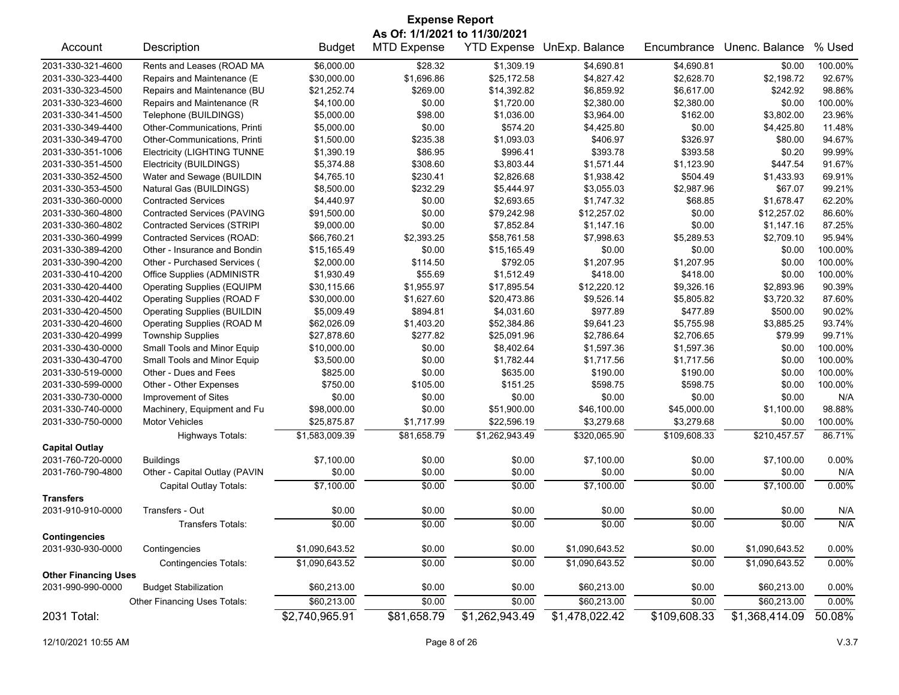# Expense Report

**As Of: 1/1/2021 to 11/30/2021**

| Account | Description | Budget | MTD Expense | YTD Expense | UnExp. Balance | Encumbrance | Unenc. Balance | % Used |
|---|---|---|---|---|---|---|---|---|
| 2031-330-321-4600 | Rents and Leases (ROAD MA | $6,000.00 | $28.32 | $1,309.19 | $4,690.81 | $4,690.81 | $0.00 | 100.00% |
| 2031-330-323-4400 | Repairs and Maintenance (E | $30,000.00 | $1,696.86 | $25,172.58 | $4,827.42 | $2,628.70 | $2,198.72 | 92.67% |
| 2031-330-323-4500 | Repairs and Maintenance (BU | $21,252.74 | $269.00 | $14,392.82 | $6,859.92 | $6,617.00 | $242.92 | 98.86% |
| 2031-330-323-4600 | Repairs and Maintenance (R | $4,100.00 | $0.00 | $1,720.00 | $2,380.00 | $2,380.00 | $0.00 | 100.00% |
| 2031-330-341-4500 | Telephone (BUILDINGS) | $5,000.00 | $98.00 | $1,036.00 | $3,964.00 | $162.00 | $3,802.00 | 23.96% |
| 2031-330-349-4400 | Other-Communications, Printi | $5,000.00 | $0.00 | $574.20 | $4,425.80 | $0.00 | $4,425.80 | 11.48% |
| 2031-330-349-4700 | Other-Communications, Printi | $1,500.00 | $235.38 | $1,093.03 | $406.97 | $326.97 | $80.00 | 94.67% |
| 2031-330-351-1006 | Electricity (LIGHTING TUNNE | $1,390.19 | $86.95 | $996.41 | $393.78 | $393.58 | $0.20 | 99.99% |
| 2031-330-351-4500 | Electricity (BUILDINGS) | $5,374.88 | $308.60 | $3,803.44 | $1,571.44 | $1,123.90 | $447.54 | 91.67% |
| 2031-330-352-4500 | Water and Sewage (BUILDIN | $4,765.10 | $230.41 | $2,826.68 | $1,938.42 | $504.49 | $1,433.93 | 69.91% |
| 2031-330-353-4500 | Natural Gas (BUILDINGS) | $8,500.00 | $232.29 | $5,444.97 | $3,055.03 | $2,987.96 | $67.07 | 99.21% |
| 2031-330-360-0000 | Contracted Services | $4,440.97 | $0.00 | $2,693.65 | $1,747.32 | $68.85 | $1,678.47 | 62.20% |
| 2031-330-360-4800 | Contracted Services (PAVING | $91,500.00 | $0.00 | $79,242.98 | $12,257.02 | $0.00 | $12,257.02 | 86.60% |
| 2031-330-360-4802 | Contracted Services (STRIPI | $9,000.00 | $0.00 | $7,852.84 | $1,147.16 | $0.00 | $1,147.16 | 87.25% |
| 2031-330-360-4999 | Contracted Services (ROAD: | $66,760.21 | $2,393.25 | $58,761.58 | $7,998.63 | $5,289.53 | $2,709.10 | 95.94% |
| 2031-330-389-4200 | Other - Insurance and Bondin | $15,165.49 | $0.00 | $15,165.49 | $0.00 | $0.00 | $0.00 | 100.00% |
| 2031-330-390-4200 | Other - Purchased Services ( | $2,000.00 | $114.50 | $792.05 | $1,207.95 | $1,207.95 | $0.00 | 100.00% |
| 2031-330-410-4200 | Office Supplies (ADMINISTR | $1,930.49 | $55.69 | $1,512.49 | $418.00 | $418.00 | $0.00 | 100.00% |
| 2031-330-420-4400 | Operating Supplies (EQUIPM | $30,115.66 | $1,955.97 | $17,895.54 | $12,220.12 | $9,326.16 | $2,893.96 | 90.39% |
| 2031-330-420-4402 | Operating Supplies (ROAD F | $30,000.00 | $1,627.60 | $20,473.86 | $9,526.14 | $5,805.82 | $3,720.32 | 87.60% |
| 2031-330-420-4500 | Operating Supplies (BUILDIN | $5,009.49 | $894.81 | $4,031.60 | $977.89 | $477.89 | $500.00 | 90.02% |
| 2031-330-420-4600 | Operating Supplies (ROAD M | $62,026.09 | $1,403.20 | $52,384.86 | $9,641.23 | $5,755.98 | $3,885.25 | 93.74% |
| 2031-330-420-4999 | Township Supplies | $27,878.60 | $277.82 | $25,091.96 | $2,786.64 | $2,706.65 | $79.99 | 99.71% |
| 2031-330-430-0000 | Small Tools and Minor Equip | $10,000.00 | $0.00 | $8,402.64 | $1,597.36 | $1,597.36 | $0.00 | 100.00% |
| 2031-330-430-4700 | Small Tools and Minor Equip | $3,500.00 | $0.00 | $1,782.44 | $1,717.56 | $1,717.56 | $0.00 | 100.00% |
| 2031-330-519-0000 | Other - Dues and Fees | $825.00 | $0.00 | $635.00 | $190.00 | $190.00 | $0.00 | 100.00% |
| 2031-330-599-0000 | Other - Other Expenses | $750.00 | $105.00 | $151.25 | $598.75 | $598.75 | $0.00 | 100.00% |
| 2031-330-730-0000 | Improvement of Sites | $0.00 | $0.00 | $0.00 | $0.00 | $0.00 | $0.00 | N/A |
| 2031-330-740-0000 | Machinery, Equipment and Fu | $98,000.00 | $0.00 | $51,900.00 | $46,100.00 | $45,000.00 | $1,100.00 | 98.88% |
| 2031-330-750-0000 | Motor Vehicles | $25,875.87 | $1,717.99 | $22,596.19 | $3,279.68 | $3,279.68 | $0.00 | 100.00% |
| | Highways Totals: | $1,583,009.39 | $81,658.79 | $1,262,943.49 | $320,065.90 | $109,608.33 | $210,457.57 | 86.71% |
| **Capital Outlay** | | | | | | | | |
| 2031-760-720-0000 | Buildings | $7,100.00 | $0.00 | $0.00 | $7,100.00 | $0.00 | $7,100.00 | 0.00% |
| 2031-760-790-4800 | Other - Capital Outlay (PAVIN | $0.00 | $0.00 | $0.00 | $0.00 | $0.00 | $0.00 | N/A |
| | Capital Outlay Totals: | $7,100.00 | $0.00 | $0.00 | $7,100.00 | $0.00 | $7,100.00 | 0.00% |
| **Transfers** | | | | | | | | |
| 2031-910-910-0000 | Transfers - Out | $0.00 | $0.00 | $0.00 | $0.00 | $0.00 | $0.00 | N/A |
| | Transfers Totals: | $0.00 | $0.00 | $0.00 | $0.00 | $0.00 | $0.00 | N/A |
| **Contingencies** | | | | | | | | |
| 2031-930-930-0000 | Contingencies | $1,090,643.52 | $0.00 | $0.00 | $1,090,643.52 | $0.00 | $1,090,643.52 | 0.00% |
| | Contingencies Totals: | $1,090,643.52 | $0.00 | $0.00 | $1,090,643.52 | $0.00 | $1,090,643.52 | 0.00% |
| **Other Financing Uses** | | | | | | | | |
| 2031-990-990-0000 | Budget Stabilization | $60,213.00 | $0.00 | $0.00 | $60,213.00 | $0.00 | $60,213.00 | 0.00% |
| | Other Financing Uses Totals: | $60,213.00 | $0.00 | $0.00 | $60,213.00 | $0.00 | $60,213.00 | 0.00% |
| 2031 Total: | | $2,740,965.91 | $81,658.79 | $1,262,943.49 | $1,478,022.42 | $109,608.33 | $1,368,414.09 | 50.08% |

12/10/2021 10:55 AM

V.3.7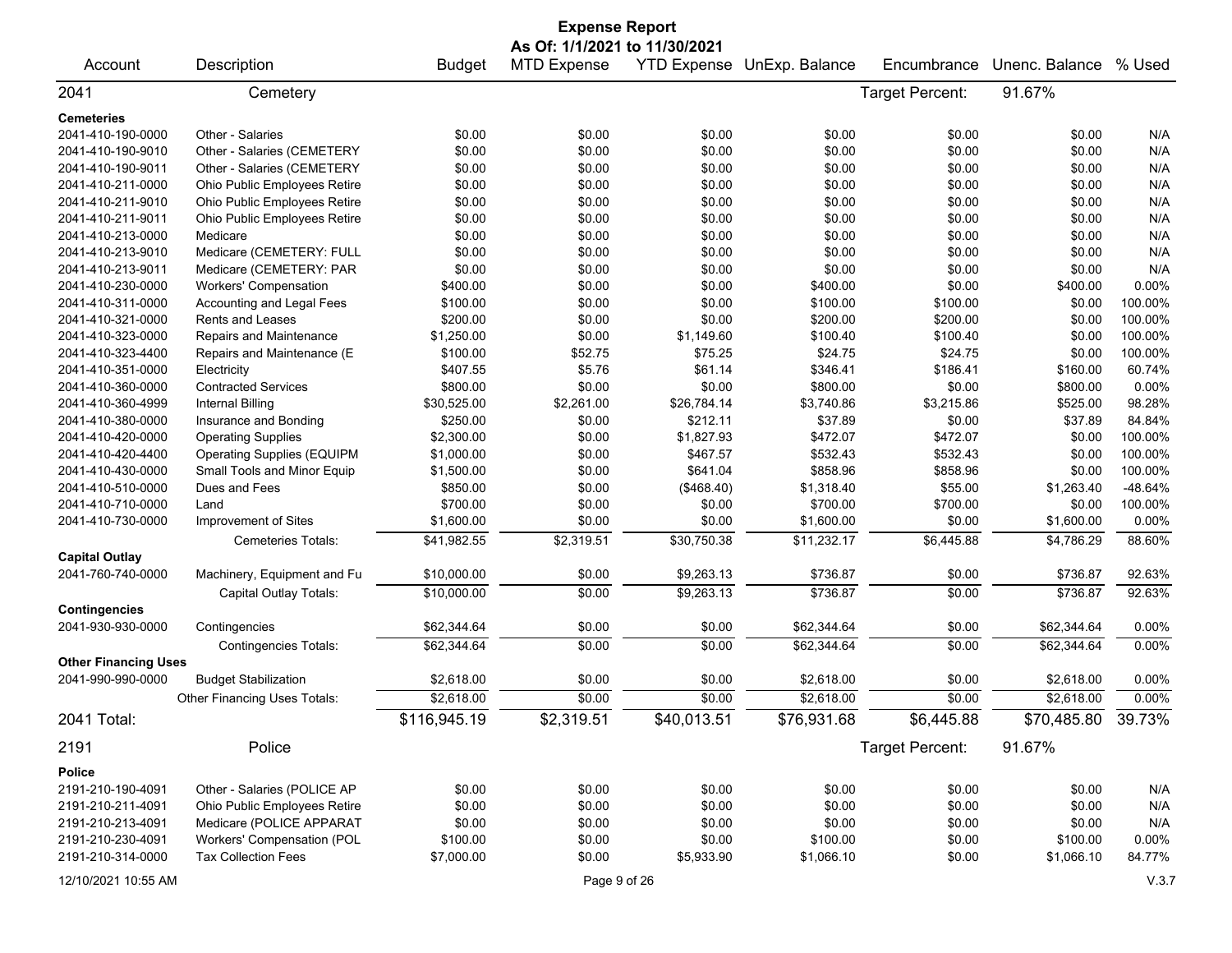# Expense Report

**As Of: 1/1/2021 to 11/30/2021**

| Account | Description | Budget | MTD Expense | YTD Expense | UnExp. Balance | Encumbrance | Unenc. Balance | % Used |
|---|---|---|---|---|---|---|---|---|
| **2041** | **Cemetery** | | | | | Target Percent: | 91.67% | |
| **Cemeteries** | | | | | | | | |
| 2041-410-190-0000 | Other - Salaries | $0.00 | $0.00 | $0.00 | $0.00 | $0.00 | $0.00 | N/A |
| 2041-410-190-9010 | Other - Salaries (CEMETERY | $0.00 | $0.00 | $0.00 | $0.00 | $0.00 | $0.00 | N/A |
| 2041-410-190-9011 | Other - Salaries (CEMETERY | $0.00 | $0.00 | $0.00 | $0.00 | $0.00 | $0.00 | N/A |
| 2041-410-211-0000 | Ohio Public Employees Retire | $0.00 | $0.00 | $0.00 | $0.00 | $0.00 | $0.00 | N/A |
| 2041-410-211-9010 | Ohio Public Employees Retire | $0.00 | $0.00 | $0.00 | $0.00 | $0.00 | $0.00 | N/A |
| 2041-410-211-9011 | Ohio Public Employees Retire | $0.00 | $0.00 | $0.00 | $0.00 | $0.00 | $0.00 | N/A |
| 2041-410-213-0000 | Medicare | $0.00 | $0.00 | $0.00 | $0.00 | $0.00 | $0.00 | N/A |
| 2041-410-213-9010 | Medicare (CEMETERY: FULL | $0.00 | $0.00 | $0.00 | $0.00 | $0.00 | $0.00 | N/A |
| 2041-410-213-9011 | Medicare (CEMETERY: PAR | $0.00 | $0.00 | $0.00 | $0.00 | $0.00 | $0.00 | N/A |
| 2041-410-230-0000 | Workers' Compensation | $400.00 | $0.00 | $0.00 | $400.00 | $0.00 | $400.00 | 0.00% |
| 2041-410-311-0000 | Accounting and Legal Fees | $100.00 | $0.00 | $0.00 | $100.00 | $100.00 | $0.00 | 100.00% |
| 2041-410-321-0000 | Rents and Leases | $200.00 | $0.00 | $0.00 | $200.00 | $200.00 | $0.00 | 100.00% |
| 2041-410-323-0000 | Repairs and Maintenance | $1,250.00 | $0.00 | $1,149.60 | $100.40 | $100.40 | $0.00 | 100.00% |
| 2041-410-323-4400 | Repairs and Maintenance (E | $100.00 | $52.75 | $75.25 | $24.75 | $24.75 | $0.00 | 100.00% |
| 2041-410-351-0000 | Electricity | $407.55 | $5.76 | $61.14 | $346.41 | $186.41 | $160.00 | 60.74% |
| 2041-410-360-0000 | Contracted Services | $800.00 | $0.00 | $0.00 | $800.00 | $0.00 | $800.00 | 0.00% |
| 2041-410-360-4999 | Internal Billing | $30,525.00 | $2,261.00 | $26,784.14 | $3,740.86 | $3,215.86 | $525.00 | 98.28% |
| 2041-410-380-0000 | Insurance and Bonding | $250.00 | $0.00 | $212.11 | $37.89 | $0.00 | $37.89 | 84.84% |
| 2041-410-420-0000 | Operating Supplies | $2,300.00 | $0.00 | $1,827.93 | $472.07 | $472.07 | $0.00 | 100.00% |
| 2041-410-420-4400 | Operating Supplies (EQUIPM | $1,000.00 | $0.00 | $467.57 | $532.43 | $532.43 | $0.00 | 100.00% |
| 2041-410-430-0000 | Small Tools and Minor Equip | $1,500.00 | $0.00 | $641.04 | $858.96 | $858.96 | $0.00 | 100.00% |
| 2041-410-510-0000 | Dues and Fees | $850.00 | $0.00 | ($468.40) | $1,318.40 | $55.00 | $1,263.40 | -48.64% |
| 2041-410-710-0000 | Land | $700.00 | $0.00 | $0.00 | $700.00 | $700.00 | $0.00 | 100.00% |
| 2041-410-730-0000 | Improvement of Sites | $1,600.00 | $0.00 | $0.00 | $1,600.00 | $0.00 | $1,600.00 | 0.00% |
| | Cemeteries Totals: | $41,982.55 | $2,319.51 | $30,750.38 | $11,232.17 | $6,445.88 | $4,786.29 | 88.60% |
| **Capital Outlay** | | | | | | | | |
| 2041-760-740-0000 | Machinery, Equipment and Fu | $10,000.00 | $0.00 | $9,263.13 | $736.87 | $0.00 | $736.87 | 92.63% |
| | Capital Outlay Totals: | $10,000.00 | $0.00 | $9,263.13 | $736.87 | $0.00 | $736.87 | 92.63% |
| **Contingencies** | | | | | | | | |
| 2041-930-930-0000 | Contingencies | $62,344.64 | $0.00 | $0.00 | $62,344.64 | $0.00 | $62,344.64 | 0.00% |
| | Contingencies Totals: | $62,344.64 | $0.00 | $0.00 | $62,344.64 | $0.00 | $62,344.64 | 0.00% |
| **Other Financing Uses** | | | | | | | | |
| 2041-990-990-0000 | Budget Stabilization | $2,618.00 | $0.00 | $0.00 | $2,618.00 | $0.00 | $2,618.00 | 0.00% |
| | Other Financing Uses Totals: | $2,618.00 | $0.00 | $0.00 | $2,618.00 | $0.00 | $2,618.00 | 0.00% |
| **2041 Total:** | | $116,945.19 | $2,319.51 | $40,013.51 | $76,931.68 | $6,445.88 | $70,485.80 | 39.73% |
| **2191** | **Police** | | | | | Target Percent: | 91.67% | |
| **Police** | | | | | | | | |
| 2191-210-190-4091 | Other - Salaries (POLICE AP | $0.00 | $0.00 | $0.00 | $0.00 | $0.00 | $0.00 | N/A |
| 2191-210-211-4091 | Ohio Public Employees Retire | $0.00 | $0.00 | $0.00 | $0.00 | $0.00 | $0.00 | N/A |
| 2191-210-213-4091 | Medicare (POLICE APPARAT | $0.00 | $0.00 | $0.00 | $0.00 | $0.00 | $0.00 | N/A |
| 2191-210-230-4091 | Workers' Compensation (POL | $100.00 | $0.00 | $0.00 | $100.00 | $0.00 | $100.00 | 0.00% |
| 2191-210-314-0000 | Tax Collection Fees | $7,000.00 | $0.00 | $5,933.90 | $1,066.10 | $0.00 | $1,066.10 | 84.77% |

12/10/2021 10:55 AM V.3.7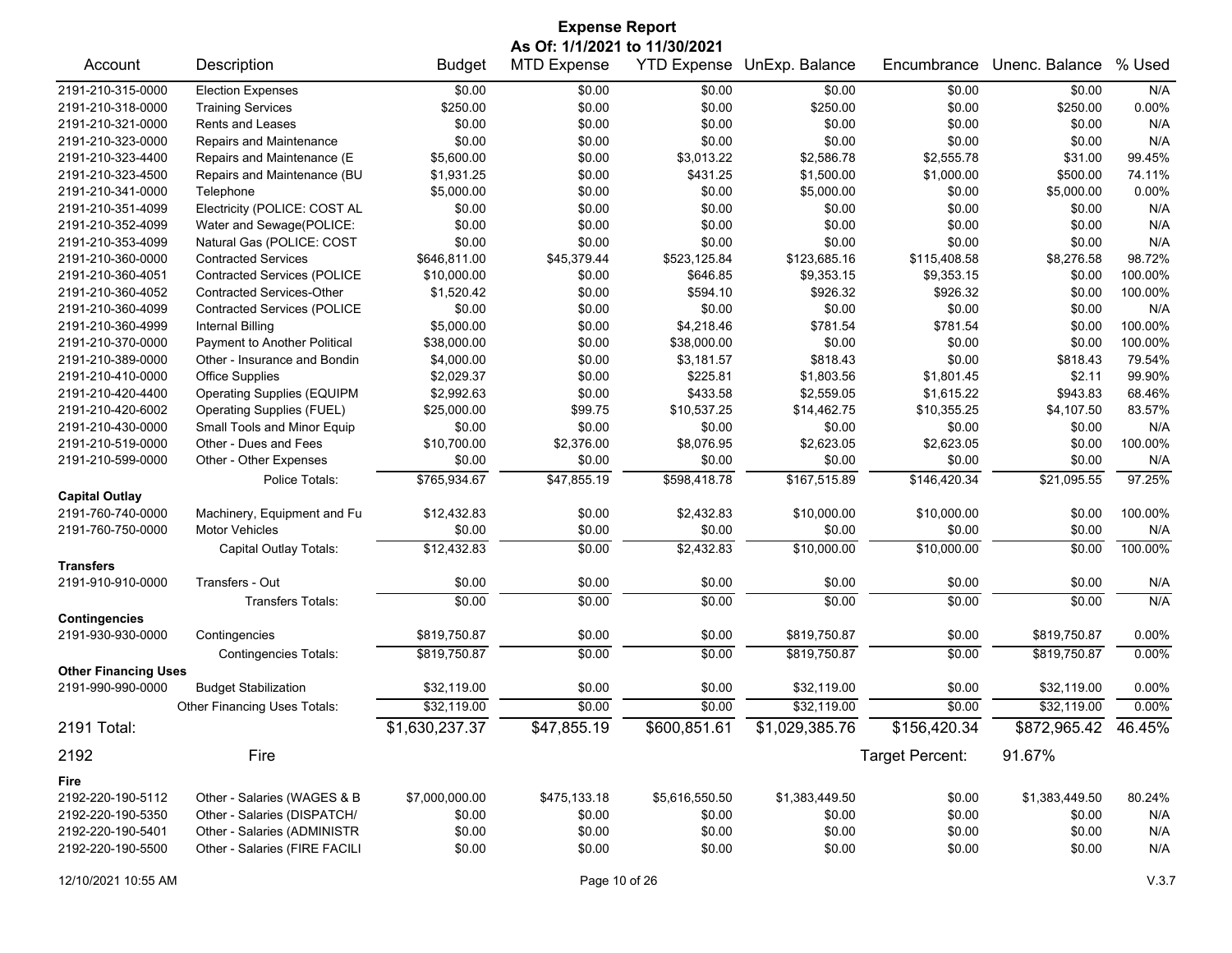# Expense Report

**As Of: 1/1/2021 to 11/30/2021**

| Account | Description | Budget | MTD Expense | YTD Expense | UnExp. Balance | Encumbrance | Unenc. Balance | % Used |
|---|---|---|---|---|---|---|---|---|
| 2191-210-315-0000 | Election Expenses | $0.00 | $0.00 | $0.00 | $0.00 | $0.00 | $0.00 | N/A |
| 2191-210-318-0000 | Training Services | $250.00 | $0.00 | $0.00 | $250.00 | $0.00 | $250.00 | 0.00% |
| 2191-210-321-0000 | Rents and Leases | $0.00 | $0.00 | $0.00 | $0.00 | $0.00 | $0.00 | N/A |
| 2191-210-323-0000 | Repairs and Maintenance | $0.00 | $0.00 | $0.00 | $0.00 | $0.00 | $0.00 | N/A |
| 2191-210-323-4400 | Repairs and Maintenance (E | $5,600.00 | $0.00 | $3,013.22 | $2,586.78 | $2,555.78 | $31.00 | 99.45% |
| 2191-210-323-4500 | Repairs and Maintenance (BU | $1,931.25 | $0.00 | $431.25 | $1,500.00 | $1,000.00 | $500.00 | 74.11% |
| 2191-210-341-0000 | Telephone | $5,000.00 | $0.00 | $0.00 | $5,000.00 | $0.00 | $5,000.00 | 0.00% |
| 2191-210-351-4099 | Electricity (POLICE: COST AL | $0.00 | $0.00 | $0.00 | $0.00 | $0.00 | $0.00 | N/A |
| 2191-210-352-4099 | Water and Sewage(POLICE: | $0.00 | $0.00 | $0.00 | $0.00 | $0.00 | $0.00 | N/A |
| 2191-210-353-4099 | Natural Gas (POLICE: COST | $0.00 | $0.00 | $0.00 | $0.00 | $0.00 | $0.00 | N/A |
| 2191-210-360-0000 | Contracted Services | $646,811.00 | $45,379.44 | $523,125.84 | $123,685.16 | $115,408.58 | $8,276.58 | 98.72% |
| 2191-210-360-4051 | Contracted Services (POLICE | $10,000.00 | $0.00 | $646.85 | $9,353.15 | $9,353.15 | $0.00 | 100.00% |
| 2191-210-360-4052 | Contracted Services-Other | $1,520.42 | $0.00 | $594.10 | $926.32 | $926.32 | $0.00 | 100.00% |
| 2191-210-360-4099 | Contracted Services (POLICE | $0.00 | $0.00 | $0.00 | $0.00 | $0.00 | $0.00 | N/A |
| 2191-210-360-4999 | Internal Billing | $5,000.00 | $0.00 | $4,218.46 | $781.54 | $781.54 | $0.00 | 100.00% |
| 2191-210-370-0000 | Payment to Another Political | $38,000.00 | $0.00 | $38,000.00 | $0.00 | $0.00 | $0.00 | 100.00% |
| 2191-210-389-0000 | Other - Insurance and Bondin | $4,000.00 | $0.00 | $3,181.57 | $818.43 | $0.00 | $818.43 | 79.54% |
| 2191-210-410-0000 | Office Supplies | $2,029.37 | $0.00 | $225.81 | $1,803.56 | $1,801.45 | $2.11 | 99.90% |
| 2191-210-420-4400 | Operating Supplies (EQUIPM | $2,992.63 | $0.00 | $433.58 | $2,559.05 | $1,615.22 | $943.83 | 68.46% |
| 2191-210-420-6002 | Operating Supplies (FUEL) | $25,000.00 | $99.75 | $10,537.25 | $14,462.75 | $10,355.25 | $4,107.50 | 83.57% |
| 2191-210-430-0000 | Small Tools and Minor Equip | $0.00 | $0.00 | $0.00 | $0.00 | $0.00 | $0.00 | N/A |
| 2191-210-519-0000 | Other - Dues and Fees | $10,700.00 | $2,376.00 | $8,076.95 | $2,623.05 | $2,623.05 | $0.00 | 100.00% |
| 2191-210-599-0000 | Other - Other Expenses | $0.00 | $0.00 | $0.00 | $0.00 | $0.00 | $0.00 | N/A |
| | Police Totals: | $765,934.67 | $47,855.19 | $598,418.78 | $167,515.89 | $146,420.34 | $21,095.55 | 97.25% |
| **Capital Outlay** | | | | | | | | |
| 2191-760-740-0000 | Machinery, Equipment and Fu | $12,432.83 | $0.00 | $2,432.83 | $10,000.00 | $10,000.00 | $0.00 | 100.00% |
| 2191-760-750-0000 | Motor Vehicles | $0.00 | $0.00 | $0.00 | $0.00 | $0.00 | $0.00 | N/A |
| | Capital Outlay Totals: | $12,432.83 | $0.00 | $2,432.83 | $10,000.00 | $10,000.00 | $0.00 | 100.00% |
| **Transfers** | | | | | | | | |
| 2191-910-910-0000 | Transfers - Out | $0.00 | $0.00 | $0.00 | $0.00 | $0.00 | $0.00 | N/A |
| | Transfers Totals: | $0.00 | $0.00 | $0.00 | $0.00 | $0.00 | $0.00 | N/A |
| **Contingencies** | | | | | | | | |
| 2191-930-930-0000 | Contingencies | $819,750.87 | $0.00 | $0.00 | $819,750.87 | $0.00 | $819,750.87 | 0.00% |
| | Contingencies Totals: | $819,750.87 | $0.00 | $0.00 | $819,750.87 | $0.00 | $819,750.87 | 0.00% |
| **Other Financing Uses** | | | | | | | | |
| 2191-990-990-0000 | Budget Stabilization | $32,119.00 | $0.00 | $0.00 | $32,119.00 | $0.00 | $32,119.00 | 0.00% |
| | Other Financing Uses Totals: | $32,119.00 | $0.00 | $0.00 | $32,119.00 | $0.00 | $32,119.00 | 0.00% |
| **2191 Total:** | | **$1,630,237.37** | **$47,855.19** | **$600,851.61** | **$1,029,385.76** | **$156,420.34** | **$872,965.42** | **46.45%** |
| **2192** | **Fire** | | | | | Target Percent: | 91.67% | |
| **Fire** | | | | | | | | |
| 2192-220-190-5112 | Other - Salaries (WAGES & B | $7,000,000.00 | $475,133.18 | $5,616,550.50 | $1,383,449.50 | $0.00 | $1,383,449.50 | 80.24% |
| 2192-220-190-5350 | Other - Salaries (DISPATCH/ | $0.00 | $0.00 | $0.00 | $0.00 | $0.00 | $0.00 | N/A |
| 2192-220-190-5401 | Other - Salaries (ADMINISTR | $0.00 | $0.00 | $0.00 | $0.00 | $0.00 | $0.00 | N/A |
| 2192-220-190-5500 | Other - Salaries (FIRE FACILI | $0.00 | $0.00 | $0.00 | $0.00 | $0.00 | $0.00 | N/A |

12/10/2021 10:55 AM V.3.7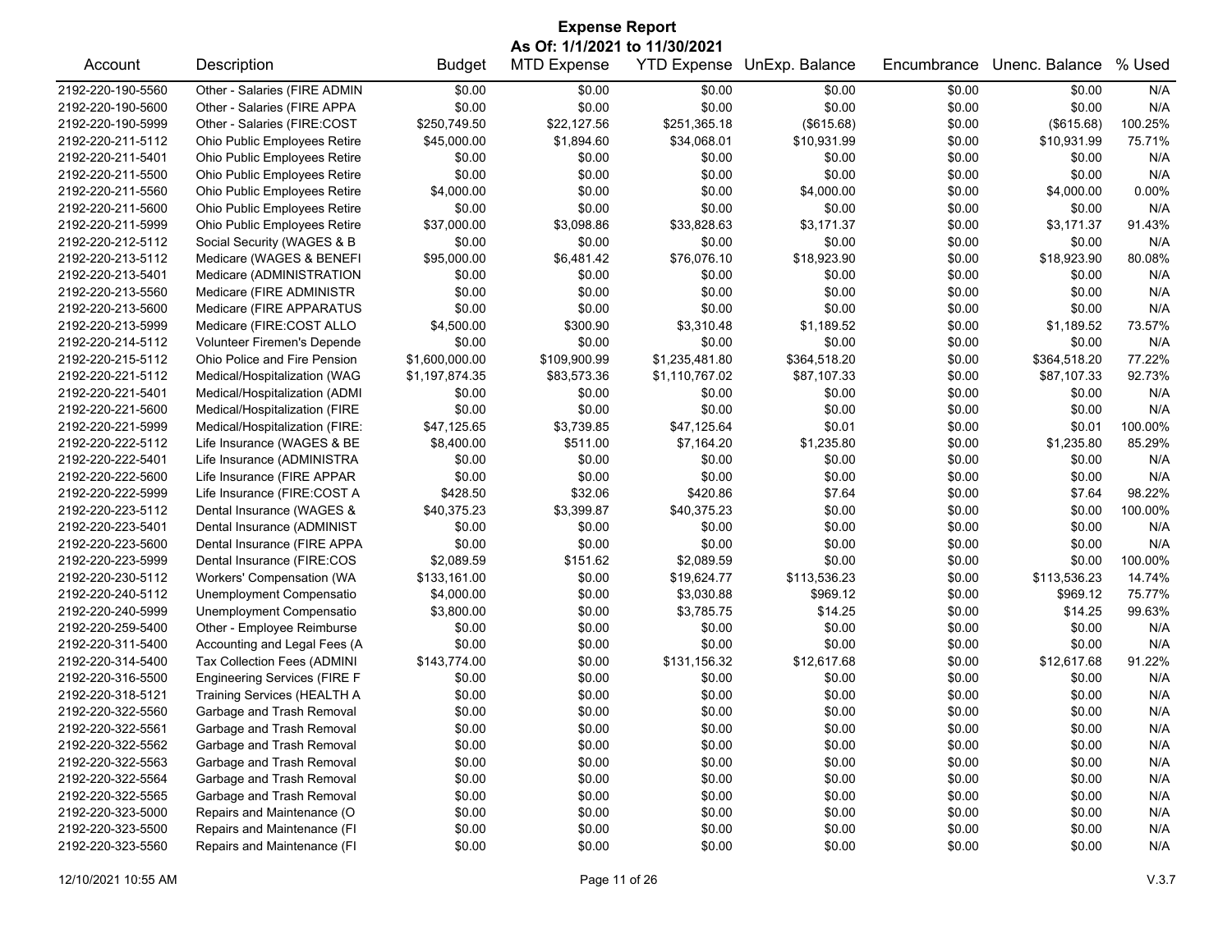# Expense Report

**As Of: 1/1/2021 to 11/30/2021**

| Account | Description | Budget | MTD Expense | YTD Expense | UnExp. Balance | Encumbrance | Unenc. Balance | % Used |
|---|---|---|---|---|---|---|---|---|
| 2192-220-190-5560 | Other - Salaries (FIRE ADMIN | $0.00 | $0.00 | $0.00 | $0.00 | $0.00 | $0.00 | N/A |
| 2192-220-190-5600 | Other - Salaries (FIRE APPA | $0.00 | $0.00 | $0.00 | $0.00 | $0.00 | $0.00 | N/A |
| 2192-220-190-5999 | Other - Salaries (FIRE:COST | $250,749.50 | $22,127.56 | $251,365.18 | ($615.68) | $0.00 | ($615.68) | 100.25% |
| 2192-220-211-5112 | Ohio Public Employees Retire | $45,000.00 | $1,894.60 | $34,068.01 | $10,931.99 | $0.00 | $10,931.99 | 75.71% |
| 2192-220-211-5401 | Ohio Public Employees Retire | $0.00 | $0.00 | $0.00 | $0.00 | $0.00 | $0.00 | N/A |
| 2192-220-211-5500 | Ohio Public Employees Retire | $0.00 | $0.00 | $0.00 | $0.00 | $0.00 | $0.00 | N/A |
| 2192-220-211-5560 | Ohio Public Employees Retire | $4,000.00 | $0.00 | $0.00 | $4,000.00 | $0.00 | $4,000.00 | 0.00% |
| 2192-220-211-5600 | Ohio Public Employees Retire | $0.00 | $0.00 | $0.00 | $0.00 | $0.00 | $0.00 | N/A |
| 2192-220-211-5999 | Ohio Public Employees Retire | $37,000.00 | $3,098.86 | $33,828.63 | $3,171.37 | $0.00 | $3,171.37 | 91.43% |
| 2192-220-212-5112 | Social Security (WAGES & B | $0.00 | $0.00 | $0.00 | $0.00 | $0.00 | $0.00 | N/A |
| 2192-220-213-5112 | Medicare (WAGES & BENEFI | $95,000.00 | $6,481.42 | $76,076.10 | $18,923.90 | $0.00 | $18,923.90 | 80.08% |
| 2192-220-213-5401 | Medicare (ADMINISTRATION | $0.00 | $0.00 | $0.00 | $0.00 | $0.00 | $0.00 | N/A |
| 2192-220-213-5560 | Medicare (FIRE ADMINISTR | $0.00 | $0.00 | $0.00 | $0.00 | $0.00 | $0.00 | N/A |
| 2192-220-213-5600 | Medicare (FIRE APPARATUS | $0.00 | $0.00 | $0.00 | $0.00 | $0.00 | $0.00 | N/A |
| 2192-220-213-5999 | Medicare (FIRE:COST ALLO | $4,500.00 | $300.90 | $3,310.48 | $1,189.52 | $0.00 | $1,189.52 | 73.57% |
| 2192-220-214-5112 | Volunteer Firemen's Depende | $0.00 | $0.00 | $0.00 | $0.00 | $0.00 | $0.00 | N/A |
| 2192-220-215-5112 | Ohio Police and Fire Pension | $1,600,000.00 | $109,900.99 | $1,235,481.80 | $364,518.20 | $0.00 | $364,518.20 | 77.22% |
| 2192-220-221-5112 | Medical/Hospitalization (WAG | $1,197,874.35 | $83,573.36 | $1,110,767.02 | $87,107.33 | $0.00 | $87,107.33 | 92.73% |
| 2192-220-221-5401 | Medical/Hospitalization (ADMI | $0.00 | $0.00 | $0.00 | $0.00 | $0.00 | $0.00 | N/A |
| 2192-220-221-5600 | Medical/Hospitalization (FIRE | $0.00 | $0.00 | $0.00 | $0.00 | $0.00 | $0.00 | N/A |
| 2192-220-221-5999 | Medical/Hospitalization (FIRE: | $47,125.65 | $3,739.85 | $47,125.64 | $0.01 | $0.00 | $0.01 | 100.00% |
| 2192-220-222-5112 | Life Insurance (WAGES & BE | $8,400.00 | $511.00 | $7,164.20 | $1,235.80 | $0.00 | $1,235.80 | 85.29% |
| 2192-220-222-5401 | Life Insurance (ADMINISTRA | $0.00 | $0.00 | $0.00 | $0.00 | $0.00 | $0.00 | N/A |
| 2192-220-222-5600 | Life Insurance (FIRE APPAR | $0.00 | $0.00 | $0.00 | $0.00 | $0.00 | $0.00 | N/A |
| 2192-220-222-5999 | Life Insurance (FIRE:COST A | $428.50 | $32.06 | $420.86 | $7.64 | $0.00 | $7.64 | 98.22% |
| 2192-220-223-5112 | Dental Insurance (WAGES & | $40,375.23 | $3,399.87 | $40,375.23 | $0.00 | $0.00 | $0.00 | 100.00% |
| 2192-220-223-5401 | Dental Insurance (ADMINIST | $0.00 | $0.00 | $0.00 | $0.00 | $0.00 | $0.00 | N/A |
| 2192-220-223-5600 | Dental Insurance (FIRE APPA | $0.00 | $0.00 | $0.00 | $0.00 | $0.00 | $0.00 | N/A |
| 2192-220-223-5999 | Dental Insurance (FIRE:COS | $2,089.59 | $151.62 | $2,089.59 | $0.00 | $0.00 | $0.00 | 100.00% |
| 2192-220-230-5112 | Workers' Compensation (WA | $133,161.00 | $0.00 | $19,624.77 | $113,536.23 | $0.00 | $113,536.23 | 14.74% |
| 2192-220-240-5112 | Unemployment Compensatio | $4,000.00 | $0.00 | $3,030.88 | $969.12 | $0.00 | $969.12 | 75.77% |
| 2192-220-240-5999 | Unemployment Compensatio | $3,800.00 | $0.00 | $3,785.75 | $14.25 | $0.00 | $14.25 | 99.63% |
| 2192-220-259-5400 | Other - Employee Reimburse | $0.00 | $0.00 | $0.00 | $0.00 | $0.00 | $0.00 | N/A |
| 2192-220-311-5400 | Accounting and Legal Fees (A | $0.00 | $0.00 | $0.00 | $0.00 | $0.00 | $0.00 | N/A |
| 2192-220-314-5400 | Tax Collection Fees (ADMINI | $143,774.00 | $0.00 | $131,156.32 | $12,617.68 | $0.00 | $12,617.68 | 91.22% |
| 2192-220-316-5500 | Engineering Services (FIRE F | $0.00 | $0.00 | $0.00 | $0.00 | $0.00 | $0.00 | N/A |
| 2192-220-318-5121 | Training Services (HEALTH A | $0.00 | $0.00 | $0.00 | $0.00 | $0.00 | $0.00 | N/A |
| 2192-220-322-5560 | Garbage and Trash Removal | $0.00 | $0.00 | $0.00 | $0.00 | $0.00 | $0.00 | N/A |
| 2192-220-322-5561 | Garbage and Trash Removal | $0.00 | $0.00 | $0.00 | $0.00 | $0.00 | $0.00 | N/A |
| 2192-220-322-5562 | Garbage and Trash Removal | $0.00 | $0.00 | $0.00 | $0.00 | $0.00 | $0.00 | N/A |
| 2192-220-322-5563 | Garbage and Trash Removal | $0.00 | $0.00 | $0.00 | $0.00 | $0.00 | $0.00 | N/A |
| 2192-220-322-5564 | Garbage and Trash Removal | $0.00 | $0.00 | $0.00 | $0.00 | $0.00 | $0.00 | N/A |
| 2192-220-322-5565 | Garbage and Trash Removal | $0.00 | $0.00 | $0.00 | $0.00 | $0.00 | $0.00 | N/A |
| 2192-220-323-5000 | Repairs and Maintenance (O | $0.00 | $0.00 | $0.00 | $0.00 | $0.00 | $0.00 | N/A |
| 2192-220-323-5500 | Repairs and Maintenance (FI | $0.00 | $0.00 | $0.00 | $0.00 | $0.00 | $0.00 | N/A |
| 2192-220-323-5560 | Repairs and Maintenance (FI | $0.00 | $0.00 | $0.00 | $0.00 | $0.00 | $0.00 | N/A |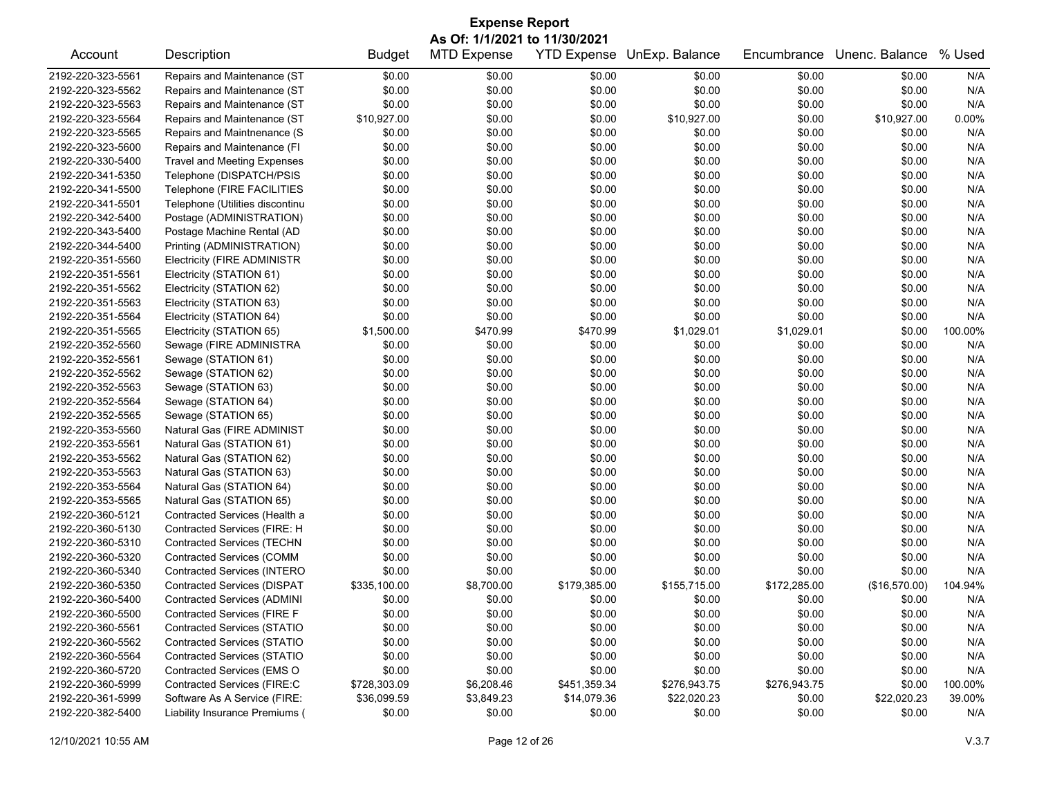# Expense Report

**As Of: 1/1/2021 to 11/30/2021**

| Account | Description | Budget | MTD Expense | YTD Expense | UnExp. Balance | Encumbrance | Unenc. Balance | % Used |
|---|---|---|---|---|---|---|---|---|
| 2192-220-323-5561 | Repairs and Maintenance (ST | $0.00 | $0.00 | $0.00 | $0.00 | $0.00 | $0.00 | N/A |
| 2192-220-323-5562 | Repairs and Maintenance (ST | $0.00 | $0.00 | $0.00 | $0.00 | $0.00 | $0.00 | N/A |
| 2192-220-323-5563 | Repairs and Maintenance (ST | $0.00 | $0.00 | $0.00 | $0.00 | $0.00 | $0.00 | N/A |
| 2192-220-323-5564 | Repairs and Maintenance (ST | $10,927.00 | $0.00 | $0.00 | $10,927.00 | $0.00 | $10,927.00 | 0.00% |
| 2192-220-323-5565 | Repairs and Maintnenance (S | $0.00 | $0.00 | $0.00 | $0.00 | $0.00 | $0.00 | N/A |
| 2192-220-323-5600 | Repairs and Maintenance (FI | $0.00 | $0.00 | $0.00 | $0.00 | $0.00 | $0.00 | N/A |
| 2192-220-330-5400 | Travel and Meeting Expenses | $0.00 | $0.00 | $0.00 | $0.00 | $0.00 | $0.00 | N/A |
| 2192-220-341-5350 | Telephone (DISPATCH/PSIS | $0.00 | $0.00 | $0.00 | $0.00 | $0.00 | $0.00 | N/A |
| 2192-220-341-5500 | Telephone (FIRE FACILITIES | $0.00 | $0.00 | $0.00 | $0.00 | $0.00 | $0.00 | N/A |
| 2192-220-341-5501 | Telephone (Utilities discontinu | $0.00 | $0.00 | $0.00 | $0.00 | $0.00 | $0.00 | N/A |
| 2192-220-342-5400 | Postage (ADMINISTRATION) | $0.00 | $0.00 | $0.00 | $0.00 | $0.00 | $0.00 | N/A |
| 2192-220-343-5400 | Postage Machine Rental (AD | $0.00 | $0.00 | $0.00 | $0.00 | $0.00 | $0.00 | N/A |
| 2192-220-344-5400 | Printing (ADMINISTRATION) | $0.00 | $0.00 | $0.00 | $0.00 | $0.00 | $0.00 | N/A |
| 2192-220-351-5560 | Electricity (FIRE ADMINISTR | $0.00 | $0.00 | $0.00 | $0.00 | $0.00 | $0.00 | N/A |
| 2192-220-351-5561 | Electricity (STATION 61) | $0.00 | $0.00 | $0.00 | $0.00 | $0.00 | $0.00 | N/A |
| 2192-220-351-5562 | Electricity (STATION 62) | $0.00 | $0.00 | $0.00 | $0.00 | $0.00 | $0.00 | N/A |
| 2192-220-351-5563 | Electricity (STATION 63) | $0.00 | $0.00 | $0.00 | $0.00 | $0.00 | $0.00 | N/A |
| 2192-220-351-5564 | Electricity (STATION 64) | $0.00 | $0.00 | $0.00 | $0.00 | $0.00 | $0.00 | N/A |
| 2192-220-351-5565 | Electricity (STATION 65) | $1,500.00 | $470.99 | $470.99 | $1,029.01 | $1,029.01 | $0.00 | 100.00% |
| 2192-220-352-5560 | Sewage (FIRE ADMINISTRA | $0.00 | $0.00 | $0.00 | $0.00 | $0.00 | $0.00 | N/A |
| 2192-220-352-5561 | Sewage (STATION 61) | $0.00 | $0.00 | $0.00 | $0.00 | $0.00 | $0.00 | N/A |
| 2192-220-352-5562 | Sewage (STATION 62) | $0.00 | $0.00 | $0.00 | $0.00 | $0.00 | $0.00 | N/A |
| 2192-220-352-5563 | Sewage (STATION 63) | $0.00 | $0.00 | $0.00 | $0.00 | $0.00 | $0.00 | N/A |
| 2192-220-352-5564 | Sewage (STATION 64) | $0.00 | $0.00 | $0.00 | $0.00 | $0.00 | $0.00 | N/A |
| 2192-220-352-5565 | Sewage (STATION 65) | $0.00 | $0.00 | $0.00 | $0.00 | $0.00 | $0.00 | N/A |
| 2192-220-353-5560 | Natural Gas (FIRE ADMINIST | $0.00 | $0.00 | $0.00 | $0.00 | $0.00 | $0.00 | N/A |
| 2192-220-353-5561 | Natural Gas (STATION 61) | $0.00 | $0.00 | $0.00 | $0.00 | $0.00 | $0.00 | N/A |
| 2192-220-353-5562 | Natural Gas (STATION 62) | $0.00 | $0.00 | $0.00 | $0.00 | $0.00 | $0.00 | N/A |
| 2192-220-353-5563 | Natural Gas (STATION 63) | $0.00 | $0.00 | $0.00 | $0.00 | $0.00 | $0.00 | N/A |
| 2192-220-353-5564 | Natural Gas (STATION 64) | $0.00 | $0.00 | $0.00 | $0.00 | $0.00 | $0.00 | N/A |
| 2192-220-353-5565 | Natural Gas (STATION 65) | $0.00 | $0.00 | $0.00 | $0.00 | $0.00 | $0.00 | N/A |
| 2192-220-360-5121 | Contracted Services (Health a | $0.00 | $0.00 | $0.00 | $0.00 | $0.00 | $0.00 | N/A |
| 2192-220-360-5130 | Contracted Services (FIRE: H | $0.00 | $0.00 | $0.00 | $0.00 | $0.00 | $0.00 | N/A |
| 2192-220-360-5310 | Contracted Services (TECHN | $0.00 | $0.00 | $0.00 | $0.00 | $0.00 | $0.00 | N/A |
| 2192-220-360-5320 | Contracted Services (COMM | $0.00 | $0.00 | $0.00 | $0.00 | $0.00 | $0.00 | N/A |
| 2192-220-360-5340 | Contracted Services (INTERO | $0.00 | $0.00 | $0.00 | $0.00 | $0.00 | $0.00 | N/A |
| 2192-220-360-5350 | Contracted Services (DISPAT | $335,100.00 | $8,700.00 | $179,385.00 | $155,715.00 | $172,285.00 | ($16,570.00) | 104.94% |
| 2192-220-360-5400 | Contracted Services (ADMINI | $0.00 | $0.00 | $0.00 | $0.00 | $0.00 | $0.00 | N/A |
| 2192-220-360-5500 | Contracted Services (FIRE F | $0.00 | $0.00 | $0.00 | $0.00 | $0.00 | $0.00 | N/A |
| 2192-220-360-5561 | Contracted Services (STATIO | $0.00 | $0.00 | $0.00 | $0.00 | $0.00 | $0.00 | N/A |
| 2192-220-360-5562 | Contracted Services (STATIO | $0.00 | $0.00 | $0.00 | $0.00 | $0.00 | $0.00 | N/A |
| 2192-220-360-5564 | Contracted Services (STATIO | $0.00 | $0.00 | $0.00 | $0.00 | $0.00 | $0.00 | N/A |
| 2192-220-360-5720 | Contracted Services (EMS O | $0.00 | $0.00 | $0.00 | $0.00 | $0.00 | $0.00 | N/A |
| 2192-220-360-5999 | Contracted Services (FIRE:C | $728,303.09 | $6,208.46 | $451,359.34 | $276,943.75 | $276,943.75 | $0.00 | 100.00% |
| 2192-220-361-5999 | Software As A Service (FIRE: | $36,099.59 | $3,849.23 | $14,079.36 | $22,020.23 | $0.00 | $22,020.23 | 39.00% |
| 2192-220-382-5400 | Liability Insurance Premiums ( | $0.00 | $0.00 | $0.00 | $0.00 | $0.00 | $0.00 | N/A |

12/10/2021 10:55 AM V.3.7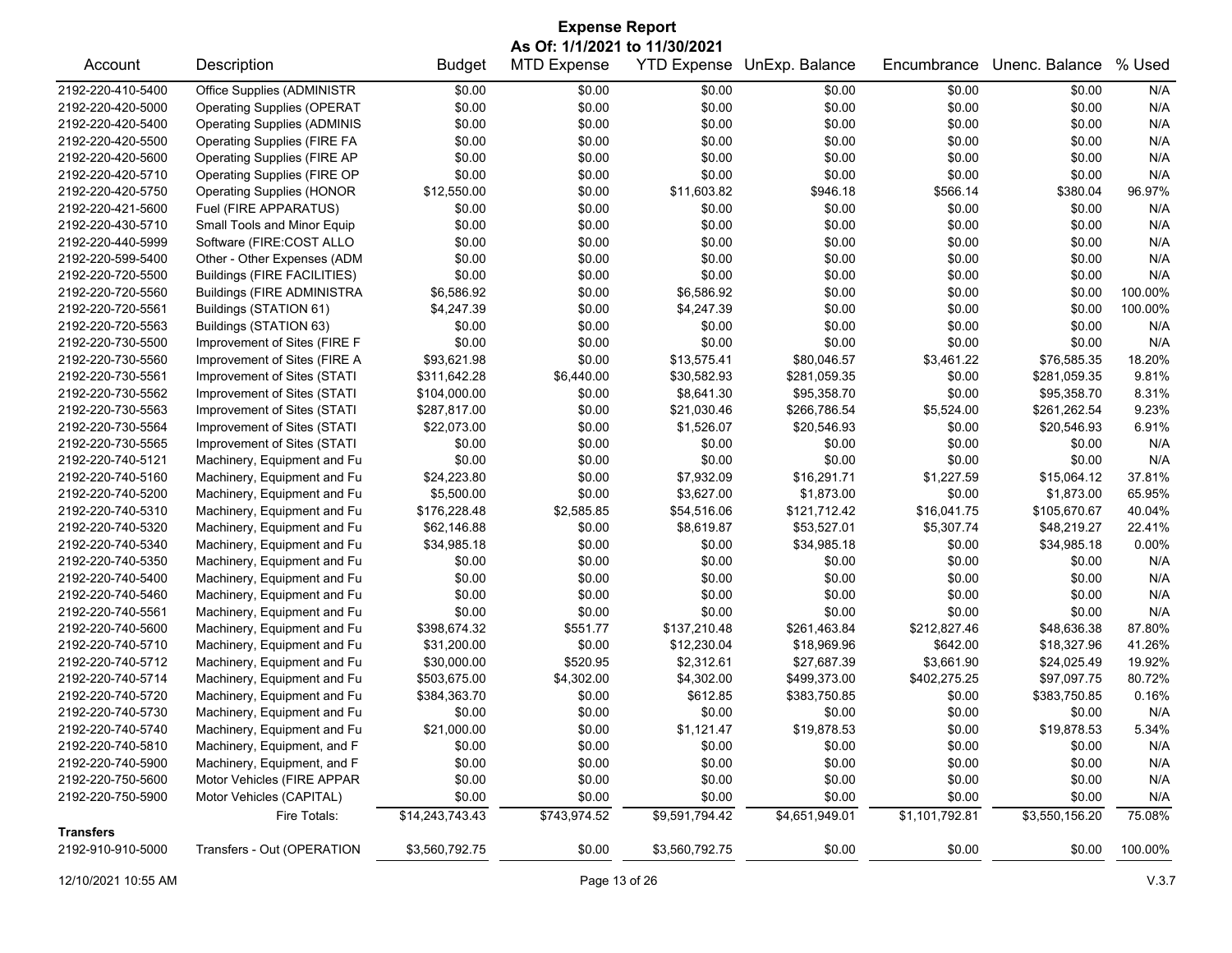# Expense Report

**As Of: 1/1/2021 to 11/30/2021**

| Account | Description | Budget | MTD Expense | YTD Expense | UnExp. Balance | Encumbrance | Unenc. Balance | % Used |
|---|---|---|---|---|---|---|---|---|
| 2192-220-410-5400 | Office Supplies (ADMINISTR | $0.00 | $0.00 | $0.00 | $0.00 | $0.00 | $0.00 | N/A |
| 2192-220-420-5000 | Operating Supplies (OPERAT | $0.00 | $0.00 | $0.00 | $0.00 | $0.00 | $0.00 | N/A |
| 2192-220-420-5400 | Operating Supplies (ADMINIS | $0.00 | $0.00 | $0.00 | $0.00 | $0.00 | $0.00 | N/A |
| 2192-220-420-5500 | Operating Supplies (FIRE FA | $0.00 | $0.00 | $0.00 | $0.00 | $0.00 | $0.00 | N/A |
| 2192-220-420-5600 | Operating Supplies (FIRE AP | $0.00 | $0.00 | $0.00 | $0.00 | $0.00 | $0.00 | N/A |
| 2192-220-420-5710 | Operating Supplies (FIRE OP | $0.00 | $0.00 | $0.00 | $0.00 | $0.00 | $0.00 | N/A |
| 2192-220-420-5750 | Operating Supplies (HONOR | $12,550.00 | $0.00 | $11,603.82 | $946.18 | $566.14 | $380.04 | 96.97% |
| 2192-220-421-5600 | Fuel (FIRE APPARATUS) | $0.00 | $0.00 | $0.00 | $0.00 | $0.00 | $0.00 | N/A |
| 2192-220-430-5710 | Small Tools and Minor Equip | $0.00 | $0.00 | $0.00 | $0.00 | $0.00 | $0.00 | N/A |
| 2192-220-440-5999 | Software (FIRE:COST ALLO | $0.00 | $0.00 | $0.00 | $0.00 | $0.00 | $0.00 | N/A |
| 2192-220-599-5400 | Other - Other Expenses (ADM | $0.00 | $0.00 | $0.00 | $0.00 | $0.00 | $0.00 | N/A |
| 2192-220-720-5500 | Buildings (FIRE FACILITIES) | $0.00 | $0.00 | $0.00 | $0.00 | $0.00 | $0.00 | N/A |
| 2192-220-720-5560 | Buildings (FIRE ADMINISTRA | $6,586.92 | $0.00 | $6,586.92 | $0.00 | $0.00 | $0.00 | 100.00% |
| 2192-220-720-5561 | Buildings (STATION 61) | $4,247.39 | $0.00 | $4,247.39 | $0.00 | $0.00 | $0.00 | 100.00% |
| 2192-220-720-5563 | Buildings (STATION 63) | $0.00 | $0.00 | $0.00 | $0.00 | $0.00 | $0.00 | N/A |
| 2192-220-730-5500 | Improvement of Sites (FIRE F | $0.00 | $0.00 | $0.00 | $0.00 | $0.00 | $0.00 | N/A |
| 2192-220-730-5560 | Improvement of Sites (FIRE A | $93,621.98 | $0.00 | $13,575.41 | $80,046.57 | $3,461.22 | $76,585.35 | 18.20% |
| 2192-220-730-5561 | Improvement of Sites (STATI | $311,642.28 | $6,440.00 | $30,582.93 | $281,059.35 | $0.00 | $281,059.35 | 9.81% |
| 2192-220-730-5562 | Improvement of Sites (STATI | $104,000.00 | $0.00 | $8,641.30 | $95,358.70 | $0.00 | $95,358.70 | 8.31% |
| 2192-220-730-5563 | Improvement of Sites (STATI | $287,817.00 | $0.00 | $21,030.46 | $266,786.54 | $5,524.00 | $261,262.54 | 9.23% |
| 2192-220-730-5564 | Improvement of Sites (STATI | $22,073.00 | $0.00 | $1,526.07 | $20,546.93 | $0.00 | $20,546.93 | 6.91% |
| 2192-220-730-5565 | Improvement of Sites (STATI | $0.00 | $0.00 | $0.00 | $0.00 | $0.00 | $0.00 | N/A |
| 2192-220-740-5121 | Machinery, Equipment and Fu | $0.00 | $0.00 | $0.00 | $0.00 | $0.00 | $0.00 | N/A |
| 2192-220-740-5160 | Machinery, Equipment and Fu | $24,223.80 | $0.00 | $7,932.09 | $16,291.71 | $1,227.59 | $15,064.12 | 37.81% |
| 2192-220-740-5200 | Machinery, Equipment and Fu | $5,500.00 | $0.00 | $3,627.00 | $1,873.00 | $0.00 | $1,873.00 | 65.95% |
| 2192-220-740-5310 | Machinery, Equipment and Fu | $176,228.48 | $2,585.85 | $54,516.06 | $121,712.42 | $16,041.75 | $105,670.67 | 40.04% |
| 2192-220-740-5320 | Machinery, Equipment and Fu | $62,146.88 | $0.00 | $8,619.87 | $53,527.01 | $5,307.74 | $48,219.27 | 22.41% |
| 2192-220-740-5340 | Machinery, Equipment and Fu | $34,985.18 | $0.00 | $0.00 | $34,985.18 | $0.00 | $34,985.18 | 0.00% |
| 2192-220-740-5350 | Machinery, Equipment and Fu | $0.00 | $0.00 | $0.00 | $0.00 | $0.00 | $0.00 | N/A |
| 2192-220-740-5400 | Machinery, Equipment and Fu | $0.00 | $0.00 | $0.00 | $0.00 | $0.00 | $0.00 | N/A |
| 2192-220-740-5460 | Machinery, Equipment and Fu | $0.00 | $0.00 | $0.00 | $0.00 | $0.00 | $0.00 | N/A |
| 2192-220-740-5561 | Machinery, Equipment and Fu | $0.00 | $0.00 | $0.00 | $0.00 | $0.00 | $0.00 | N/A |
| 2192-220-740-5600 | Machinery, Equipment and Fu | $398,674.32 | $551.77 | $137,210.48 | $261,463.84 | $212,827.46 | $48,636.38 | 87.80% |
| 2192-220-740-5710 | Machinery, Equipment and Fu | $31,200.00 | $0.00 | $12,230.04 | $18,969.96 | $642.00 | $18,327.96 | 41.26% |
| 2192-220-740-5712 | Machinery, Equipment and Fu | $30,000.00 | $520.95 | $2,312.61 | $27,687.39 | $3,661.90 | $24,025.49 | 19.92% |
| 2192-220-740-5714 | Machinery, Equipment and Fu | $503,675.00 | $4,302.00 | $4,302.00 | $499,373.00 | $402,275.25 | $97,097.75 | 80.72% |
| 2192-220-740-5720 | Machinery, Equipment and Fu | $384,363.70 | $0.00 | $612.85 | $383,750.85 | $0.00 | $383,750.85 | 0.16% |
| 2192-220-740-5730 | Machinery, Equipment and Fu | $0.00 | $0.00 | $0.00 | $0.00 | $0.00 | $0.00 | N/A |
| 2192-220-740-5740 | Machinery, Equipment and Fu | $21,000.00 | $0.00 | $1,121.47 | $19,878.53 | $0.00 | $19,878.53 | 5.34% |
| 2192-220-740-5810 | Machinery, Equipment, and F | $0.00 | $0.00 | $0.00 | $0.00 | $0.00 | $0.00 | N/A |
| 2192-220-740-5900 | Machinery, Equipment, and F | $0.00 | $0.00 | $0.00 | $0.00 | $0.00 | $0.00 | N/A |
| 2192-220-750-5600 | Motor Vehicles (FIRE APPAR | $0.00 | $0.00 | $0.00 | $0.00 | $0.00 | $0.00 | N/A |
| 2192-220-750-5900 | Motor Vehicles (CAPITAL) | $0.00 | $0.00 | $0.00 | $0.00 | $0.00 | $0.00 | N/A |
| | Fire Totals: | $14,243,743.43 | $743,974.52 | $9,591,794.42 | $4,651,949.01 | $1,101,792.81 | $3,550,156.20 | 75.08% |
| **Transfers** | | | | | | | | |
| 2192-910-910-5000 | Transfers - Out (OPERATION | $3,560,792.75 | $0.00 | $3,560,792.75 | $0.00 | $0.00 | $0.00 | 100.00% |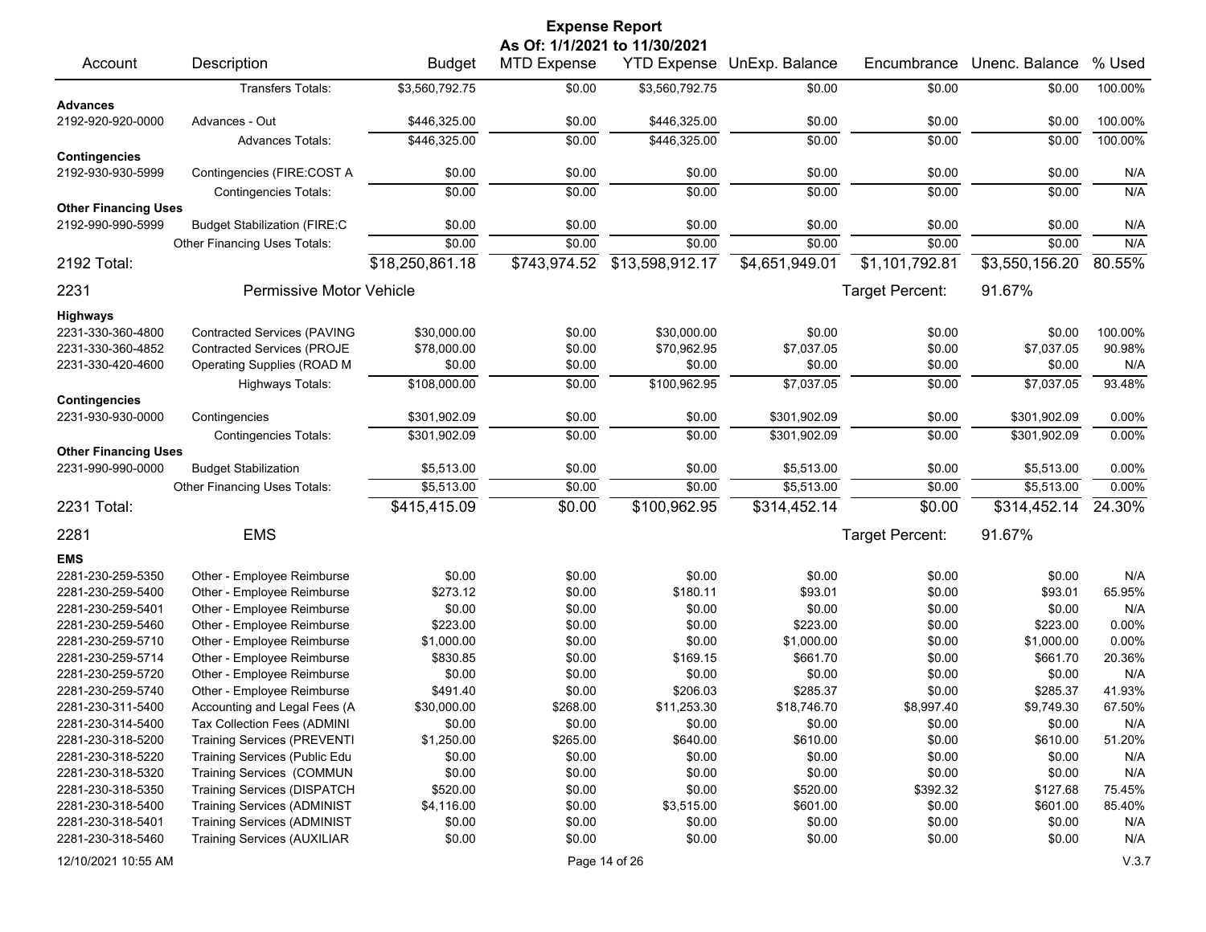# Expense Report

**As Of: 1/1/2021 to 11/30/2021**

| Account | Description | Budget | MTD Expense | YTD Expense | UnExp. Balance | Encumbrance | Unenc. Balance | % Used |
|---|---|---|---|---|---|---|---|---|
| | Transfers Totals: | $3,560,792.75 | $0.00 | $3,560,792.75 | $0.00 | $0.00 | $0.00 | 100.00% |
| **Advances** | | | | | | | | |
| 2192-920-920-0000 | Advances - Out | $446,325.00 | $0.00 | $446,325.00 | $0.00 | $0.00 | $0.00 | 100.00% |
| | Advances Totals: | $446,325.00 | $0.00 | $446,325.00 | $0.00 | $0.00 | $0.00 | 100.00% |
| **Contingencies** | | | | | | | | |
| 2192-930-930-5999 | Contingencies (FIRE:COST A | $0.00 | $0.00 | $0.00 | $0.00 | $0.00 | $0.00 | N/A |
| | Contingencies Totals: | $0.00 | $0.00 | $0.00 | $0.00 | $0.00 | $0.00 | N/A |
| **Other Financing Uses** | | | | | | | | |
| 2192-990-990-5999 | Budget Stabilization (FIRE:C | $0.00 | $0.00 | $0.00 | $0.00 | $0.00 | $0.00 | N/A |
| | Other Financing Uses Totals: | $0.00 | $0.00 | $0.00 | $0.00 | $0.00 | $0.00 | N/A |
| **2192 Total:** | | $18,250,861.18 | $743,974.52 | $13,598,912.17 | $4,651,949.01 | $1,101,792.81 | $3,550,156.20 | 80.55% |
| **2231** | **Permissive Motor Vehicle** | | | | | Target Percent: | 91.67% | |
| **Highways** | | | | | | | | |
| 2231-330-360-4800 | Contracted Services (PAVING | $30,000.00 | $0.00 | $30,000.00 | $0.00 | $0.00 | $0.00 | 100.00% |
| 2231-330-360-4852 | Contracted Services (PROJE | $78,000.00 | $0.00 | $70,962.95 | $7,037.05 | $0.00 | $7,037.05 | 90.98% |
| 2231-330-420-4600 | Operating Supplies (ROAD M | $0.00 | $0.00 | $0.00 | $0.00 | $0.00 | $0.00 | N/A |
| | Highways Totals: | $108,000.00 | $0.00 | $100,962.95 | $7,037.05 | $0.00 | $7,037.05 | 93.48% |
| **Contingencies** | | | | | | | | |
| 2231-930-930-0000 | Contingencies | $301,902.09 | $0.00 | $0.00 | $301,902.09 | $0.00 | $301,902.09 | 0.00% |
| | Contingencies Totals: | $301,902.09 | $0.00 | $0.00 | $301,902.09 | $0.00 | $301,902.09 | 0.00% |
| **Other Financing Uses** | | | | | | | | |
| 2231-990-990-0000 | Budget Stabilization | $5,513.00 | $0.00 | $0.00 | $5,513.00 | $0.00 | $5,513.00 | 0.00% |
| | Other Financing Uses Totals: | $5,513.00 | $0.00 | $0.00 | $5,513.00 | $0.00 | $5,513.00 | 0.00% |
| **2231 Total:** | | $415,415.09 | $0.00 | $100,962.95 | $314,452.14 | $0.00 | $314,452.14 | 24.30% |
| **2281** | **EMS** | | | | | Target Percent: | 91.67% | |
| **EMS** | | | | | | | | |
| 2281-230-259-5350 | Other - Employee Reimburse | $0.00 | $0.00 | $0.00 | $0.00 | $0.00 | $0.00 | N/A |
| 2281-230-259-5400 | Other - Employee Reimburse | $273.12 | $0.00 | $180.11 | $93.01 | $0.00 | $93.01 | 65.95% |
| 2281-230-259-5401 | Other - Employee Reimburse | $0.00 | $0.00 | $0.00 | $0.00 | $0.00 | $0.00 | N/A |
| 2281-230-259-5460 | Other - Employee Reimburse | $223.00 | $0.00 | $0.00 | $223.00 | $0.00 | $223.00 | 0.00% |
| 2281-230-259-5710 | Other - Employee Reimburse | $1,000.00 | $0.00 | $0.00 | $1,000.00 | $0.00 | $1,000.00 | 0.00% |
| 2281-230-259-5714 | Other - Employee Reimburse | $830.85 | $0.00 | $169.15 | $661.70 | $0.00 | $661.70 | 20.36% |
| 2281-230-259-5720 | Other - Employee Reimburse | $0.00 | $0.00 | $0.00 | $0.00 | $0.00 | $0.00 | N/A |
| 2281-230-259-5740 | Other - Employee Reimburse | $491.40 | $0.00 | $206.03 | $285.37 | $0.00 | $285.37 | 41.93% |
| 2281-230-311-5400 | Accounting and Legal Fees (A | $30,000.00 | $268.00 | $11,253.30 | $18,746.70 | $8,997.40 | $9,749.30 | 67.50% |
| 2281-230-314-5400 | Tax Collection Fees (ADMINI | $0.00 | $0.00 | $0.00 | $0.00 | $0.00 | $0.00 | N/A |
| 2281-230-318-5200 | Training Services (PREVENTI | $1,250.00 | $265.00 | $640.00 | $610.00 | $0.00 | $610.00 | 51.20% |
| 2281-230-318-5220 | Training Services (Public Edu | $0.00 | $0.00 | $0.00 | $0.00 | $0.00 | $0.00 | N/A |
| 2281-230-318-5320 | Training Services (COMMUN | $0.00 | $0.00 | $0.00 | $0.00 | $0.00 | $0.00 | N/A |
| 2281-230-318-5350 | Training Services (DISPATCH | $520.00 | $0.00 | $0.00 | $520.00 | $392.32 | $127.68 | 75.45% |
| 2281-230-318-5400 | Training Services (ADMINIST | $4,116.00 | $0.00 | $3,515.00 | $601.00 | $0.00 | $601.00 | 85.40% |
| 2281-230-318-5401 | Training Services (ADMINIST | $0.00 | $0.00 | $0.00 | $0.00 | $0.00 | $0.00 | N/A |
| 2281-230-318-5460 | Training Services (AUXILIAR | $0.00 | $0.00 | $0.00 | $0.00 | $0.00 | $0.00 | N/A |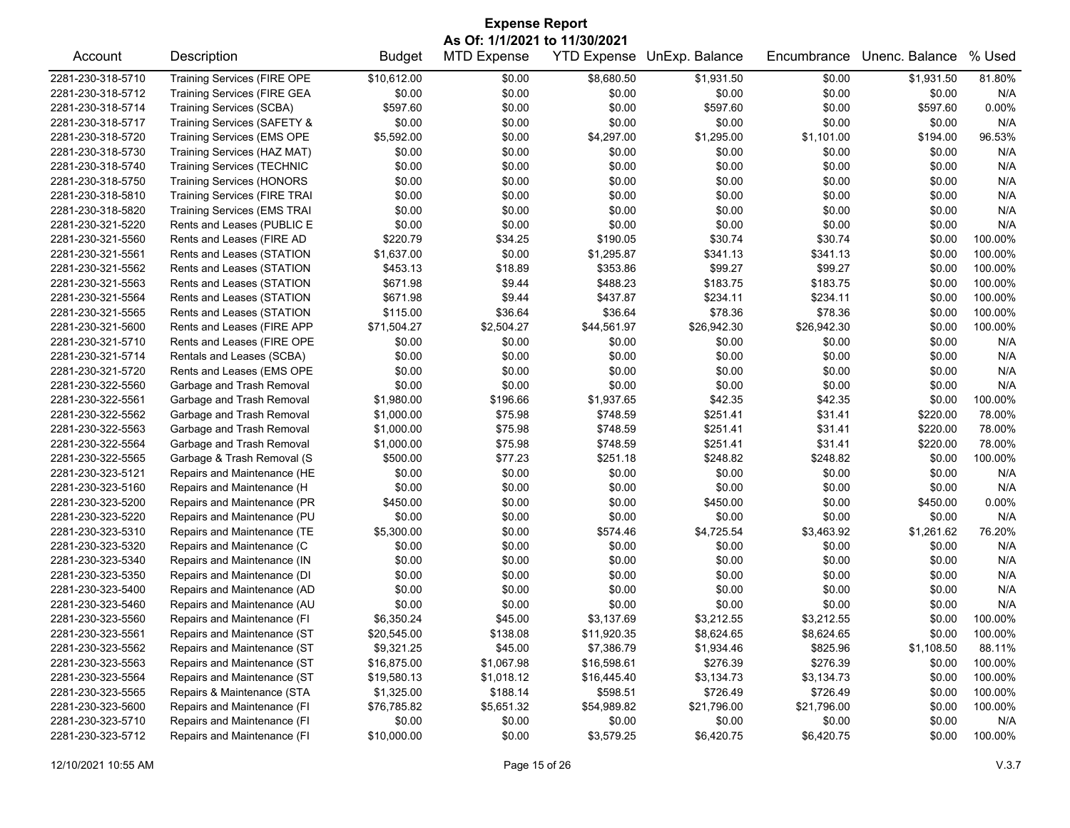# Expense Report

**As Of: 1/1/2021 to 11/30/2021**

| Account | Description | Budget | MTD Expense | YTD Expense | UnExp. Balance | Encumbrance | Unenc. Balance | % Used |
|---|---|---|---|---|---|---|---|---|
| 2281-230-318-5710 | Training Services (FIRE OPE | $10,612.00 | $0.00 | $8,680.50 | $1,931.50 | $0.00 | $1,931.50 | 81.80% |
| 2281-230-318-5712 | Training Services (FIRE GEA | $0.00 | $0.00 | $0.00 | $0.00 | $0.00 | $0.00 | N/A |
| 2281-230-318-5714 | Training Services (SCBA) | $597.60 | $0.00 | $0.00 | $597.60 | $0.00 | $597.60 | 0.00% |
| 2281-230-318-5717 | Training Services (SAFETY & | $0.00 | $0.00 | $0.00 | $0.00 | $0.00 | $0.00 | N/A |
| 2281-230-318-5720 | Training Services (EMS OPE | $5,592.00 | $0.00 | $4,297.00 | $1,295.00 | $1,101.00 | $194.00 | 96.53% |
| 2281-230-318-5730 | Training Services (HAZ MAT) | $0.00 | $0.00 | $0.00 | $0.00 | $0.00 | $0.00 | N/A |
| 2281-230-318-5740 | Training Services (TECHNIC | $0.00 | $0.00 | $0.00 | $0.00 | $0.00 | $0.00 | N/A |
| 2281-230-318-5750 | Training Services (HONORS | $0.00 | $0.00 | $0.00 | $0.00 | $0.00 | $0.00 | N/A |
| 2281-230-318-5810 | Training Services (FIRE TRAI | $0.00 | $0.00 | $0.00 | $0.00 | $0.00 | $0.00 | N/A |
| 2281-230-318-5820 | Training Services (EMS TRAI | $0.00 | $0.00 | $0.00 | $0.00 | $0.00 | $0.00 | N/A |
| 2281-230-321-5220 | Rents and Leases (PUBLIC E | $0.00 | $0.00 | $0.00 | $0.00 | $0.00 | $0.00 | N/A |
| 2281-230-321-5560 | Rents and Leases (FIRE AD | $220.79 | $34.25 | $190.05 | $30.74 | $30.74 | $0.00 | 100.00% |
| 2281-230-321-5561 | Rents and Leases (STATION | $1,637.00 | $0.00 | $1,295.87 | $341.13 | $341.13 | $0.00 | 100.00% |
| 2281-230-321-5562 | Rents and Leases (STATION | $453.13 | $18.89 | $353.86 | $99.27 | $99.27 | $0.00 | 100.00% |
| 2281-230-321-5563 | Rents and Leases (STATION | $671.98 | $9.44 | $488.23 | $183.75 | $183.75 | $0.00 | 100.00% |
| 2281-230-321-5564 | Rents and Leases (STATION | $671.98 | $9.44 | $437.87 | $234.11 | $234.11 | $0.00 | 100.00% |
| 2281-230-321-5565 | Rents and Leases (STATION | $115.00 | $36.64 | $36.64 | $78.36 | $78.36 | $0.00 | 100.00% |
| 2281-230-321-5600 | Rents and Leases (FIRE APP | $71,504.27 | $2,504.27 | $44,561.97 | $26,942.30 | $26,942.30 | $0.00 | 100.00% |
| 2281-230-321-5710 | Rents and Leases (FIRE OPE | $0.00 | $0.00 | $0.00 | $0.00 | $0.00 | $0.00 | N/A |
| 2281-230-321-5714 | Rentals and Leases (SCBA) | $0.00 | $0.00 | $0.00 | $0.00 | $0.00 | $0.00 | N/A |
| 2281-230-321-5720 | Rents and Leases (EMS OPE | $0.00 | $0.00 | $0.00 | $0.00 | $0.00 | $0.00 | N/A |
| 2281-230-322-5560 | Garbage and Trash Removal | $0.00 | $0.00 | $0.00 | $0.00 | $0.00 | $0.00 | N/A |
| 2281-230-322-5561 | Garbage and Trash Removal | $1,980.00 | $196.66 | $1,937.65 | $42.35 | $42.35 | $0.00 | 100.00% |
| 2281-230-322-5562 | Garbage and Trash Removal | $1,000.00 | $75.98 | $748.59 | $251.41 | $31.41 | $220.00 | 78.00% |
| 2281-230-322-5563 | Garbage and Trash Removal | $1,000.00 | $75.98 | $748.59 | $251.41 | $31.41 | $220.00 | 78.00% |
| 2281-230-322-5564 | Garbage and Trash Removal | $1,000.00 | $75.98 | $748.59 | $251.41 | $31.41 | $220.00 | 78.00% |
| 2281-230-322-5565 | Garbage & Trash Removal (S | $500.00 | $77.23 | $251.18 | $248.82 | $248.82 | $0.00 | 100.00% |
| 2281-230-323-5121 | Repairs and Maintenance (HE | $0.00 | $0.00 | $0.00 | $0.00 | $0.00 | $0.00 | N/A |
| 2281-230-323-5160 | Repairs and Maintenance (H | $0.00 | $0.00 | $0.00 | $0.00 | $0.00 | $0.00 | N/A |
| 2281-230-323-5200 | Repairs and Maintenance (PR | $450.00 | $0.00 | $0.00 | $450.00 | $0.00 | $450.00 | 0.00% |
| 2281-230-323-5220 | Repairs and Maintenance (PU | $0.00 | $0.00 | $0.00 | $0.00 | $0.00 | $0.00 | N/A |
| 2281-230-323-5310 | Repairs and Maintenance (TE | $5,300.00 | $0.00 | $574.46 | $4,725.54 | $3,463.92 | $1,261.62 | 76.20% |
| 2281-230-323-5320 | Repairs and Maintenance (C | $0.00 | $0.00 | $0.00 | $0.00 | $0.00 | $0.00 | N/A |
| 2281-230-323-5340 | Repairs and Maintenance (IN | $0.00 | $0.00 | $0.00 | $0.00 | $0.00 | $0.00 | N/A |
| 2281-230-323-5350 | Repairs and Maintenance (DI | $0.00 | $0.00 | $0.00 | $0.00 | $0.00 | $0.00 | N/A |
| 2281-230-323-5400 | Repairs and Maintenance (AD | $0.00 | $0.00 | $0.00 | $0.00 | $0.00 | $0.00 | N/A |
| 2281-230-323-5460 | Repairs and Maintenance (AU | $0.00 | $0.00 | $0.00 | $0.00 | $0.00 | $0.00 | N/A |
| 2281-230-323-5560 | Repairs and Maintenance (FI | $6,350.24 | $45.00 | $3,137.69 | $3,212.55 | $3,212.55 | $0.00 | 100.00% |
| 2281-230-323-5561 | Repairs and Maintenance (ST | $20,545.00 | $138.08 | $11,920.35 | $8,624.65 | $8,624.65 | $0.00 | 100.00% |
| 2281-230-323-5562 | Repairs and Maintenance (ST | $9,321.25 | $45.00 | $7,386.79 | $1,934.46 | $825.96 | $1,108.50 | 88.11% |
| 2281-230-323-5563 | Repairs and Maintenance (ST | $16,875.00 | $1,067.98 | $16,598.61 | $276.39 | $276.39 | $0.00 | 100.00% |
| 2281-230-323-5564 | Repairs and Maintenance (ST | $19,580.13 | $1,018.12 | $16,445.40 | $3,134.73 | $3,134.73 | $0.00 | 100.00% |
| 2281-230-323-5565 | Repairs & Maintenance (STA | $1,325.00 | $188.14 | $598.51 | $726.49 | $726.49 | $0.00 | 100.00% |
| 2281-230-323-5600 | Repairs and Maintenance (FI | $76,785.82 | $5,651.32 | $54,989.82 | $21,796.00 | $21,796.00 | $0.00 | 100.00% |
| 2281-230-323-5710 | Repairs and Maintenance (FI | $0.00 | $0.00 | $0.00 | $0.00 | $0.00 | $0.00 | N/A |
| 2281-230-323-5712 | Repairs and Maintenance (FI | $10,000.00 | $0.00 | $3,579.25 | $6,420.75 | $6,420.75 | $0.00 | 100.00% |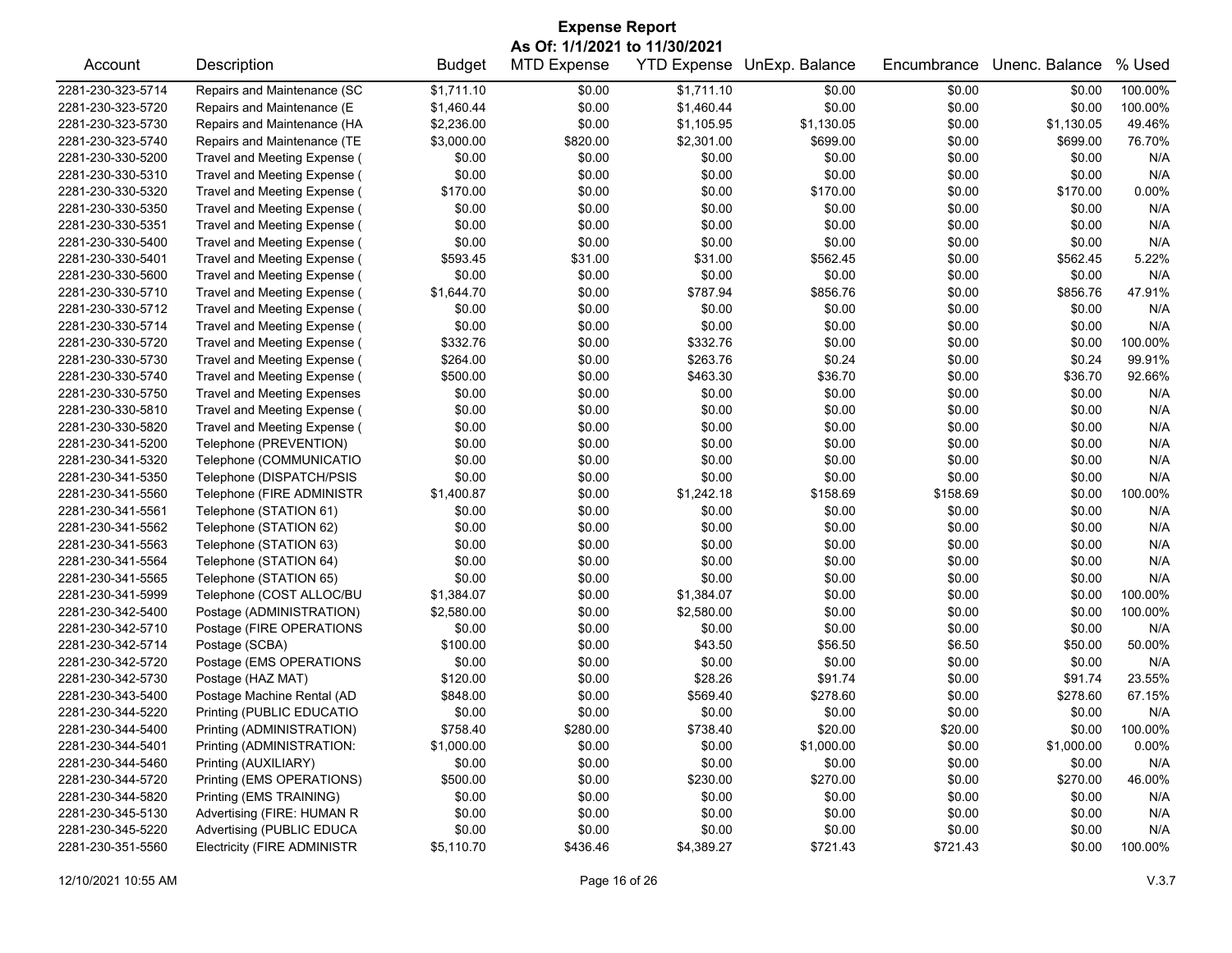# Expense Report

## As Of: 1/1/2021 to 11/30/2021

| Account | Description | Budget | MTD Expense | YTD Expense | UnExp. Balance | Encumbrance | Unenc. Balance | % Used |
|---|---|---|---|---|---|---|---|---|
| 2281-230-323-5714 | Repairs and Maintenance (SC | $1,711.10 | $0.00 | $1,711.10 | $0.00 | $0.00 | $0.00 | 100.00% |
| 2281-230-323-5720 | Repairs and Maintenance (E | $1,460.44 | $0.00 | $1,460.44 | $0.00 | $0.00 | $0.00 | 100.00% |
| 2281-230-323-5730 | Repairs and Maintenance (HA | $2,236.00 | $0.00 | $1,105.95 | $1,130.05 | $0.00 | $1,130.05 | 49.46% |
| 2281-230-323-5740 | Repairs and Maintenance (TE | $3,000.00 | $820.00 | $2,301.00 | $699.00 | $0.00 | $699.00 | 76.70% |
| 2281-230-330-5200 | Travel and Meeting Expense ( | $0.00 | $0.00 | $0.00 | $0.00 | $0.00 | $0.00 | N/A |
| 2281-230-330-5310 | Travel and Meeting Expense ( | $0.00 | $0.00 | $0.00 | $0.00 | $0.00 | $0.00 | N/A |
| 2281-230-330-5320 | Travel and Meeting Expense ( | $170.00 | $0.00 | $0.00 | $170.00 | $0.00 | $170.00 | 0.00% |
| 2281-230-330-5350 | Travel and Meeting Expense ( | $0.00 | $0.00 | $0.00 | $0.00 | $0.00 | $0.00 | N/A |
| 2281-230-330-5351 | Travel and Meeting Expense ( | $0.00 | $0.00 | $0.00 | $0.00 | $0.00 | $0.00 | N/A |
| 2281-230-330-5400 | Travel and Meeting Expense ( | $0.00 | $0.00 | $0.00 | $0.00 | $0.00 | $0.00 | N/A |
| 2281-230-330-5401 | Travel and Meeting Expense ( | $593.45 | $31.00 | $31.00 | $562.45 | $0.00 | $562.45 | 5.22% |
| 2281-230-330-5600 | Travel and Meeting Expense ( | $0.00 | $0.00 | $0.00 | $0.00 | $0.00 | $0.00 | N/A |
| 2281-230-330-5710 | Travel and Meeting Expense ( | $1,644.70 | $0.00 | $787.94 | $856.76 | $0.00 | $856.76 | 47.91% |
| 2281-230-330-5712 | Travel and Meeting Expense ( | $0.00 | $0.00 | $0.00 | $0.00 | $0.00 | $0.00 | N/A |
| 2281-230-330-5714 | Travel and Meeting Expense ( | $0.00 | $0.00 | $0.00 | $0.00 | $0.00 | $0.00 | N/A |
| 2281-230-330-5720 | Travel and Meeting Expense ( | $332.76 | $0.00 | $332.76 | $0.00 | $0.00 | $0.00 | 100.00% |
| 2281-230-330-5730 | Travel and Meeting Expense ( | $264.00 | $0.00 | $263.76 | $0.24 | $0.00 | $0.24 | 99.91% |
| 2281-230-330-5740 | Travel and Meeting Expense ( | $500.00 | $0.00 | $463.30 | $36.70 | $0.00 | $36.70 | 92.66% |
| 2281-230-330-5750 | Travel and Meeting Expenses | $0.00 | $0.00 | $0.00 | $0.00 | $0.00 | $0.00 | N/A |
| 2281-230-330-5810 | Travel and Meeting Expense ( | $0.00 | $0.00 | $0.00 | $0.00 | $0.00 | $0.00 | N/A |
| 2281-230-330-5820 | Travel and Meeting Expense ( | $0.00 | $0.00 | $0.00 | $0.00 | $0.00 | $0.00 | N/A |
| 2281-230-341-5200 | Telephone (PREVENTION) | $0.00 | $0.00 | $0.00 | $0.00 | $0.00 | $0.00 | N/A |
| 2281-230-341-5320 | Telephone (COMMUNICATIO | $0.00 | $0.00 | $0.00 | $0.00 | $0.00 | $0.00 | N/A |
| 2281-230-341-5350 | Telephone (DISPATCH/PSIS | $0.00 | $0.00 | $0.00 | $0.00 | $0.00 | $0.00 | N/A |
| 2281-230-341-5560 | Telephone (FIRE ADMINISTR | $1,400.87 | $0.00 | $1,242.18 | $158.69 | $158.69 | $0.00 | 100.00% |
| 2281-230-341-5561 | Telephone (STATION 61) | $0.00 | $0.00 | $0.00 | $0.00 | $0.00 | $0.00 | N/A |
| 2281-230-341-5562 | Telephone (STATION 62) | $0.00 | $0.00 | $0.00 | $0.00 | $0.00 | $0.00 | N/A |
| 2281-230-341-5563 | Telephone (STATION 63) | $0.00 | $0.00 | $0.00 | $0.00 | $0.00 | $0.00 | N/A |
| 2281-230-341-5564 | Telephone (STATION 64) | $0.00 | $0.00 | $0.00 | $0.00 | $0.00 | $0.00 | N/A |
| 2281-230-341-5565 | Telephone (STATION 65) | $0.00 | $0.00 | $0.00 | $0.00 | $0.00 | $0.00 | N/A |
| 2281-230-341-5999 | Telephone (COST ALLOC/BU | $1,384.07 | $0.00 | $1,384.07 | $0.00 | $0.00 | $0.00 | 100.00% |
| 2281-230-342-5400 | Postage (ADMINISTRATION) | $2,580.00 | $0.00 | $2,580.00 | $0.00 | $0.00 | $0.00 | 100.00% |
| 2281-230-342-5710 | Postage (FIRE OPERATIONS | $0.00 | $0.00 | $0.00 | $0.00 | $0.00 | $0.00 | N/A |
| 2281-230-342-5714 | Postage (SCBA) | $100.00 | $0.00 | $43.50 | $56.50 | $6.50 | $50.00 | 50.00% |
| 2281-230-342-5720 | Postage (EMS OPERATIONS | $0.00 | $0.00 | $0.00 | $0.00 | $0.00 | $0.00 | N/A |
| 2281-230-342-5730 | Postage (HAZ MAT) | $120.00 | $0.00 | $28.26 | $91.74 | $0.00 | $91.74 | 23.55% |
| 2281-230-343-5400 | Postage Machine Rental (AD | $848.00 | $0.00 | $569.40 | $278.60 | $0.00 | $278.60 | 67.15% |
| 2281-230-344-5220 | Printing (PUBLIC EDUCATIO | $0.00 | $0.00 | $0.00 | $0.00 | $0.00 | $0.00 | N/A |
| 2281-230-344-5400 | Printing (ADMINISTRATION) | $758.40 | $280.00 | $738.40 | $20.00 | $20.00 | $0.00 | 100.00% |
| 2281-230-344-5401 | Printing (ADMINISTRATION: | $1,000.00 | $0.00 | $0.00 | $1,000.00 | $0.00 | $1,000.00 | 0.00% |
| 2281-230-344-5460 | Printing (AUXILIARY) | $0.00 | $0.00 | $0.00 | $0.00 | $0.00 | $0.00 | N/A |
| 2281-230-344-5720 | Printing (EMS OPERATIONS) | $500.00 | $0.00 | $230.00 | $270.00 | $0.00 | $270.00 | 46.00% |
| 2281-230-344-5820 | Printing (EMS TRAINING) | $0.00 | $0.00 | $0.00 | $0.00 | $0.00 | $0.00 | N/A |
| 2281-230-345-5130 | Advertising (FIRE: HUMAN R | $0.00 | $0.00 | $0.00 | $0.00 | $0.00 | $0.00 | N/A |
| 2281-230-345-5220 | Advertising (PUBLIC EDUCA | $0.00 | $0.00 | $0.00 | $0.00 | $0.00 | $0.00 | N/A |
| 2281-230-351-5560 | Electricity (FIRE ADMINISTR | $5,110.70 | $436.46 | $4,389.27 | $721.43 | $721.43 | $0.00 | 100.00% |

12/10/2021 10:55 AM — V.3.7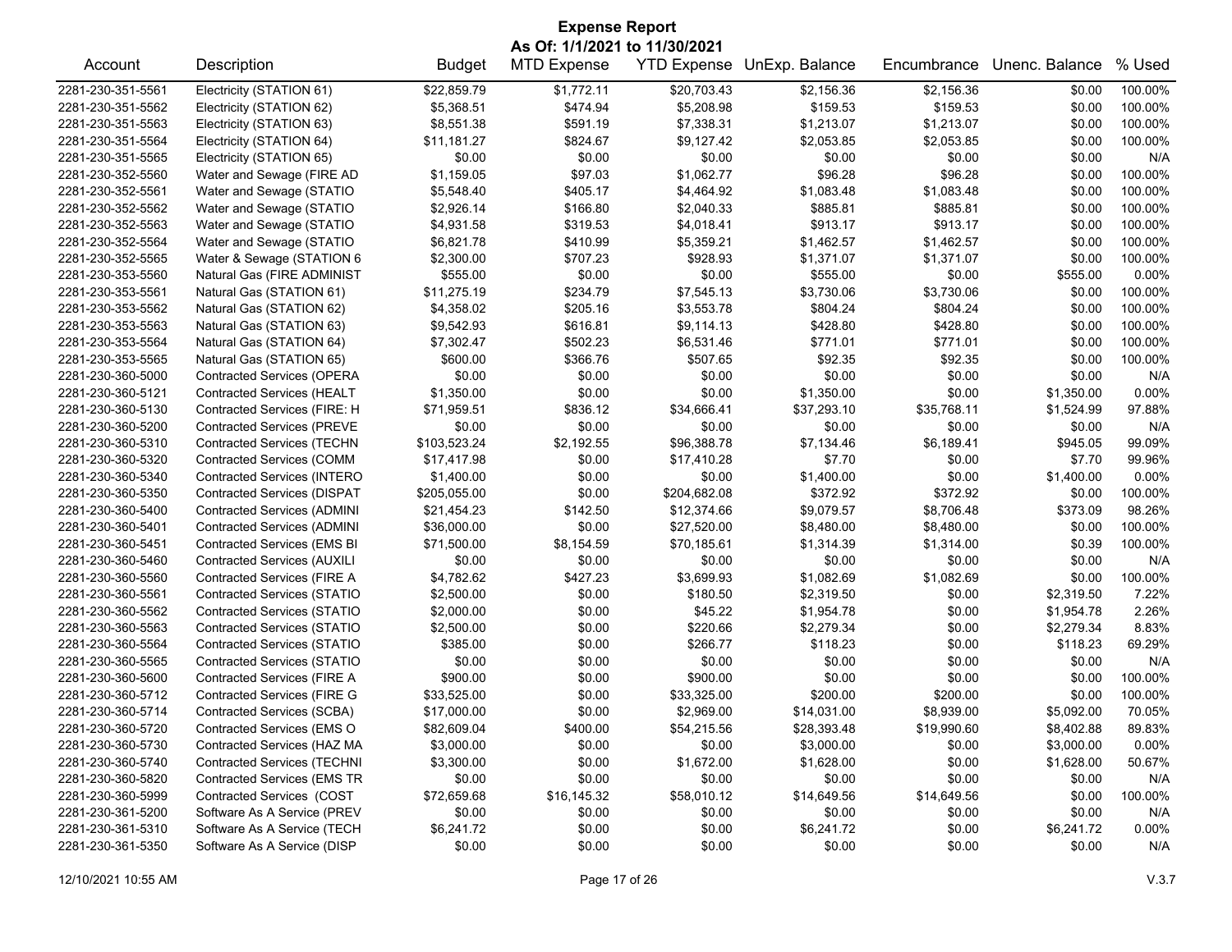# Expense Report

## As Of: 1/1/2021 to 11/30/2021

| Account | Description | Budget | MTD Expense | YTD Expense | UnExp. Balance | Encumbrance | Unenc. Balance | % Used |
|---|---|---|---|---|---|---|---|---|
| 2281-230-351-5561 | Electricity (STATION 61) | $22,859.79 | $1,772.11 | $20,703.43 | $2,156.36 | $2,156.36 | $0.00 | 100.00% |
| 2281-230-351-5562 | Electricity (STATION 62) | $5,368.51 | $474.94 | $5,208.98 | $159.53 | $159.53 | $0.00 | 100.00% |
| 2281-230-351-5563 | Electricity (STATION 63) | $8,551.38 | $591.19 | $7,338.31 | $1,213.07 | $1,213.07 | $0.00 | 100.00% |
| 2281-230-351-5564 | Electricity (STATION 64) | $11,181.27 | $824.67 | $9,127.42 | $2,053.85 | $2,053.85 | $0.00 | 100.00% |
| 2281-230-351-5565 | Electricity (STATION 65) | $0.00 | $0.00 | $0.00 | $0.00 | $0.00 | $0.00 | N/A |
| 2281-230-352-5560 | Water and Sewage (FIRE AD | $1,159.05 | $97.03 | $1,062.77 | $96.28 | $96.28 | $0.00 | 100.00% |
| 2281-230-352-5561 | Water and Sewage (STATIO | $5,548.40 | $405.17 | $4,464.92 | $1,083.48 | $1,083.48 | $0.00 | 100.00% |
| 2281-230-352-5562 | Water and Sewage (STATIO | $2,926.14 | $166.80 | $2,040.33 | $885.81 | $885.81 | $0.00 | 100.00% |
| 2281-230-352-5563 | Water and Sewage (STATIO | $4,931.58 | $319.53 | $4,018.41 | $913.17 | $913.17 | $0.00 | 100.00% |
| 2281-230-352-5564 | Water and Sewage (STATIO | $6,821.78 | $410.99 | $5,359.21 | $1,462.57 | $1,462.57 | $0.00 | 100.00% |
| 2281-230-352-5565 | Water & Sewage (STATION 6 | $2,300.00 | $707.23 | $928.93 | $1,371.07 | $1,371.07 | $0.00 | 100.00% |
| 2281-230-353-5560 | Natural Gas (FIRE ADMINIST | $555.00 | $0.00 | $0.00 | $555.00 | $0.00 | $555.00 | 0.00% |
| 2281-230-353-5561 | Natural Gas (STATION 61) | $11,275.19 | $234.79 | $7,545.13 | $3,730.06 | $3,730.06 | $0.00 | 100.00% |
| 2281-230-353-5562 | Natural Gas (STATION 62) | $4,358.02 | $205.16 | $3,553.78 | $804.24 | $804.24 | $0.00 | 100.00% |
| 2281-230-353-5563 | Natural Gas (STATION 63) | $9,542.93 | $616.81 | $9,114.13 | $428.80 | $428.80 | $0.00 | 100.00% |
| 2281-230-353-5564 | Natural Gas (STATION 64) | $7,302.47 | $502.23 | $6,531.46 | $771.01 | $771.01 | $0.00 | 100.00% |
| 2281-230-353-5565 | Natural Gas (STATION 65) | $600.00 | $366.76 | $507.65 | $92.35 | $92.35 | $0.00 | 100.00% |
| 2281-230-360-5000 | Contracted Services (OPERA | $0.00 | $0.00 | $0.00 | $0.00 | $0.00 | $0.00 | N/A |
| 2281-230-360-5121 | Contracted Services (HEALT | $1,350.00 | $0.00 | $0.00 | $1,350.00 | $0.00 | $1,350.00 | 0.00% |
| 2281-230-360-5130 | Contracted Services (FIRE: H | $71,959.51 | $836.12 | $34,666.41 | $37,293.10 | $35,768.11 | $1,524.99 | 97.88% |
| 2281-230-360-5200 | Contracted Services (PREVE | $0.00 | $0.00 | $0.00 | $0.00 | $0.00 | $0.00 | N/A |
| 2281-230-360-5310 | Contracted Services (TECHN | $103,523.24 | $2,192.55 | $96,388.78 | $7,134.46 | $6,189.41 | $945.05 | 99.09% |
| 2281-230-360-5320 | Contracted Services (COMM | $17,417.98 | $0.00 | $17,410.28 | $7.70 | $0.00 | $7.70 | 99.96% |
| 2281-230-360-5340 | Contracted Services (INTERO | $1,400.00 | $0.00 | $0.00 | $1,400.00 | $0.00 | $1,400.00 | 0.00% |
| 2281-230-360-5350 | Contracted Services (DISPAT | $205,055.00 | $0.00 | $204,682.08 | $372.92 | $372.92 | $0.00 | 100.00% |
| 2281-230-360-5400 | Contracted Services (ADMINI | $21,454.23 | $142.50 | $12,374.66 | $9,079.57 | $8,706.48 | $373.09 | 98.26% |
| 2281-230-360-5401 | Contracted Services (ADMINI | $36,000.00 | $0.00 | $27,520.00 | $8,480.00 | $8,480.00 | $0.00 | 100.00% |
| 2281-230-360-5451 | Contracted Services (EMS BI | $71,500.00 | $8,154.59 | $70,185.61 | $1,314.39 | $1,314.00 | $0.39 | 100.00% |
| 2281-230-360-5460 | Contracted Services (AUXILI | $0.00 | $0.00 | $0.00 | $0.00 | $0.00 | $0.00 | N/A |
| 2281-230-360-5560 | Contracted Services (FIRE A | $4,782.62 | $427.23 | $3,699.93 | $1,082.69 | $1,082.69 | $0.00 | 100.00% |
| 2281-230-360-5561 | Contracted Services (STATIO | $2,500.00 | $0.00 | $180.50 | $2,319.50 | $0.00 | $2,319.50 | 7.22% |
| 2281-230-360-5562 | Contracted Services (STATIO | $2,000.00 | $0.00 | $45.22 | $1,954.78 | $0.00 | $1,954.78 | 2.26% |
| 2281-230-360-5563 | Contracted Services (STATIO | $2,500.00 | $0.00 | $220.66 | $2,279.34 | $0.00 | $2,279.34 | 8.83% |
| 2281-230-360-5564 | Contracted Services (STATIO | $385.00 | $0.00 | $266.77 | $118.23 | $0.00 | $118.23 | 69.29% |
| 2281-230-360-5565 | Contracted Services (STATIO | $0.00 | $0.00 | $0.00 | $0.00 | $0.00 | $0.00 | N/A |
| 2281-230-360-5600 | Contracted Services (FIRE A | $900.00 | $0.00 | $900.00 | $0.00 | $0.00 | $0.00 | 100.00% |
| 2281-230-360-5712 | Contracted Services (FIRE G | $33,525.00 | $0.00 | $33,325.00 | $200.00 | $200.00 | $0.00 | 100.00% |
| 2281-230-360-5714 | Contracted Services (SCBA) | $17,000.00 | $0.00 | $2,969.00 | $14,031.00 | $8,939.00 | $5,092.00 | 70.05% |
| 2281-230-360-5720 | Contracted Services (EMS O | $82,609.04 | $400.00 | $54,215.56 | $28,393.48 | $19,990.60 | $8,402.88 | 89.83% |
| 2281-230-360-5730 | Contracted Services (HAZ MA | $3,000.00 | $0.00 | $0.00 | $3,000.00 | $0.00 | $3,000.00 | 0.00% |
| 2281-230-360-5740 | Contracted Services (TECHNI | $3,300.00 | $0.00 | $1,672.00 | $1,628.00 | $0.00 | $1,628.00 | 50.67% |
| 2281-230-360-5820 | Contracted Services (EMS TR | $0.00 | $0.00 | $0.00 | $0.00 | $0.00 | $0.00 | N/A |
| 2281-230-360-5999 | Contracted Services (COST | $72,659.68 | $16,145.32 | $58,010.12 | $14,649.56 | $14,649.56 | $0.00 | 100.00% |
| 2281-230-361-5200 | Software As A Service (PREV | $0.00 | $0.00 | $0.00 | $0.00 | $0.00 | $0.00 | N/A |
| 2281-230-361-5310 | Software As A Service (TECH | $6,241.72 | $0.00 | $0.00 | $6,241.72 | $0.00 | $6,241.72 | 0.00% |
| 2281-230-361-5350 | Software As A Service (DISP | $0.00 | $0.00 | $0.00 | $0.00 | $0.00 | $0.00 | N/A |

12/10/2021 10:55 AM V.3.7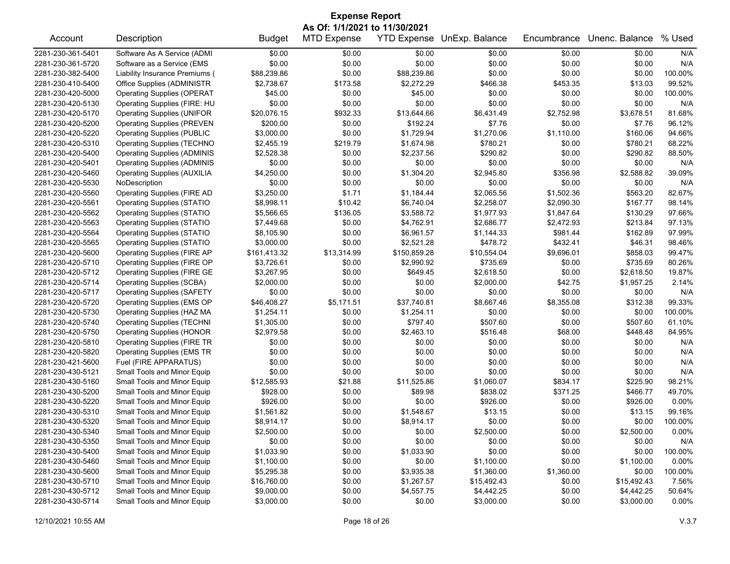# Expense Report

## As Of: 1/1/2021 to 11/30/2021

| Account | Description | Budget | MTD Expense | YTD Expense | UnExp. Balance | Encumbrance | Unenc. Balance | % Used |
|---|---|---|---|---|---|---|---|---|
| 2281-230-361-5401 | Software As A Service (ADMI | $0.00 | $0.00 | $0.00 | $0.00 | $0.00 | $0.00 | N/A |
| 2281-230-361-5720 | Software as a Service (EMS | $0.00 | $0.00 | $0.00 | $0.00 | $0.00 | $0.00 | N/A |
| 2281-230-382-5400 | Liability Insurance Premiums ( | $88,239.86 | $0.00 | $88,239.86 | $0.00 | $0.00 | $0.00 | 100.00% |
| 2281-230-410-5400 | Office Supplies (ADMINISTR | $2,738.67 | $173.58 | $2,272.29 | $466.38 | $453.35 | $13.03 | 99.52% |
| 2281-230-420-5000 | Operating Supplies (OPERAT | $45.00 | $0.00 | $45.00 | $0.00 | $0.00 | $0.00 | 100.00% |
| 2281-230-420-5130 | Operating Supplies (FIRE: HU | $0.00 | $0.00 | $0.00 | $0.00 | $0.00 | $0.00 | N/A |
| 2281-230-420-5170 | Operating Supplies (UNIFOR | $20,076.15 | $932.33 | $13,644.66 | $6,431.49 | $2,752.98 | $3,678.51 | 81.68% |
| 2281-230-420-5200 | Operating Supplies (PREVEN | $200.00 | $0.00 | $192.24 | $7.76 | $0.00 | $7.76 | 96.12% |
| 2281-230-420-5220 | Operating Supplies (PUBLIC | $3,000.00 | $0.00 | $1,729.94 | $1,270.06 | $1,110.00 | $160.06 | 94.66% |
| 2281-230-420-5310 | Operating Supplies (TECHNO | $2,455.19 | $219.79 | $1,674.98 | $780.21 | $0.00 | $780.21 | 68.22% |
| 2281-230-420-5400 | Operating Supplies (ADMINIS | $2,528.38 | $0.00 | $2,237.56 | $290.82 | $0.00 | $290.82 | 88.50% |
| 2281-230-420-5401 | Operating Supplies (ADMINIS | $0.00 | $0.00 | $0.00 | $0.00 | $0.00 | $0.00 | N/A |
| 2281-230-420-5460 | Operating Supplies (AUXILIA | $4,250.00 | $0.00 | $1,304.20 | $2,945.80 | $356.98 | $2,588.82 | 39.09% |
| 2281-230-420-5530 | NoDescription | $0.00 | $0.00 | $0.00 | $0.00 | $0.00 | $0.00 | N/A |
| 2281-230-420-5560 | Operating Supplies (FIRE AD | $3,250.00 | $1.71 | $1,184.44 | $2,065.56 | $1,502.36 | $563.20 | 82.67% |
| 2281-230-420-5561 | Operating Supplies (STATIO | $8,998.11 | $10.42 | $6,740.04 | $2,258.07 | $2,090.30 | $167.77 | 98.14% |
| 2281-230-420-5562 | Operating Supplies (STATIO | $5,566.65 | $136.05 | $3,588.72 | $1,977.93 | $1,847.64 | $130.29 | 97.66% |
| 2281-230-420-5563 | Operating Supplies (STATIO | $7,449.68 | $0.00 | $4,762.91 | $2,686.77 | $2,472.93 | $213.84 | 97.13% |
| 2281-230-420-5564 | Operating Supplies (STATIO | $8,105.90 | $0.00 | $6,961.57 | $1,144.33 | $981.44 | $162.89 | 97.99% |
| 2281-230-420-5565 | Operating Supplies (STATIO | $3,000.00 | $0.00 | $2,521.28 | $478.72 | $432.41 | $46.31 | 98.46% |
| 2281-230-420-5600 | Operating Supplies (FIRE AP | $161,413.32 | $13,314.99 | $150,859.28 | $10,554.04 | $9,696.01 | $858.03 | 99.47% |
| 2281-230-420-5710 | Operating Supplies (FIRE OP | $3,726.61 | $0.00 | $2,990.92 | $735.69 | $0.00 | $735.69 | 80.26% |
| 2281-230-420-5712 | Operating Supplies (FIRE GE | $3,267.95 | $0.00 | $649.45 | $2,618.50 | $0.00 | $2,618.50 | 19.87% |
| 2281-230-420-5714 | Operating Supplies (SCBA) | $2,000.00 | $0.00 | $0.00 | $2,000.00 | $42.75 | $1,957.25 | 2.14% |
| 2281-230-420-5717 | Operating Supplies (SAFETY | $0.00 | $0.00 | $0.00 | $0.00 | $0.00 | $0.00 | N/A |
| 2281-230-420-5720 | Operating Supplies (EMS OP | $46,408.27 | $5,171.51 | $37,740.81 | $8,667.46 | $8,355.08 | $312.38 | 99.33% |
| 2281-230-420-5730 | Operating Supplies (HAZ MA | $1,254.11 | $0.00 | $1,254.11 | $0.00 | $0.00 | $0.00 | 100.00% |
| 2281-230-420-5740 | Operating Supplies (TECHNI | $1,305.00 | $0.00 | $797.40 | $507.60 | $0.00 | $507.60 | 61.10% |
| 2281-230-420-5750 | Operating Supplies (HONOR | $2,979.58 | $0.00 | $2,463.10 | $516.48 | $68.00 | $448.48 | 84.95% |
| 2281-230-420-5810 | Operating Supplies (FIRE TR | $0.00 | $0.00 | $0.00 | $0.00 | $0.00 | $0.00 | N/A |
| 2281-230-420-5820 | Operating Supplies (EMS TR | $0.00 | $0.00 | $0.00 | $0.00 | $0.00 | $0.00 | N/A |
| 2281-230-421-5600 | Fuel (FIRE APPARATUS) | $0.00 | $0.00 | $0.00 | $0.00 | $0.00 | $0.00 | N/A |
| 2281-230-430-5121 | Small Tools and Minor Equip | $0.00 | $0.00 | $0.00 | $0.00 | $0.00 | $0.00 | N/A |
| 2281-230-430-5160 | Small Tools and Minor Equip | $12,585.93 | $21.88 | $11,525.86 | $1,060.07 | $834.17 | $225.90 | 98.21% |
| 2281-230-430-5200 | Small Tools and Minor Equip | $928.00 | $0.00 | $89.98 | $838.02 | $371.25 | $466.77 | 49.70% |
| 2281-230-430-5220 | Small Tools and Minor Equip | $926.00 | $0.00 | $0.00 | $926.00 | $0.00 | $926.00 | 0.00% |
| 2281-230-430-5310 | Small Tools and Minor Equip | $1,561.82 | $0.00 | $1,548.67 | $13.15 | $0.00 | $13.15 | 99.16% |
| 2281-230-430-5320 | Small Tools and Minor Equip | $8,914.17 | $0.00 | $8,914.17 | $0.00 | $0.00 | $0.00 | 100.00% |
| 2281-230-430-5340 | Small Tools and Minor Equip | $2,500.00 | $0.00 | $0.00 | $2,500.00 | $0.00 | $2,500.00 | 0.00% |
| 2281-230-430-5350 | Small Tools and Minor Equip | $0.00 | $0.00 | $0.00 | $0.00 | $0.00 | $0.00 | N/A |
| 2281-230-430-5400 | Small Tools and Minor Equip | $1,033.90 | $0.00 | $1,033.90 | $0.00 | $0.00 | $0.00 | 100.00% |
| 2281-230-430-5460 | Small Tools and Minor Equip | $1,100.00 | $0.00 | $0.00 | $1,100.00 | $0.00 | $1,100.00 | 0.00% |
| 2281-230-430-5600 | Small Tools and Minor Equip | $5,295.38 | $0.00 | $3,935.38 | $1,360.00 | $1,360.00 | $0.00 | 100.00% |
| 2281-230-430-5710 | Small Tools and Minor Equip | $16,760.00 | $0.00 | $1,267.57 | $15,492.43 | $0.00 | $15,492.43 | 7.56% |
| 2281-230-430-5712 | Small Tools and Minor Equip | $9,000.00 | $0.00 | $4,557.75 | $4,442.25 | $0.00 | $4,442.25 | 50.64% |
| 2281-230-430-5714 | Small Tools and Minor Equip | $3,000.00 | $0.00 | $0.00 | $3,000.00 | $0.00 | $3,000.00 | 0.00% |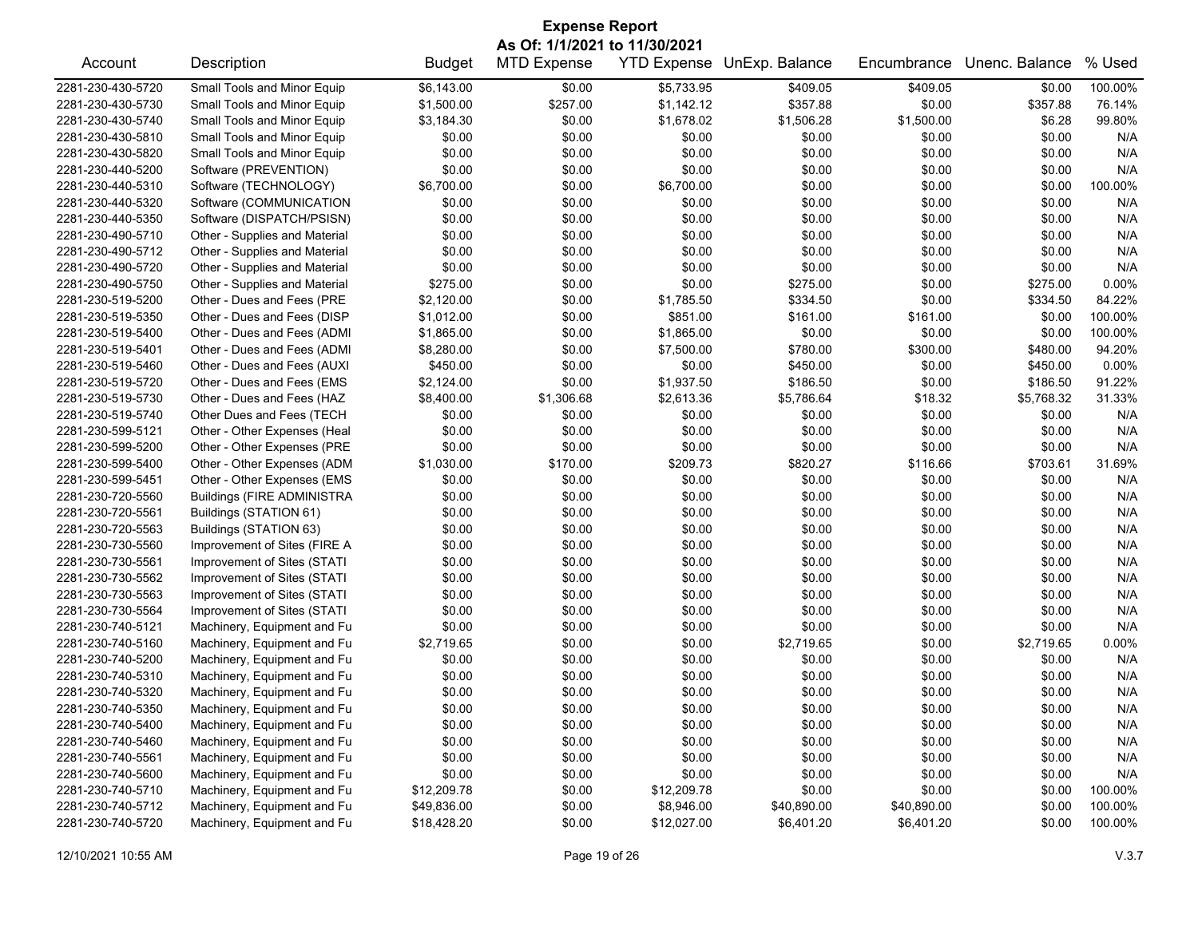# Expense Report

**As Of: 1/1/2021 to 11/30/2021**

| Account | Description | Budget | MTD Expense | YTD Expense | UnExp. Balance | Encumbrance | Unenc. Balance | % Used |
|---|---|---|---|---|---|---|---|---|
| 2281-230-430-5720 | Small Tools and Minor Equip | $6,143.00 | $0.00 | $5,733.95 | $409.05 | $409.05 | $0.00 | 100.00% |
| 2281-230-430-5730 | Small Tools and Minor Equip | $1,500.00 | $257.00 | $1,142.12 | $357.88 | $0.00 | $357.88 | 76.14% |
| 2281-230-430-5740 | Small Tools and Minor Equip | $3,184.30 | $0.00 | $1,678.02 | $1,506.28 | $1,500.00 | $6.28 | 99.80% |
| 2281-230-430-5810 | Small Tools and Minor Equip | $0.00 | $0.00 | $0.00 | $0.00 | $0.00 | $0.00 | N/A |
| 2281-230-430-5820 | Small Tools and Minor Equip | $0.00 | $0.00 | $0.00 | $0.00 | $0.00 | $0.00 | N/A |
| 2281-230-440-5200 | Software (PREVENTION) | $0.00 | $0.00 | $0.00 | $0.00 | $0.00 | $0.00 | N/A |
| 2281-230-440-5310 | Software (TECHNOLOGY) | $6,700.00 | $0.00 | $6,700.00 | $0.00 | $0.00 | $0.00 | 100.00% |
| 2281-230-440-5320 | Software (COMMUNICATION | $0.00 | $0.00 | $0.00 | $0.00 | $0.00 | $0.00 | N/A |
| 2281-230-440-5350 | Software (DISPATCH/PSISN) | $0.00 | $0.00 | $0.00 | $0.00 | $0.00 | $0.00 | N/A |
| 2281-230-490-5710 | Other - Supplies and Material | $0.00 | $0.00 | $0.00 | $0.00 | $0.00 | $0.00 | N/A |
| 2281-230-490-5712 | Other - Supplies and Material | $0.00 | $0.00 | $0.00 | $0.00 | $0.00 | $0.00 | N/A |
| 2281-230-490-5720 | Other - Supplies and Material | $0.00 | $0.00 | $0.00 | $0.00 | $0.00 | $0.00 | N/A |
| 2281-230-490-5750 | Other - Supplies and Material | $275.00 | $0.00 | $0.00 | $275.00 | $0.00 | $275.00 | 0.00% |
| 2281-230-519-5200 | Other - Dues and Fees (PRE | $2,120.00 | $0.00 | $1,785.50 | $334.50 | $0.00 | $334.50 | 84.22% |
| 2281-230-519-5350 | Other - Dues and Fees (DISP | $1,012.00 | $0.00 | $851.00 | $161.00 | $161.00 | $0.00 | 100.00% |
| 2281-230-519-5400 | Other - Dues and Fees (ADMI | $1,865.00 | $0.00 | $1,865.00 | $0.00 | $0.00 | $0.00 | 100.00% |
| 2281-230-519-5401 | Other - Dues and Fees (ADMI | $8,280.00 | $0.00 | $7,500.00 | $780.00 | $300.00 | $480.00 | 94.20% |
| 2281-230-519-5460 | Other - Dues and Fees (AUXI | $450.00 | $0.00 | $0.00 | $450.00 | $0.00 | $450.00 | 0.00% |
| 2281-230-519-5720 | Other - Dues and Fees (EMS | $2,124.00 | $0.00 | $1,937.50 | $186.50 | $0.00 | $186.50 | 91.22% |
| 2281-230-519-5730 | Other - Dues and Fees (HAZ | $8,400.00 | $1,306.68 | $2,613.36 | $5,786.64 | $18.32 | $5,768.32 | 31.33% |
| 2281-230-519-5740 | Other Dues and Fees (TECH | $0.00 | $0.00 | $0.00 | $0.00 | $0.00 | $0.00 | N/A |
| 2281-230-599-5121 | Other - Other Expenses (Heal | $0.00 | $0.00 | $0.00 | $0.00 | $0.00 | $0.00 | N/A |
| 2281-230-599-5200 | Other - Other Expenses (PRE | $0.00 | $0.00 | $0.00 | $0.00 | $0.00 | $0.00 | N/A |
| 2281-230-599-5400 | Other - Other Expenses (ADM | $1,030.00 | $170.00 | $209.73 | $820.27 | $116.66 | $703.61 | 31.69% |
| 2281-230-599-5451 | Other - Other Expenses (EMS | $0.00 | $0.00 | $0.00 | $0.00 | $0.00 | $0.00 | N/A |
| 2281-230-720-5560 | Buildings (FIRE ADMINISTRA | $0.00 | $0.00 | $0.00 | $0.00 | $0.00 | $0.00 | N/A |
| 2281-230-720-5561 | Buildings (STATION 61) | $0.00 | $0.00 | $0.00 | $0.00 | $0.00 | $0.00 | N/A |
| 2281-230-720-5563 | Buildings (STATION 63) | $0.00 | $0.00 | $0.00 | $0.00 | $0.00 | $0.00 | N/A |
| 2281-230-730-5560 | Improvement of Sites (FIRE A | $0.00 | $0.00 | $0.00 | $0.00 | $0.00 | $0.00 | N/A |
| 2281-230-730-5561 | Improvement of Sites (STATI | $0.00 | $0.00 | $0.00 | $0.00 | $0.00 | $0.00 | N/A |
| 2281-230-730-5562 | Improvement of Sites (STATI | $0.00 | $0.00 | $0.00 | $0.00 | $0.00 | $0.00 | N/A |
| 2281-230-730-5563 | Improvement of Sites (STATI | $0.00 | $0.00 | $0.00 | $0.00 | $0.00 | $0.00 | N/A |
| 2281-230-730-5564 | Improvement of Sites (STATI | $0.00 | $0.00 | $0.00 | $0.00 | $0.00 | $0.00 | N/A |
| 2281-230-740-5121 | Machinery, Equipment and Fu | $0.00 | $0.00 | $0.00 | $0.00 | $0.00 | $0.00 | N/A |
| 2281-230-740-5160 | Machinery, Equipment and Fu | $2,719.65 | $0.00 | $0.00 | $2,719.65 | $0.00 | $2,719.65 | 0.00% |
| 2281-230-740-5200 | Machinery, Equipment and Fu | $0.00 | $0.00 | $0.00 | $0.00 | $0.00 | $0.00 | N/A |
| 2281-230-740-5310 | Machinery, Equipment and Fu | $0.00 | $0.00 | $0.00 | $0.00 | $0.00 | $0.00 | N/A |
| 2281-230-740-5320 | Machinery, Equipment and Fu | $0.00 | $0.00 | $0.00 | $0.00 | $0.00 | $0.00 | N/A |
| 2281-230-740-5350 | Machinery, Equipment and Fu | $0.00 | $0.00 | $0.00 | $0.00 | $0.00 | $0.00 | N/A |
| 2281-230-740-5400 | Machinery, Equipment and Fu | $0.00 | $0.00 | $0.00 | $0.00 | $0.00 | $0.00 | N/A |
| 2281-230-740-5460 | Machinery, Equipment and Fu | $0.00 | $0.00 | $0.00 | $0.00 | $0.00 | $0.00 | N/A |
| 2281-230-740-5561 | Machinery, Equipment and Fu | $0.00 | $0.00 | $0.00 | $0.00 | $0.00 | $0.00 | N/A |
| 2281-230-740-5600 | Machinery, Equipment and Fu | $0.00 | $0.00 | $0.00 | $0.00 | $0.00 | $0.00 | N/A |
| 2281-230-740-5710 | Machinery, Equipment and Fu | $12,209.78 | $0.00 | $12,209.78 | $0.00 | $0.00 | $0.00 | 100.00% |
| 2281-230-740-5712 | Machinery, Equipment and Fu | $49,836.00 | $0.00 | $8,946.00 | $40,890.00 | $40,890.00 | $0.00 | 100.00% |
| 2281-230-740-5720 | Machinery, Equipment and Fu | $18,428.20 | $0.00 | $12,027.00 | $6,401.20 | $6,401.20 | $0.00 | 100.00% |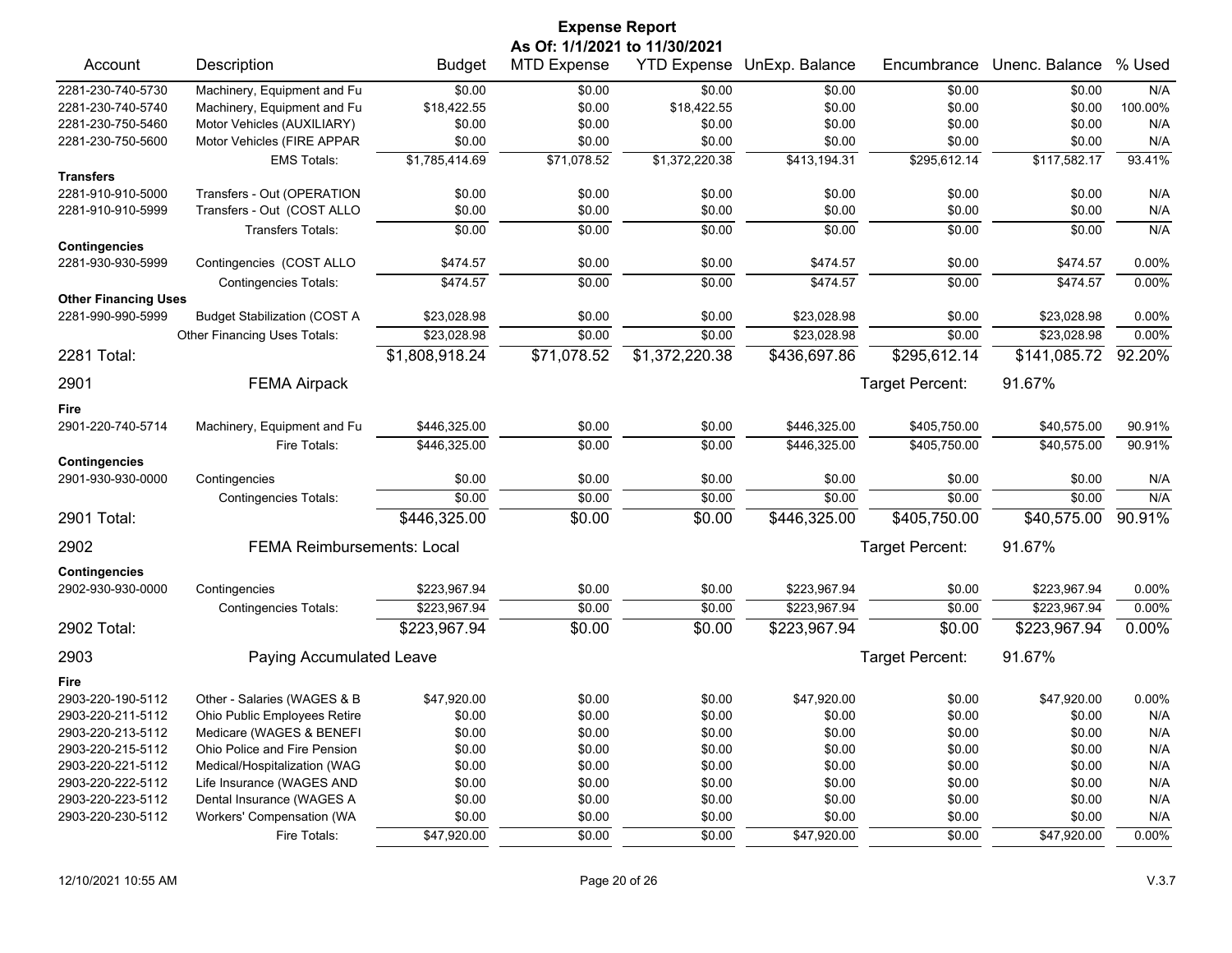# Expense Report

**As Of: 1/1/2021 to 11/30/2021**

| Account | Description | Budget | MTD Expense | YTD Expense | UnExp. Balance | Encumbrance | Unenc. Balance | % Used |
|---|---|---|---|---|---|---|---|---|
| 2281-230-740-5730 | Machinery, Equipment and Fu | $0.00 | $0.00 | $0.00 | $0.00 | $0.00 | $0.00 | N/A |
| 2281-230-740-5740 | Machinery, Equipment and Fu | $18,422.55 | $0.00 | $18,422.55 | $0.00 | $0.00 | $0.00 | 100.00% |
| 2281-230-750-5460 | Motor Vehicles (AUXILIARY) | $0.00 | $0.00 | $0.00 | $0.00 | $0.00 | $0.00 | N/A |
| 2281-230-750-5600 | Motor Vehicles (FIRE APPAR | $0.00 | $0.00 | $0.00 | $0.00 | $0.00 | $0.00 | N/A |
| | EMS Totals: | $1,785,414.69 | $71,078.52 | $1,372,220.38 | $413,194.31 | $295,612.14 | $117,582.17 | 93.41% |
| **Transfers** | | | | | | | | |
| 2281-910-910-5000 | Transfers - Out (OPERATION | $0.00 | $0.00 | $0.00 | $0.00 | $0.00 | $0.00 | N/A |
| 2281-910-910-5999 | Transfers - Out (COST ALLO | $0.00 | $0.00 | $0.00 | $0.00 | $0.00 | $0.00 | N/A |
| | Transfers Totals: | $0.00 | $0.00 | $0.00 | $0.00 | $0.00 | $0.00 | N/A |
| **Contingencies** | | | | | | | | |
| 2281-930-930-5999 | Contingencies (COST ALLO | $474.57 | $0.00 | $0.00 | $474.57 | $0.00 | $474.57 | 0.00% |
| | Contingencies Totals: | $474.57 | $0.00 | $0.00 | $474.57 | $0.00 | $474.57 | 0.00% |
| **Other Financing Uses** | | | | | | | | |
| 2281-990-990-5999 | Budget Stabilization (COST A | $23,028.98 | $0.00 | $0.00 | $23,028.98 | $0.00 | $23,028.98 | 0.00% |
| | Other Financing Uses Totals: | $23,028.98 | $0.00 | $0.00 | $23,028.98 | $0.00 | $23,028.98 | 0.00% |
| **2281 Total:** | | **$1,808,918.24** | **$71,078.52** | **$1,372,220.38** | **$436,697.86** | **$295,612.14** | **$141,085.72** | **92.20%** |
| **2901** | **FEMA Airpack** | | | | | Target Percent: | 91.67% | |
| **Fire** | | | | | | | | |
| 2901-220-740-5714 | Machinery, Equipment and Fu | $446,325.00 | $0.00 | $0.00 | $446,325.00 | $405,750.00 | $40,575.00 | 90.91% |
| | Fire Totals: | $446,325.00 | $0.00 | $0.00 | $446,325.00 | $405,750.00 | $40,575.00 | 90.91% |
| **Contingencies** | | | | | | | | |
| 2901-930-930-0000 | Contingencies | $0.00 | $0.00 | $0.00 | $0.00 | $0.00 | $0.00 | N/A |
| | Contingencies Totals: | $0.00 | $0.00 | $0.00 | $0.00 | $0.00 | $0.00 | N/A |
| **2901 Total:** | | **$446,325.00** | **$0.00** | **$0.00** | **$446,325.00** | **$405,750.00** | **$40,575.00** | **90.91%** |
| **2902** | **FEMA Reimbursements: Local** | | | | | Target Percent: | 91.67% | |
| **Contingencies** | | | | | | | | |
| 2902-930-930-0000 | Contingencies | $223,967.94 | $0.00 | $0.00 | $223,967.94 | $0.00 | $223,967.94 | 0.00% |
| | Contingencies Totals: | $223,967.94 | $0.00 | $0.00 | $223,967.94 | $0.00 | $223,967.94 | 0.00% |
| **2902 Total:** | | **$223,967.94** | **$0.00** | **$0.00** | **$223,967.94** | **$0.00** | **$223,967.94** | **0.00%** |
| **2903** | **Paying Accumulated Leave** | | | | | Target Percent: | 91.67% | |
| **Fire** | | | | | | | | |
| 2903-220-190-5112 | Other - Salaries (WAGES & B | $47,920.00 | $0.00 | $0.00 | $47,920.00 | $0.00 | $47,920.00 | 0.00% |
| 2903-220-211-5112 | Ohio Public Employees Retire | $0.00 | $0.00 | $0.00 | $0.00 | $0.00 | $0.00 | N/A |
| 2903-220-213-5112 | Medicare (WAGES & BENEFI | $0.00 | $0.00 | $0.00 | $0.00 | $0.00 | $0.00 | N/A |
| 2903-220-215-5112 | Ohio Police and Fire Pension | $0.00 | $0.00 | $0.00 | $0.00 | $0.00 | $0.00 | N/A |
| 2903-220-221-5112 | Medical/Hospitalization (WAG | $0.00 | $0.00 | $0.00 | $0.00 | $0.00 | $0.00 | N/A |
| 2903-220-222-5112 | Life Insurance (WAGES AND | $0.00 | $0.00 | $0.00 | $0.00 | $0.00 | $0.00 | N/A |
| 2903-220-223-5112 | Dental Insurance (WAGES A | $0.00 | $0.00 | $0.00 | $0.00 | $0.00 | $0.00 | N/A |
| 2903-220-230-5112 | Workers' Compensation (WA | $0.00 | $0.00 | $0.00 | $0.00 | $0.00 | $0.00 | N/A |
| | Fire Totals: | $47,920.00 | $0.00 | $0.00 | $47,920.00 | $0.00 | $47,920.00 | 0.00% |

12/10/2021 10:55 AM

V.3.7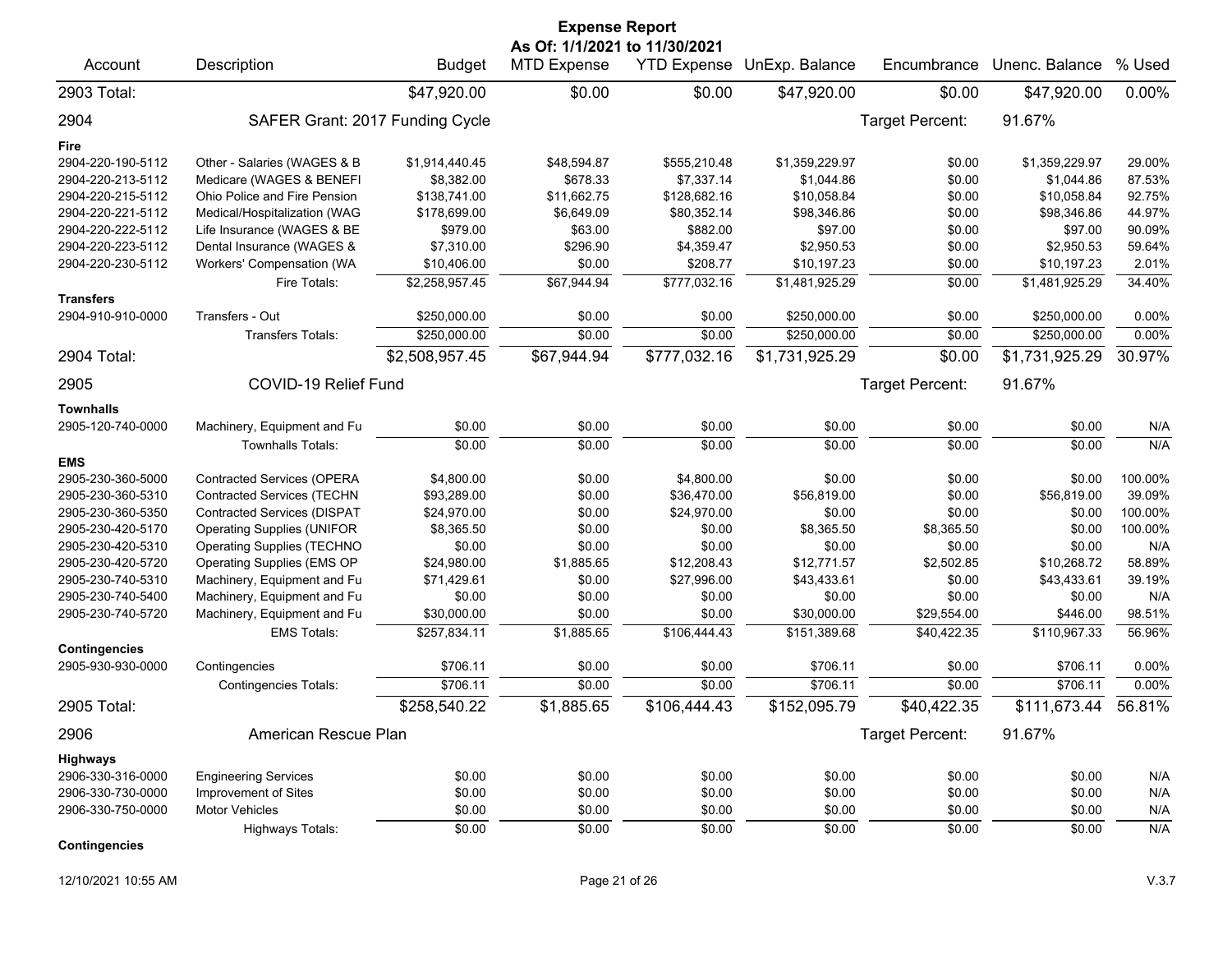# Expense Report

**As Of: 1/1/2021 to 11/30/2021**

| Account | Description | Budget | MTD Expense | YTD Expense | UnExp. Balance | Encumbrance | Unenc. Balance | % Used |
|---|---|---|---|---|---|---|---|---|
| **2903 Total:** | | $47,920.00 | $0.00 | $0.00 | $47,920.00 | $0.00 | $47,920.00 | 0.00% |
| **2904** | **SAFER Grant: 2017 Funding Cycle** | | | | | Target Percent: | 91.67% | |
| **Fire** | | | | | | | | |
| 2904-220-190-5112 | Other - Salaries (WAGES & B | $1,914,440.45 | $48,594.87 | $555,210.48 | $1,359,229.97 | $0.00 | $1,359,229.97 | 29.00% |
| 2904-220-213-5112 | Medicare (WAGES & BENEFI | $8,382.00 | $678.33 | $7,337.14 | $1,044.86 | $0.00 | $1,044.86 | 87.53% |
| 2904-220-215-5112 | Ohio Police and Fire Pension | $138,741.00 | $11,662.75 | $128,682.16 | $10,058.84 | $0.00 | $10,058.84 | 92.75% |
| 2904-220-221-5112 | Medical/Hospitalization (WAG | $178,699.00 | $6,649.09 | $80,352.14 | $98,346.86 | $0.00 | $98,346.86 | 44.97% |
| 2904-220-222-5112 | Life Insurance (WAGES & BE | $979.00 | $63.00 | $882.00 | $97.00 | $0.00 | $97.00 | 90.09% |
| 2904-220-223-5112 | Dental Insurance (WAGES & | $7,310.00 | $296.90 | $4,359.47 | $2,950.53 | $0.00 | $2,950.53 | 59.64% |
| 2904-220-230-5112 | Workers' Compensation (WA | $10,406.00 | $0.00 | $208.77 | $10,197.23 | $0.00 | $10,197.23 | 2.01% |
| | Fire Totals: | $2,258,957.45 | $67,944.94 | $777,032.16 | $1,481,925.29 | $0.00 | $1,481,925.29 | 34.40% |
| **Transfers** | | | | | | | | |
| 2904-910-910-0000 | Transfers - Out | $250,000.00 | $0.00 | $0.00 | $250,000.00 | $0.00 | $250,000.00 | 0.00% |
| | Transfers Totals: | $250,000.00 | $0.00 | $0.00 | $250,000.00 | $0.00 | $250,000.00 | 0.00% |
| **2904 Total:** | | $2,508,957.45 | $67,944.94 | $777,032.16 | $1,731,925.29 | $0.00 | $1,731,925.29 | 30.97% |
| **2905** | **COVID-19 Relief Fund** | | | | | Target Percent: | 91.67% | |
| **Townhalls** | | | | | | | | |
| 2905-120-740-0000 | Machinery, Equipment and Fu | $0.00 | $0.00 | $0.00 | $0.00 | $0.00 | $0.00 | N/A |
| | Townhalls Totals: | $0.00 | $0.00 | $0.00 | $0.00 | $0.00 | $0.00 | N/A |
| **EMS** | | | | | | | | |
| 2905-230-360-5000 | Contracted Services (OPERA | $4,800.00 | $0.00 | $4,800.00 | $0.00 | $0.00 | $0.00 | 100.00% |
| 2905-230-360-5310 | Contracted Services (TECHN | $93,289.00 | $0.00 | $36,470.00 | $56,819.00 | $0.00 | $56,819.00 | 39.09% |
| 2905-230-360-5350 | Contracted Services (DISPAT | $24,970.00 | $0.00 | $24,970.00 | $0.00 | $0.00 | $0.00 | 100.00% |
| 2905-230-420-5170 | Operating Supplies (UNIFOR | $8,365.50 | $0.00 | $0.00 | $8,365.50 | $8,365.50 | $0.00 | 100.00% |
| 2905-230-420-5310 | Operating Supplies (TECHNO | $0.00 | $0.00 | $0.00 | $0.00 | $0.00 | $0.00 | N/A |
| 2905-230-420-5720 | Operating Supplies (EMS OP | $24,980.00 | $1,885.65 | $12,208.43 | $12,771.57 | $2,502.85 | $10,268.72 | 58.89% |
| 2905-230-740-5310 | Machinery, Equipment and Fu | $71,429.61 | $0.00 | $27,996.00 | $43,433.61 | $0.00 | $43,433.61 | 39.19% |
| 2905-230-740-5400 | Machinery, Equipment and Fu | $0.00 | $0.00 | $0.00 | $0.00 | $0.00 | $0.00 | N/A |
| 2905-230-740-5720 | Machinery, Equipment and Fu | $30,000.00 | $0.00 | $0.00 | $30,000.00 | $29,554.00 | $446.00 | 98.51% |
| | EMS Totals: | $257,834.11 | $1,885.65 | $106,444.43 | $151,389.68 | $40,422.35 | $110,967.33 | 56.96% |
| **Contingencies** | | | | | | | | |
| 2905-930-930-0000 | Contingencies | $706.11 | $0.00 | $0.00 | $706.11 | $0.00 | $706.11 | 0.00% |
| | Contingencies Totals: | $706.11 | $0.00 | $0.00 | $706.11 | $0.00 | $706.11 | 0.00% |
| **2905 Total:** | | $258,540.22 | $1,885.65 | $106,444.43 | $152,095.79 | $40,422.35 | $111,673.44 | 56.81% |
| **2906** | **American Rescue Plan** | | | | | Target Percent: | 91.67% | |
| **Highways** | | | | | | | | |
| 2906-330-316-0000 | Engineering Services | $0.00 | $0.00 | $0.00 | $0.00 | $0.00 | $0.00 | N/A |
| 2906-330-730-0000 | Improvement of Sites | $0.00 | $0.00 | $0.00 | $0.00 | $0.00 | $0.00 | N/A |
| 2906-330-750-0000 | Motor Vehicles | $0.00 | $0.00 | $0.00 | $0.00 | $0.00 | $0.00 | N/A |
| | Highways Totals: | $0.00 | $0.00 | $0.00 | $0.00 | $0.00 | $0.00 | N/A |
| **Contingencies** | | | | | | | | |

12/10/2021 10:55 AM V.3.7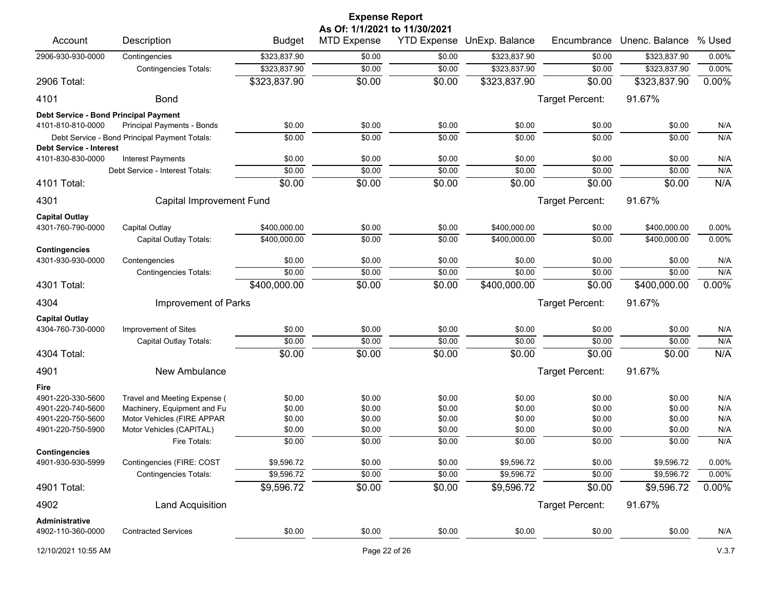# Expense Report

**As Of: 1/1/2021 to 11/30/2021**

| Account | Description | Budget | MTD Expense | YTD Expense | UnExp. Balance | Encumbrance | Unenc. Balance | % Used |
|---|---|---|---|---|---|---|---|---|
| 2906-930-930-0000 | Contingencies | $323,837.90 | $0.00 | $0.00 | $323,837.90 | $0.00 | $323,837.90 | 0.00% |
| | Contingencies Totals: | $323,837.90 | $0.00 | $0.00 | $323,837.90 | $0.00 | $323,837.90 | 0.00% |
| **2906 Total:** | | $323,837.90 | $0.00 | $0.00 | $323,837.90 | $0.00 | $323,837.90 | 0.00% |
| **4101** | **Bond** | | | | | Target Percent: | 91.67% | |
| **Debt Service - Bond Principal Payment** | | | | | | | | |
| 4101-810-810-0000 | Principal Payments - Bonds | $0.00 | $0.00 | $0.00 | $0.00 | $0.00 | $0.00 | N/A |
| | Debt Service - Bond Principal Payment Totals: | $0.00 | $0.00 | $0.00 | $0.00 | $0.00 | $0.00 | N/A |
| **Debt Service - Interest** | | | | | | | | |
| 4101-830-830-0000 | Interest Payments | $0.00 | $0.00 | $0.00 | $0.00 | $0.00 | $0.00 | N/A |
| | Debt Service - Interest Totals: | $0.00 | $0.00 | $0.00 | $0.00 | $0.00 | $0.00 | N/A |
| **4101 Total:** | | $0.00 | $0.00 | $0.00 | $0.00 | $0.00 | $0.00 | N/A |
| **4301** | **Capital Improvement Fund** | | | | | Target Percent: | 91.67% | |
| **Capital Outlay** | | | | | | | | |
| 4301-760-790-0000 | Capital Outlay | $400,000.00 | $0.00 | $0.00 | $400,000.00 | $0.00 | $400,000.00 | 0.00% |
| | Capital Outlay Totals: | $400,000.00 | $0.00 | $0.00 | $400,000.00 | $0.00 | $400,000.00 | 0.00% |
| **Contingencies** | | | | | | | | |
| 4301-930-930-0000 | Contengencies | $0.00 | $0.00 | $0.00 | $0.00 | $0.00 | $0.00 | N/A |
| | Contingencies Totals: | $0.00 | $0.00 | $0.00 | $0.00 | $0.00 | $0.00 | N/A |
| **4301 Total:** | | $400,000.00 | $0.00 | $0.00 | $400,000.00 | $0.00 | $400,000.00 | 0.00% |
| **4304** | **Improvement of Parks** | | | | | Target Percent: | 91.67% | |
| **Capital Outlay** | | | | | | | | |
| 4304-760-730-0000 | Improvement of Sites | $0.00 | $0.00 | $0.00 | $0.00 | $0.00 | $0.00 | N/A |
| | Capital Outlay Totals: | $0.00 | $0.00 | $0.00 | $0.00 | $0.00 | $0.00 | N/A |
| **4304 Total:** | | $0.00 | $0.00 | $0.00 | $0.00 | $0.00 | $0.00 | N/A |
| **4901** | **New Ambulance** | | | | | Target Percent: | 91.67% | |
| **Fire** | | | | | | | | |
| 4901-220-330-5600 | Travel and Meeting Expense ( | $0.00 | $0.00 | $0.00 | $0.00 | $0.00 | $0.00 | N/A |
| 4901-220-740-5600 | Machinery, Equipment and Fu | $0.00 | $0.00 | $0.00 | $0.00 | $0.00 | $0.00 | N/A |
| 4901-220-750-5600 | Motor Vehicles (FIRE APPAR | $0.00 | $0.00 | $0.00 | $0.00 | $0.00 | $0.00 | N/A |
| 4901-220-750-5900 | Motor Vehicles (CAPITAL) | $0.00 | $0.00 | $0.00 | $0.00 | $0.00 | $0.00 | N/A |
| | Fire Totals: | $0.00 | $0.00 | $0.00 | $0.00 | $0.00 | $0.00 | N/A |
| **Contingencies** | | | | | | | | |
| 4901-930-930-5999 | Contingencies (FIRE: COST | $9,596.72 | $0.00 | $0.00 | $9,596.72 | $0.00 | $9,596.72 | 0.00% |
| | Contingencies Totals: | $9,596.72 | $0.00 | $0.00 | $9,596.72 | $0.00 | $9,596.72 | 0.00% |
| **4901 Total:** | | $9,596.72 | $0.00 | $0.00 | $9,596.72 | $0.00 | $9,596.72 | 0.00% |
| **4902** | **Land Acquisition** | | | | | Target Percent: | 91.67% | |
| **Administrative** | | | | | | | | |
| 4902-110-360-0000 | Contracted Services | $0.00 | $0.00 | $0.00 | $0.00 | $0.00 | $0.00 | N/A |

12/10/2021 10:55 AM — V.3.7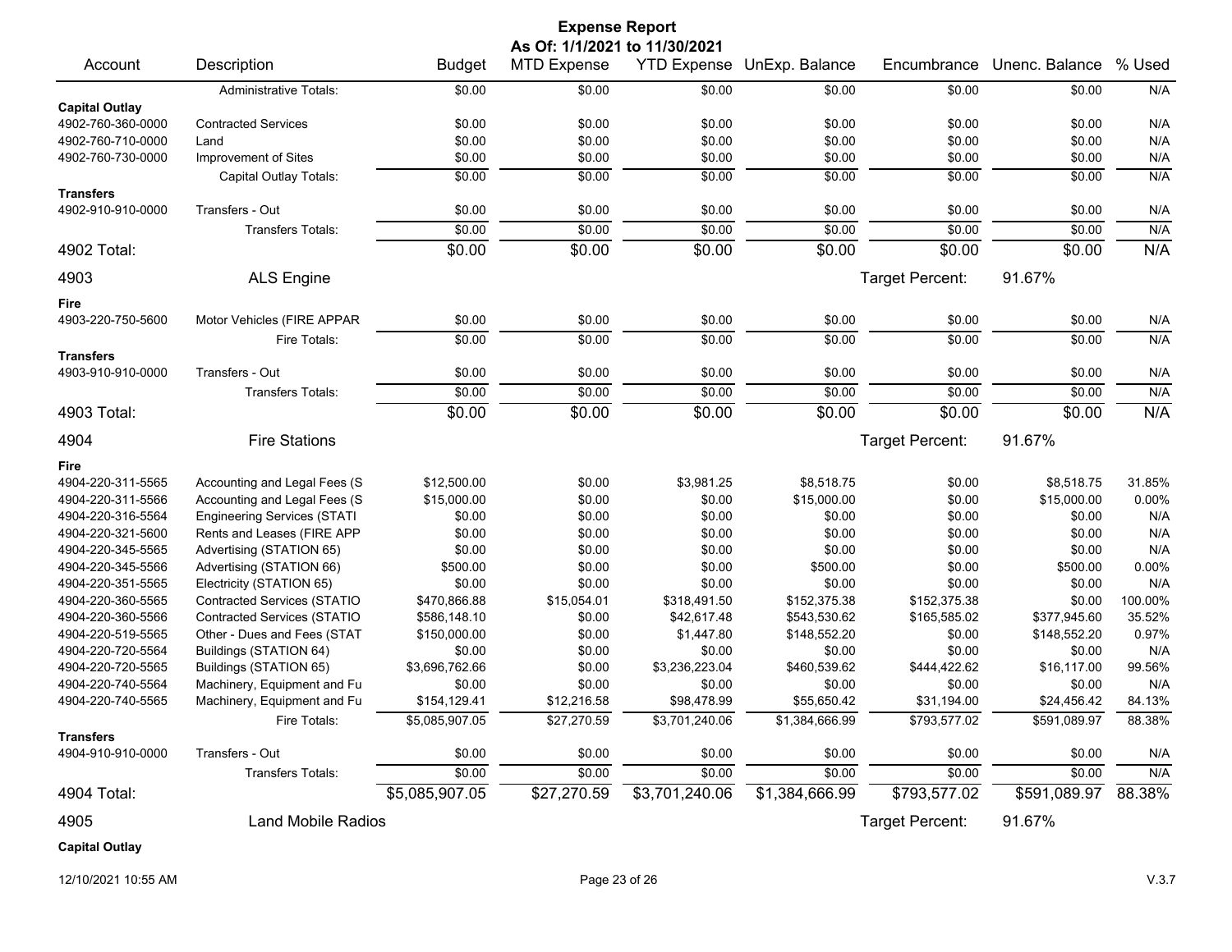# Expense Report

**As Of: 1/1/2021 to 11/30/2021**

| Account | Description | Budget | MTD Expense | YTD Expense | UnExp. Balance | Encumbrance | Unenc. Balance | % Used |
|---|---|---|---|---|---|---|---|---|
| | Administrative Totals: | $0.00 | $0.00 | $0.00 | $0.00 | $0.00 | $0.00 | N/A |
| **Capital Outlay** | | | | | | | | |
| 4902-760-360-0000 | Contracted Services | $0.00 | $0.00 | $0.00 | $0.00 | $0.00 | $0.00 | N/A |
| 4902-760-710-0000 | Land | $0.00 | $0.00 | $0.00 | $0.00 | $0.00 | $0.00 | N/A |
| 4902-760-730-0000 | Improvement of Sites | $0.00 | $0.00 | $0.00 | $0.00 | $0.00 | $0.00 | N/A |
| | Capital Outlay Totals: | $0.00 | $0.00 | $0.00 | $0.00 | $0.00 | $0.00 | N/A |
| **Transfers** | | | | | | | | |
| 4902-910-910-0000 | Transfers - Out | $0.00 | $0.00 | $0.00 | $0.00 | $0.00 | $0.00 | N/A |
| | Transfers Totals: | $0.00 | $0.00 | $0.00 | $0.00 | $0.00 | $0.00 | N/A |
| **4902 Total:** | | $0.00 | $0.00 | $0.00 | $0.00 | $0.00 | $0.00 | N/A |
| **4903** | **ALS Engine** | | | | | Target Percent: | 91.67% | |
| **Fire** | | | | | | | | |
| 4903-220-750-5600 | Motor Vehicles (FIRE APPAR | $0.00 | $0.00 | $0.00 | $0.00 | $0.00 | $0.00 | N/A |
| | Fire Totals: | $0.00 | $0.00 | $0.00 | $0.00 | $0.00 | $0.00 | N/A |
| **Transfers** | | | | | | | | |
| 4903-910-910-0000 | Transfers - Out | $0.00 | $0.00 | $0.00 | $0.00 | $0.00 | $0.00 | N/A |
| | Transfers Totals: | $0.00 | $0.00 | $0.00 | $0.00 | $0.00 | $0.00 | N/A |
| **4903 Total:** | | $0.00 | $0.00 | $0.00 | $0.00 | $0.00 | $0.00 | N/A |
| **4904** | **Fire Stations** | | | | | Target Percent: | 91.67% | |
| **Fire** | | | | | | | | |
| 4904-220-311-5565 | Accounting and Legal Fees (S | $12,500.00 | $0.00 | $3,981.25 | $8,518.75 | $0.00 | $8,518.75 | 31.85% |
| 4904-220-311-5566 | Accounting and Legal Fees (S | $15,000.00 | $0.00 | $0.00 | $15,000.00 | $0.00 | $15,000.00 | 0.00% |
| 4904-220-316-5564 | Engineering Services (STATI | $0.00 | $0.00 | $0.00 | $0.00 | $0.00 | $0.00 | N/A |
| 4904-220-321-5600 | Rents and Leases (FIRE APP | $0.00 | $0.00 | $0.00 | $0.00 | $0.00 | $0.00 | N/A |
| 4904-220-345-5565 | Advertising (STATION 65) | $0.00 | $0.00 | $0.00 | $0.00 | $0.00 | $0.00 | N/A |
| 4904-220-345-5566 | Advertising (STATION 66) | $500.00 | $0.00 | $0.00 | $500.00 | $0.00 | $500.00 | 0.00% |
| 4904-220-351-5565 | Electricity (STATION 65) | $0.00 | $0.00 | $0.00 | $0.00 | $0.00 | $0.00 | N/A |
| 4904-220-360-5565 | Contracted Services (STATIO | $470,866.88 | $15,054.01 | $318,491.50 | $152,375.38 | $152,375.38 | $0.00 | 100.00% |
| 4904-220-360-5566 | Contracted Services (STATIO | $586,148.10 | $0.00 | $42,617.48 | $543,530.62 | $165,585.02 | $377,945.60 | 35.52% |
| 4904-220-519-5565 | Other - Dues and Fees (STAT | $150,000.00 | $0.00 | $1,447.80 | $148,552.20 | $0.00 | $148,552.20 | 0.97% |
| 4904-220-720-5564 | Buildings (STATION 64) | $0.00 | $0.00 | $0.00 | $0.00 | $0.00 | $0.00 | N/A |
| 4904-220-720-5565 | Buildings (STATION 65) | $3,696,762.66 | $0.00 | $3,236,223.04 | $460,539.62 | $444,422.62 | $16,117.00 | 99.56% |
| 4904-220-740-5564 | Machinery, Equipment and Fu | $0.00 | $0.00 | $0.00 | $0.00 | $0.00 | $0.00 | N/A |
| 4904-220-740-5565 | Machinery, Equipment and Fu | $154,129.41 | $12,216.58 | $98,478.99 | $55,650.42 | $31,194.00 | $24,456.42 | 84.13% |
| | Fire Totals: | $5,085,907.05 | $27,270.59 | $3,701,240.06 | $1,384,666.99 | $793,577.02 | $591,089.97 | 88.38% |
| **Transfers** | | | | | | | | |
| 4904-910-910-0000 | Transfers - Out | $0.00 | $0.00 | $0.00 | $0.00 | $0.00 | $0.00 | N/A |
| | Transfers Totals: | $0.00 | $0.00 | $0.00 | $0.00 | $0.00 | $0.00 | N/A |
| **4904 Total:** | | $5,085,907.05 | $27,270.59 | $3,701,240.06 | $1,384,666.99 | $793,577.02 | $591,089.97 | 88.38% |
| **4905** | **Land Mobile Radios** | | | | | Target Percent: | 91.67% | |
| **Capital Outlay** | | | | | | | | |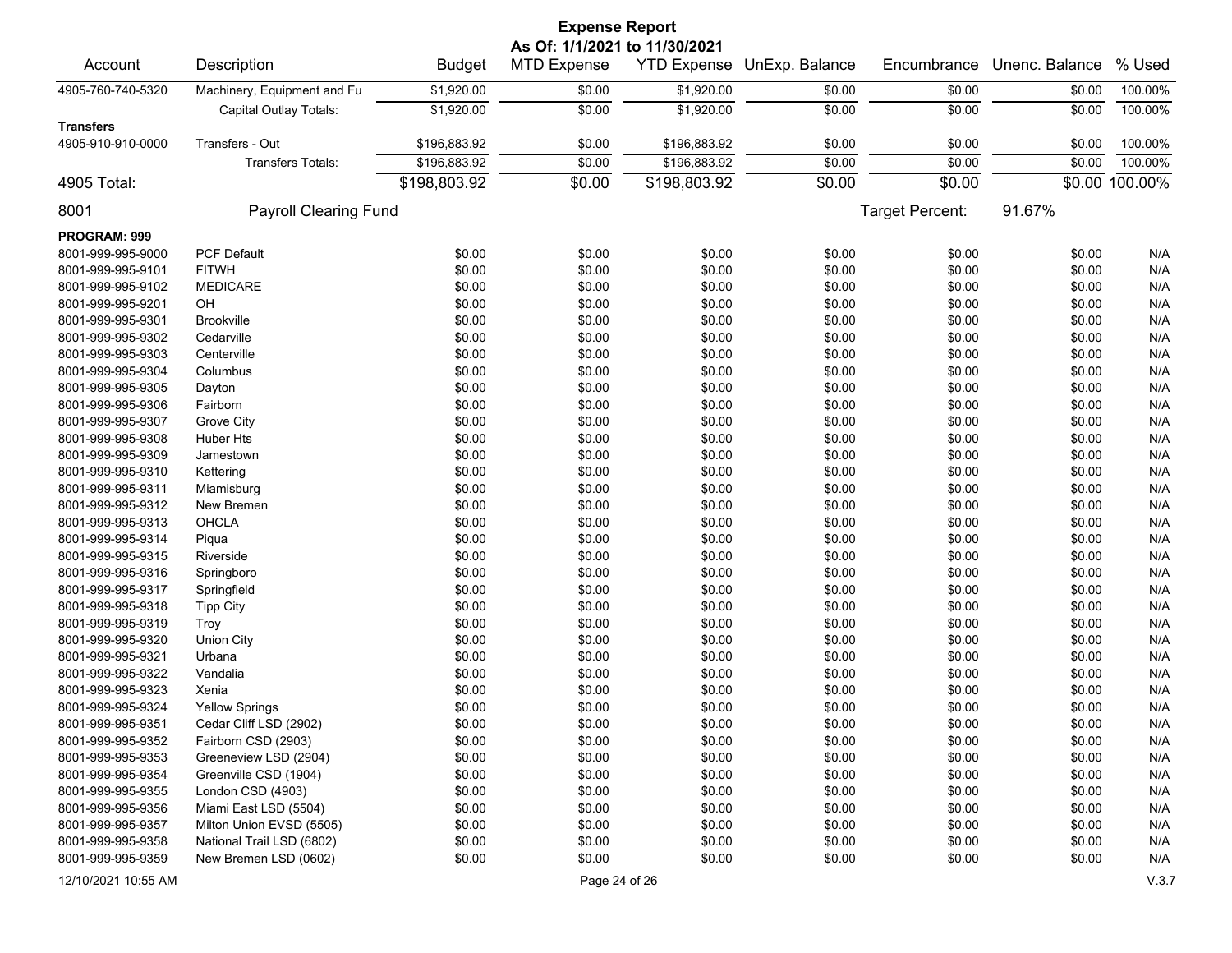# Expense Report

**As Of: 1/1/2021 to 11/30/2021**

| Account | Description | Budget | MTD Expense | YTD Expense | UnExp. Balance | Encumbrance | Unenc. Balance | % Used |
|---|---|---|---|---|---|---|---|---|
| 4905-760-740-5320 | Machinery, Equipment and Fu | $1,920.00 | $0.00 | $1,920.00 | $0.00 | $0.00 | $0.00 | 100.00% |
| | Capital Outlay Totals: | $1,920.00 | $0.00 | $1,920.00 | $0.00 | $0.00 | $0.00 | 100.00% |
| **Transfers** | | | | | | | | |
| 4905-910-910-0000 | Transfers - Out | $196,883.92 | $0.00 | $196,883.92 | $0.00 | $0.00 | $0.00 | 100.00% |
| | Transfers Totals: | $196,883.92 | $0.00 | $196,883.92 | $0.00 | $0.00 | $0.00 | 100.00% |
| 4905 Total: | | $198,803.92 | $0.00 | $198,803.92 | $0.00 | $0.00 | $0.00 | 100.00% |
| 8001 | Payroll Clearing Fund | | | | | Target Percent: | 91.67% | |
| **PROGRAM: 999** | | | | | | | | |
| 8001-999-995-9000 | PCF Default | $0.00 | $0.00 | $0.00 | $0.00 | $0.00 | $0.00 | N/A |
| 8001-999-995-9101 | FITWH | $0.00 | $0.00 | $0.00 | $0.00 | $0.00 | $0.00 | N/A |
| 8001-999-995-9102 | MEDICARE | $0.00 | $0.00 | $0.00 | $0.00 | $0.00 | $0.00 | N/A |
| 8001-999-995-9201 | OH | $0.00 | $0.00 | $0.00 | $0.00 | $0.00 | $0.00 | N/A |
| 8001-999-995-9301 | Brookville | $0.00 | $0.00 | $0.00 | $0.00 | $0.00 | $0.00 | N/A |
| 8001-999-995-9302 | Cedarville | $0.00 | $0.00 | $0.00 | $0.00 | $0.00 | $0.00 | N/A |
| 8001-999-995-9303 | Centerville | $0.00 | $0.00 | $0.00 | $0.00 | $0.00 | $0.00 | N/A |
| 8001-999-995-9304 | Columbus | $0.00 | $0.00 | $0.00 | $0.00 | $0.00 | $0.00 | N/A |
| 8001-999-995-9305 | Dayton | $0.00 | $0.00 | $0.00 | $0.00 | $0.00 | $0.00 | N/A |
| 8001-999-995-9306 | Fairborn | $0.00 | $0.00 | $0.00 | $0.00 | $0.00 | $0.00 | N/A |
| 8001-999-995-9307 | Grove City | $0.00 | $0.00 | $0.00 | $0.00 | $0.00 | $0.00 | N/A |
| 8001-999-995-9308 | Huber Hts | $0.00 | $0.00 | $0.00 | $0.00 | $0.00 | $0.00 | N/A |
| 8001-999-995-9309 | Jamestown | $0.00 | $0.00 | $0.00 | $0.00 | $0.00 | $0.00 | N/A |
| 8001-999-995-9310 | Kettering | $0.00 | $0.00 | $0.00 | $0.00 | $0.00 | $0.00 | N/A |
| 8001-999-995-9311 | Miamisburg | $0.00 | $0.00 | $0.00 | $0.00 | $0.00 | $0.00 | N/A |
| 8001-999-995-9312 | New Bremen | $0.00 | $0.00 | $0.00 | $0.00 | $0.00 | $0.00 | N/A |
| 8001-999-995-9313 | OHCLA | $0.00 | $0.00 | $0.00 | $0.00 | $0.00 | $0.00 | N/A |
| 8001-999-995-9314 | Piqua | $0.00 | $0.00 | $0.00 | $0.00 | $0.00 | $0.00 | N/A |
| 8001-999-995-9315 | Riverside | $0.00 | $0.00 | $0.00 | $0.00 | $0.00 | $0.00 | N/A |
| 8001-999-995-9316 | Springboro | $0.00 | $0.00 | $0.00 | $0.00 | $0.00 | $0.00 | N/A |
| 8001-999-995-9317 | Springfield | $0.00 | $0.00 | $0.00 | $0.00 | $0.00 | $0.00 | N/A |
| 8001-999-995-9318 | Tipp City | $0.00 | $0.00 | $0.00 | $0.00 | $0.00 | $0.00 | N/A |
| 8001-999-995-9319 | Troy | $0.00 | $0.00 | $0.00 | $0.00 | $0.00 | $0.00 | N/A |
| 8001-999-995-9320 | Union City | $0.00 | $0.00 | $0.00 | $0.00 | $0.00 | $0.00 | N/A |
| 8001-999-995-9321 | Urbana | $0.00 | $0.00 | $0.00 | $0.00 | $0.00 | $0.00 | N/A |
| 8001-999-995-9322 | Vandalia | $0.00 | $0.00 | $0.00 | $0.00 | $0.00 | $0.00 | N/A |
| 8001-999-995-9323 | Xenia | $0.00 | $0.00 | $0.00 | $0.00 | $0.00 | $0.00 | N/A |
| 8001-999-995-9324 | Yellow Springs | $0.00 | $0.00 | $0.00 | $0.00 | $0.00 | $0.00 | N/A |
| 8001-999-995-9351 | Cedar Cliff LSD (2902) | $0.00 | $0.00 | $0.00 | $0.00 | $0.00 | $0.00 | N/A |
| 8001-999-995-9352 | Fairborn CSD (2903) | $0.00 | $0.00 | $0.00 | $0.00 | $0.00 | $0.00 | N/A |
| 8001-999-995-9353 | Greeneview LSD (2904) | $0.00 | $0.00 | $0.00 | $0.00 | $0.00 | $0.00 | N/A |
| 8001-999-995-9354 | Greenville CSD (1904) | $0.00 | $0.00 | $0.00 | $0.00 | $0.00 | $0.00 | N/A |
| 8001-999-995-9355 | London CSD (4903) | $0.00 | $0.00 | $0.00 | $0.00 | $0.00 | $0.00 | N/A |
| 8001-999-995-9356 | Miami East LSD (5504) | $0.00 | $0.00 | $0.00 | $0.00 | $0.00 | $0.00 | N/A |
| 8001-999-995-9357 | Milton Union EVSD (5505) | $0.00 | $0.00 | $0.00 | $0.00 | $0.00 | $0.00 | N/A |
| 8001-999-995-9358 | National Trail LSD (6802) | $0.00 | $0.00 | $0.00 | $0.00 | $0.00 | $0.00 | N/A |
| 8001-999-995-9359 | New Bremen LSD (0602) | $0.00 | $0.00 | $0.00 | $0.00 | $0.00 | $0.00 | N/A |

12/10/2021 10:55 AM V.3.7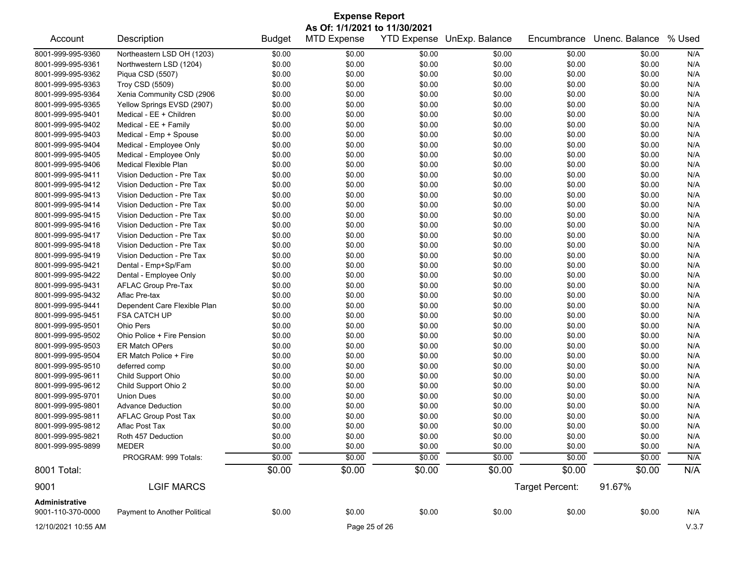# Expense Report

**As Of: 1/1/2021 to 11/30/2021**

| Account | Description | Budget | MTD Expense | YTD Expense | UnExp. Balance | Encumbrance | Unenc. Balance | % Used |
|---|---|---|---|---|---|---|---|---|
| 8001-999-995-9360 | Northeastern LSD OH (1203) | $0.00 | $0.00 | $0.00 | $0.00 | $0.00 | $0.00 | N/A |
| 8001-999-995-9361 | Northwestern LSD (1204) | $0.00 | $0.00 | $0.00 | $0.00 | $0.00 | $0.00 | N/A |
| 8001-999-995-9362 | Piqua CSD (5507) | $0.00 | $0.00 | $0.00 | $0.00 | $0.00 | $0.00 | N/A |
| 8001-999-995-9363 | Troy CSD (5509) | $0.00 | $0.00 | $0.00 | $0.00 | $0.00 | $0.00 | N/A |
| 8001-999-995-9364 | Xenia Community CSD (2906 | $0.00 | $0.00 | $0.00 | $0.00 | $0.00 | $0.00 | N/A |
| 8001-999-995-9365 | Yellow Springs EVSD (2907) | $0.00 | $0.00 | $0.00 | $0.00 | $0.00 | $0.00 | N/A |
| 8001-999-995-9401 | Medical - EE + Children | $0.00 | $0.00 | $0.00 | $0.00 | $0.00 | $0.00 | N/A |
| 8001-999-995-9402 | Medical - EE + Family | $0.00 | $0.00 | $0.00 | $0.00 | $0.00 | $0.00 | N/A |
| 8001-999-995-9403 | Medical - Emp + Spouse | $0.00 | $0.00 | $0.00 | $0.00 | $0.00 | $0.00 | N/A |
| 8001-999-995-9404 | Medical - Employee Only | $0.00 | $0.00 | $0.00 | $0.00 | $0.00 | $0.00 | N/A |
| 8001-999-995-9405 | Medical - Employee Only | $0.00 | $0.00 | $0.00 | $0.00 | $0.00 | $0.00 | N/A |
| 8001-999-995-9406 | Medical Flexible Plan | $0.00 | $0.00 | $0.00 | $0.00 | $0.00 | $0.00 | N/A |
| 8001-999-995-9411 | Vision Deduction - Pre Tax | $0.00 | $0.00 | $0.00 | $0.00 | $0.00 | $0.00 | N/A |
| 8001-999-995-9412 | Vision Deduction - Pre Tax | $0.00 | $0.00 | $0.00 | $0.00 | $0.00 | $0.00 | N/A |
| 8001-999-995-9413 | Vision Deduction - Pre Tax | $0.00 | $0.00 | $0.00 | $0.00 | $0.00 | $0.00 | N/A |
| 8001-999-995-9414 | Vision Deduction - Pre Tax | $0.00 | $0.00 | $0.00 | $0.00 | $0.00 | $0.00 | N/A |
| 8001-999-995-9415 | Vision Deduction - Pre Tax | $0.00 | $0.00 | $0.00 | $0.00 | $0.00 | $0.00 | N/A |
| 8001-999-995-9416 | Vision Deduction - Pre Tax | $0.00 | $0.00 | $0.00 | $0.00 | $0.00 | $0.00 | N/A |
| 8001-999-995-9417 | Vision Deduction - Pre Tax | $0.00 | $0.00 | $0.00 | $0.00 | $0.00 | $0.00 | N/A |
| 8001-999-995-9418 | Vision Deduction - Pre Tax | $0.00 | $0.00 | $0.00 | $0.00 | $0.00 | $0.00 | N/A |
| 8001-999-995-9419 | Vision Deduction - Pre Tax | $0.00 | $0.00 | $0.00 | $0.00 | $0.00 | $0.00 | N/A |
| 8001-999-995-9421 | Dental - Emp+Sp/Fam | $0.00 | $0.00 | $0.00 | $0.00 | $0.00 | $0.00 | N/A |
| 8001-999-995-9422 | Dental - Employee Only | $0.00 | $0.00 | $0.00 | $0.00 | $0.00 | $0.00 | N/A |
| 8001-999-995-9431 | AFLAC Group Pre-Tax | $0.00 | $0.00 | $0.00 | $0.00 | $0.00 | $0.00 | N/A |
| 8001-999-995-9432 | Aflac Pre-tax | $0.00 | $0.00 | $0.00 | $0.00 | $0.00 | $0.00 | N/A |
| 8001-999-995-9441 | Dependent Care Flexible Plan | $0.00 | $0.00 | $0.00 | $0.00 | $0.00 | $0.00 | N/A |
| 8001-999-995-9451 | FSA CATCH UP | $0.00 | $0.00 | $0.00 | $0.00 | $0.00 | $0.00 | N/A |
| 8001-999-995-9501 | Ohio Pers | $0.00 | $0.00 | $0.00 | $0.00 | $0.00 | $0.00 | N/A |
| 8001-999-995-9502 | Ohio Police + Fire Pension | $0.00 | $0.00 | $0.00 | $0.00 | $0.00 | $0.00 | N/A |
| 8001-999-995-9503 | ER Match OPers | $0.00 | $0.00 | $0.00 | $0.00 | $0.00 | $0.00 | N/A |
| 8001-999-995-9504 | ER Match Police + Fire | $0.00 | $0.00 | $0.00 | $0.00 | $0.00 | $0.00 | N/A |
| 8001-999-995-9510 | deferred comp | $0.00 | $0.00 | $0.00 | $0.00 | $0.00 | $0.00 | N/A |
| 8001-999-995-9611 | Child Support Ohio | $0.00 | $0.00 | $0.00 | $0.00 | $0.00 | $0.00 | N/A |
| 8001-999-995-9612 | Child Support Ohio 2 | $0.00 | $0.00 | $0.00 | $0.00 | $0.00 | $0.00 | N/A |
| 8001-999-995-9701 | Union Dues | $0.00 | $0.00 | $0.00 | $0.00 | $0.00 | $0.00 | N/A |
| 8001-999-995-9801 | Advance Deduction | $0.00 | $0.00 | $0.00 | $0.00 | $0.00 | $0.00 | N/A |
| 8001-999-995-9811 | AFLAC Group Post Tax | $0.00 | $0.00 | $0.00 | $0.00 | $0.00 | $0.00 | N/A |
| 8001-999-995-9812 | Aflac Post Tax | $0.00 | $0.00 | $0.00 | $0.00 | $0.00 | $0.00 | N/A |
| 8001-999-995-9821 | Roth 457 Deduction | $0.00 | $0.00 | $0.00 | $0.00 | $0.00 | $0.00 | N/A |
| 8001-999-995-9899 | MEDER | $0.00 | $0.00 | $0.00 | $0.00 | $0.00 | $0.00 | N/A |
| | PROGRAM: 999 Totals: | $0.00 | $0.00 | $0.00 | $0.00 | $0.00 | $0.00 | N/A |
| **8001 Total:** | | **$0.00** | **$0.00** | **$0.00** | **$0.00** | **$0.00** | **$0.00** | **N/A** |

**9001 LGIF MARCS** — Target Percent: 91.67%

**Administrative**

| Account | Description | Budget | MTD Expense | YTD Expense | UnExp. Balance | Encumbrance | Unenc. Balance | % Used |
|---|---|---|---|---|---|---|---|---|
| 9001-110-370-0000 | Payment to Another Political | $0.00 | $0.00 | $0.00 | $0.00 | $0.00 | $0.00 | N/A |

12/10/2021 10:55 AM V.3.7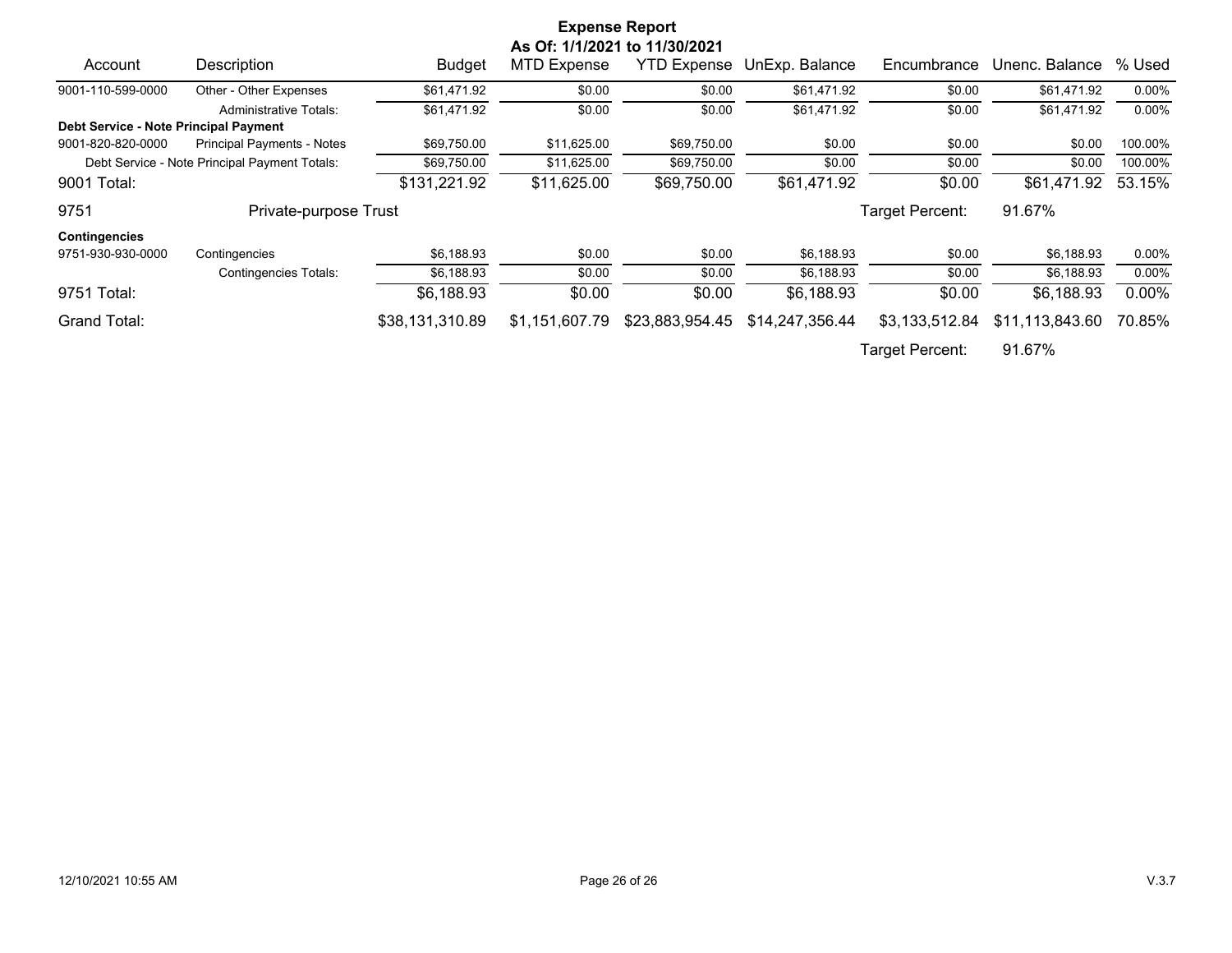# Expense Report

**As Of: 1/1/2021 to 11/30/2021**

| Account | Description | Budget | MTD Expense | YTD Expense | UnExp. Balance | Encumbrance | Unenc. Balance | % Used |
|---|---|---|---|---|---|---|---|---|
| 9001-110-599-0000 | Other - Other Expenses | $61,471.92 | $0.00 | $0.00 | $61,471.92 | $0.00 | $61,471.92 | 0.00% |
| | Administrative Totals: | $61,471.92 | $0.00 | $0.00 | $61,471.92 | $0.00 | $61,471.92 | 0.00% |
| **Debt Service - Note Principal Payment** | | | | | | | | |
| 9001-820-820-0000 | Principal Payments - Notes | $69,750.00 | $11,625.00 | $69,750.00 | $0.00 | $0.00 | $0.00 | 100.00% |
| | Debt Service - Note Principal Payment Totals: | $69,750.00 | $11,625.00 | $69,750.00 | $0.00 | $0.00 | $0.00 | 100.00% |
| 9001 Total: | | $131,221.92 | $11,625.00 | $69,750.00 | $61,471.92 | $0.00 | $61,471.92 | 53.15% |
| 9751 | Private-purpose Trust | | | | | Target Percent: | 91.67% | |
| **Contingencies** | | | | | | | | |
| 9751-930-930-0000 | Contingencies | $6,188.93 | $0.00 | $0.00 | $6,188.93 | $0.00 | $6,188.93 | 0.00% |
| | Contingencies Totals: | $6,188.93 | $0.00 | $0.00 | $6,188.93 | $0.00 | $6,188.93 | 0.00% |
| 9751 Total: | | $6,188.93 | $0.00 | $0.00 | $6,188.93 | $0.00 | $6,188.93 | 0.00% |
| Grand Total: | | $38,131,310.89 | $1,151,607.79 | $23,883,954.45 | $14,247,356.44 | $3,133,512.84 | $11,113,843.60 | 70.85% |
| | | | | | | Target Percent: | 91.67% | |

12/10/2021 10:55 AM V.3.7